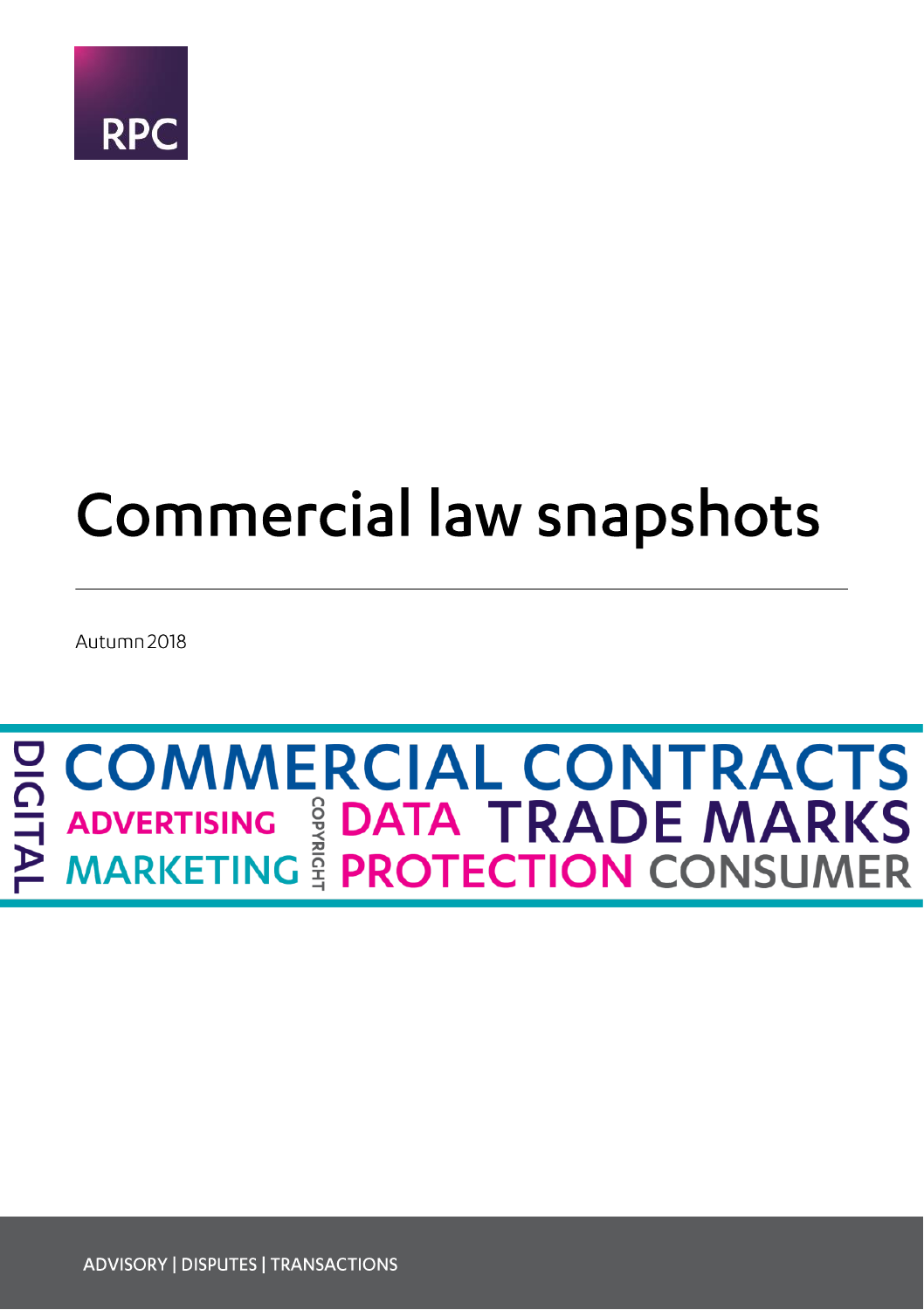RPC

# Commercial law snapshots

Autumn 2018

DIGITAL COMMERCIAL CONTRACTS ADVERTISING COPYRIGHT DATA TRADE MARKS MARKETING PROTECTION CONSUMER

ADVISORY | DISPUTES | TRANSACTIONS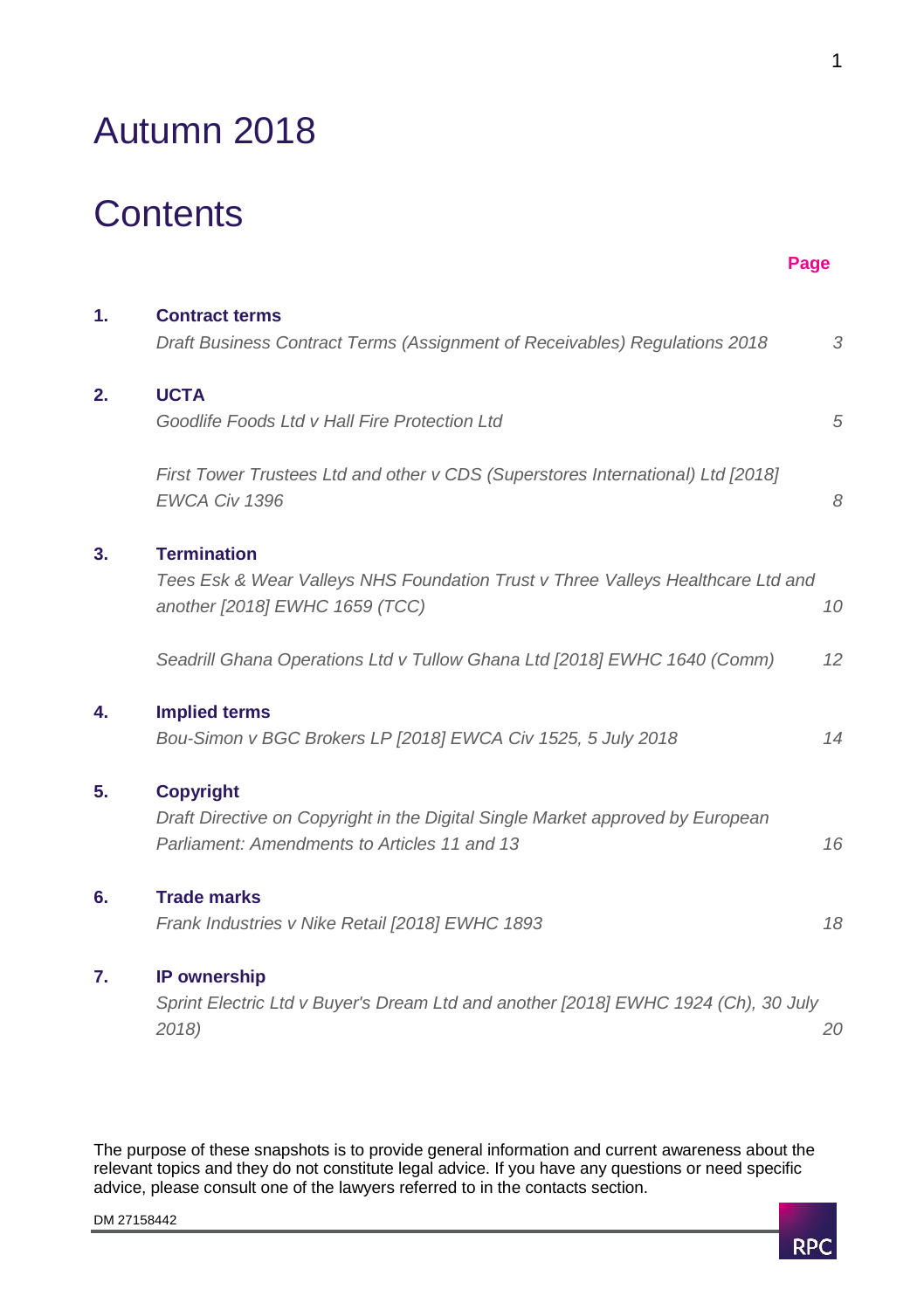# Autumn 2018

# Contents

| | | Page |
|---|---|---|
| **1.** | **Contract terms** | |
| | *Draft Business Contract Terms (Assignment of Receivables) Regulations 2018* | *3* |
| **2.** | **UCTA** | |
| | *Goodlife Foods Ltd v Hall Fire Protection Ltd* | *5* |
| | *First Tower Trustees Ltd and other v CDS (Superstores International) Ltd [2018] EWCA Civ 1396* | *8* |
| **3.** | **Termination** | |
| | *Tees Esk & Wear Valleys NHS Foundation Trust v Three Valleys Healthcare Ltd and another [2018] EWHC 1659 (TCC)* | *10* |
| | *Seadrill Ghana Operations Ltd v Tullow Ghana Ltd [2018] EWHC 1640 (Comm)* | *12* |
| **4.** | **Implied terms** | |
| | *Bou-Simon v BGC Brokers LP [2018] EWCA Civ 1525, 5 July 2018* | *14* |
| **5.** | **Copyright** | |
| | *Draft Directive on Copyright in the Digital Single Market approved by European Parliament: Amendments to Articles 11 and 13* | *16* |
| **6.** | **Trade marks** | |
| | *Frank Industries v Nike Retail [2018] EWHC 1893* | *18* |
| **7.** | **IP ownership** | |
| | *Sprint Electric Ltd v Buyer's Dream Ltd and another [2018] EWHC 1924 (Ch), 30 July 2018)* | *20* |

The purpose of these snapshots is to provide general information and current awareness about the relevant topics and they do not constitute legal advice. If you have any questions or need specific advice, please consult one of the lawyers referred to in the contacts section.

DM 27158442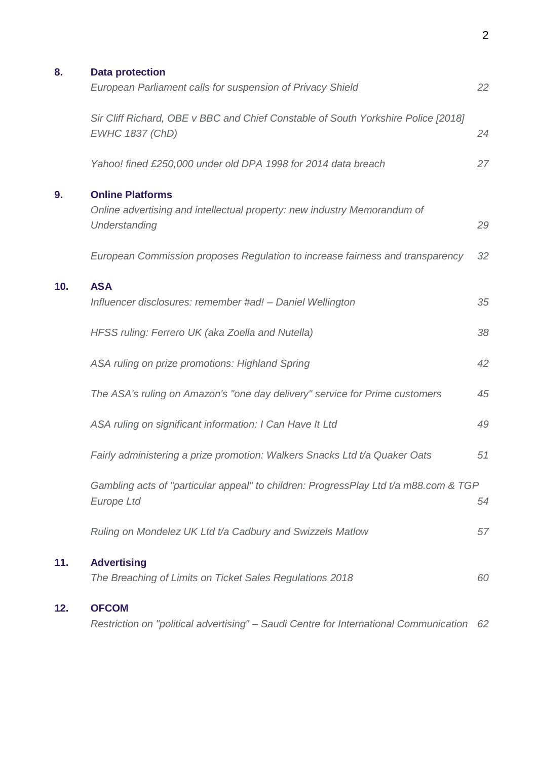**8. Data protection**

*European Parliament calls for suspension of Privacy Shield* 22

*Sir Cliff Richard, OBE v BBC and Chief Constable of South Yorkshire Police [2018] EWHC 1837 (ChD)* 24

*Yahoo! fined £250,000 under old DPA 1998 for 2014 data breach* 27

**9. Online Platforms**

*Online advertising and intellectual property: new industry Memorandum of Understanding* 29

*European Commission proposes Regulation to increase fairness and transparency* 32

**10. ASA**

*Influencer disclosures: remember #ad! – Daniel Wellington* 35

*HFSS ruling: Ferrero UK (aka Zoella and Nutella)* 38

*ASA ruling on prize promotions: Highland Spring* 42

*The ASA's ruling on Amazon's "one day delivery" service for Prime customers* 45

*ASA ruling on significant information: I Can Have It Ltd* 49

*Fairly administering a prize promotion: Walkers Snacks Ltd t/a Quaker Oats* 51

*Gambling acts of "particular appeal" to children: ProgressPlay Ltd t/a m88.com & TGP Europe Ltd* 54

*Ruling on Mondelez UK Ltd t/a Cadbury and Swizzels Matlow* 57

**11. Advertising**

*The Breaching of Limits on Ticket Sales Regulations 2018* 60

**12. OFCOM**

*Restriction on "political advertising" – Saudi Centre for International Communication* 62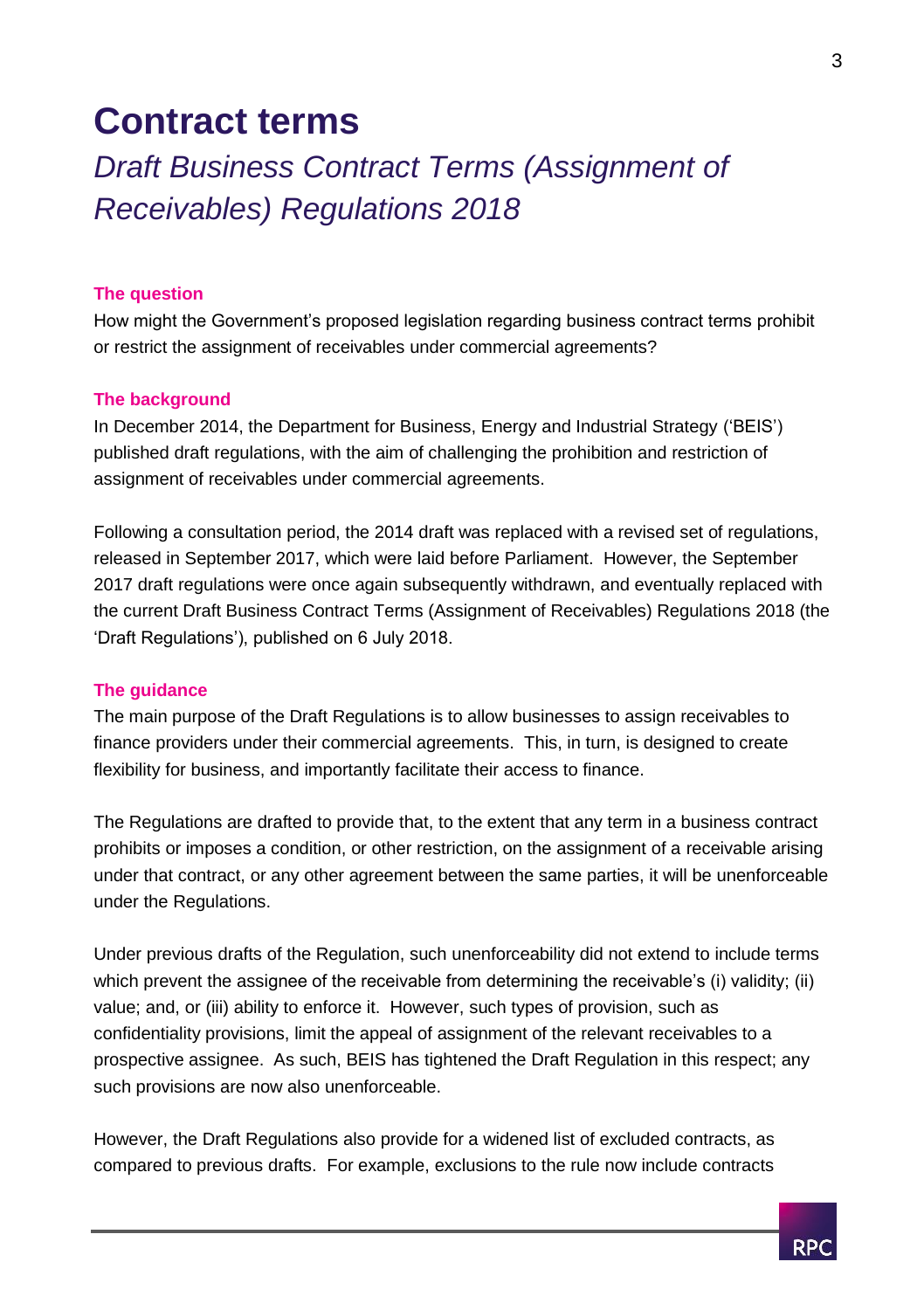# Contract terms

## *Draft Business Contract Terms (Assignment of Receivables) Regulations 2018*

### The question

How might the Government's proposed legislation regarding business contract terms prohibit or restrict the assignment of receivables under commercial agreements?

### The background

In December 2014, the Department for Business, Energy and Industrial Strategy ('BEIS') published draft regulations, with the aim of challenging the prohibition and restriction of assignment of receivables under commercial agreements.

Following a consultation period, the 2014 draft was replaced with a revised set of regulations, released in September 2017, which were laid before Parliament. However, the September 2017 draft regulations were once again subsequently withdrawn, and eventually replaced with the current Draft Business Contract Terms (Assignment of Receivables) Regulations 2018 (the 'Draft Regulations'), published on 6 July 2018.

### The guidance

The main purpose of the Draft Regulations is to allow businesses to assign receivables to finance providers under their commercial agreements. This, in turn, is designed to create flexibility for business, and importantly facilitate their access to finance.

The Regulations are drafted to provide that, to the extent that any term in a business contract prohibits or imposes a condition, or other restriction, on the assignment of a receivable arising under that contract, or any other agreement between the same parties, it will be unenforceable under the Regulations.

Under previous drafts of the Regulation, such unenforceability did not extend to include terms which prevent the assignee of the receivable from determining the receivable's (i) validity; (ii) value; and, or (iii) ability to enforce it. However, such types of provision, such as confidentiality provisions, limit the appeal of assignment of the relevant receivables to a prospective assignee. As such, BEIS has tightened the Draft Regulation in this respect; any such provisions are now also unenforceable.

However, the Draft Regulations also provide for a widened list of excluded contracts, as compared to previous drafts. For example, exclusions to the rule now include contracts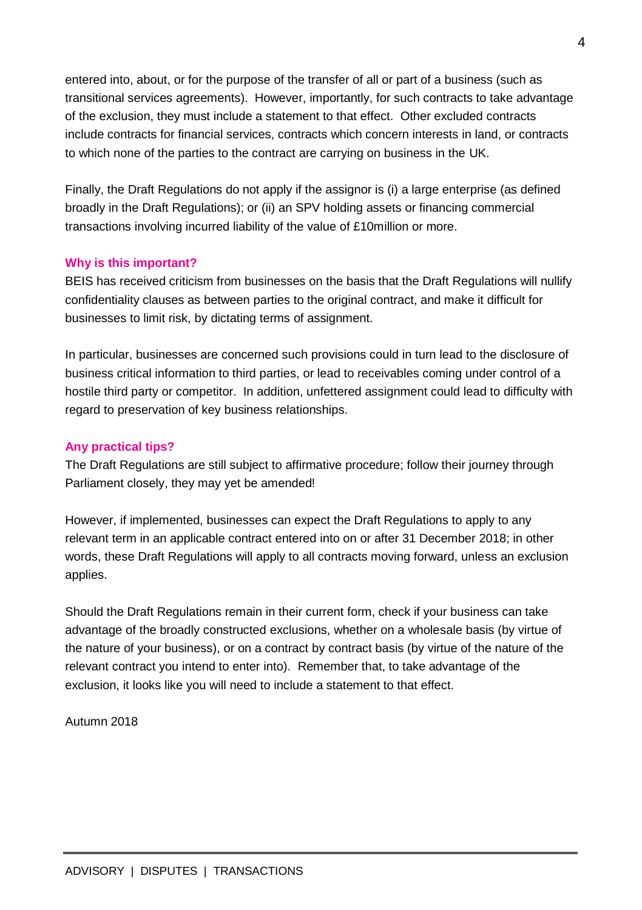entered into, about, or for the purpose of the transfer of all or part of a business (such as transitional services agreements). However, importantly, for such contracts to take advantage of the exclusion, they must include a statement to that effect. Other excluded contracts include contracts for financial services, contracts which concern interests in land, or contracts to which none of the parties to the contract are carrying on business in the UK.

Finally, the Draft Regulations do not apply if the assignor is (i) a large enterprise (as defined broadly in the Draft Regulations); or (ii) an SPV holding assets or financing commercial transactions involving incurred liability of the value of £10million or more.

### Why is this important?

BEIS has received criticism from businesses on the basis that the Draft Regulations will nullify confidentiality clauses as between parties to the original contract, and make it difficult for businesses to limit risk, by dictating terms of assignment.

In particular, businesses are concerned such provisions could in turn lead to the disclosure of business critical information to third parties, or lead to receivables coming under control of a hostile third party or competitor. In addition, unfettered assignment could lead to difficulty with regard to preservation of key business relationships.

### Any practical tips?

The Draft Regulations are still subject to affirmative procedure; follow their journey through Parliament closely, they may yet be amended!

However, if implemented, businesses can expect the Draft Regulations to apply to any relevant term in an applicable contract entered into on or after 31 December 2018; in other words, these Draft Regulations will apply to all contracts moving forward, unless an exclusion applies.

Should the Draft Regulations remain in their current form, check if your business can take advantage of the broadly constructed exclusions, whether on a wholesale basis (by virtue of the nature of your business), or on a contract by contract basis (by virtue of the nature of the relevant contract you intend to enter into). Remember that, to take advantage of the exclusion, it looks like you will need to include a statement to that effect.

Autumn 2018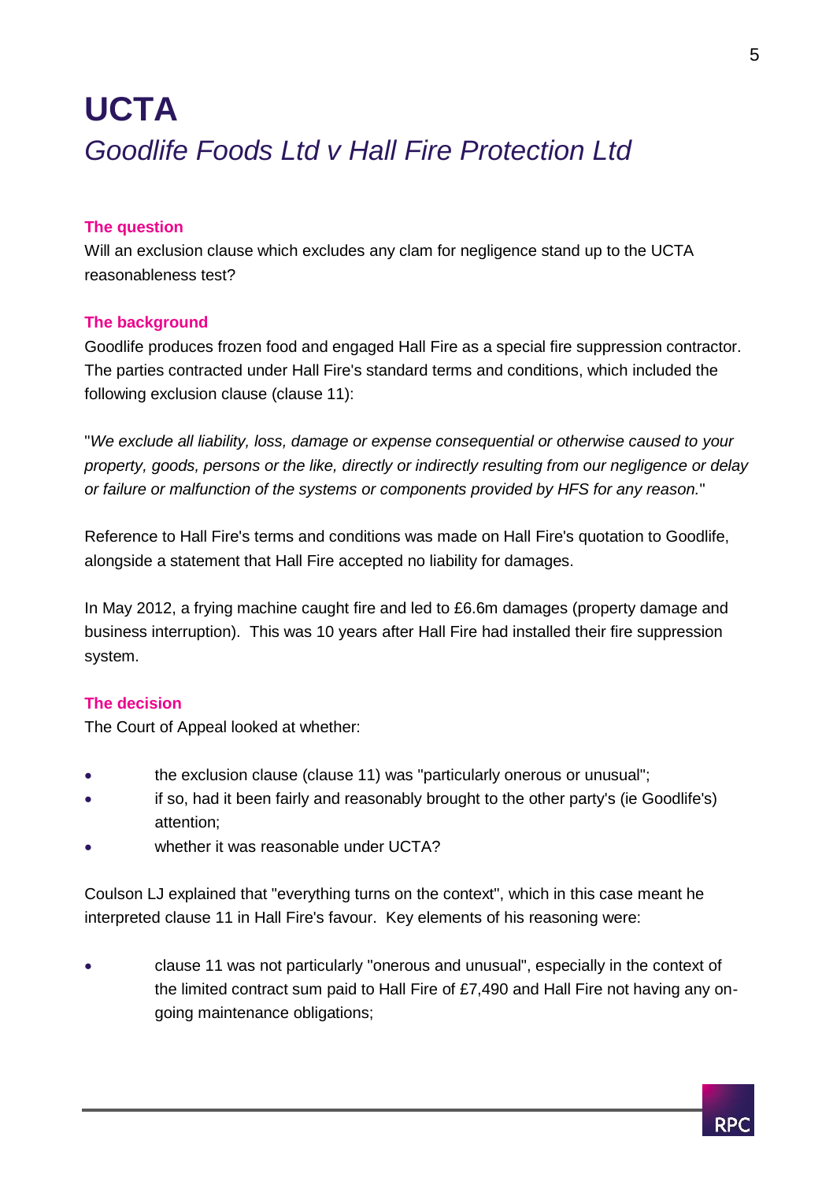# UCTA

## *Goodlife Foods Ltd v Hall Fire Protection Ltd*

### The question

Will an exclusion clause which excludes any clam for negligence stand up to the UCTA reasonableness test?

### The background

Goodlife produces frozen food and engaged Hall Fire as a special fire suppression contractor. The parties contracted under Hall Fire's standard terms and conditions, which included the following exclusion clause (clause 11):

"*We exclude all liability, loss, damage or expense consequential or otherwise caused to your property, goods, persons or the like, directly or indirectly resulting from our negligence or delay or failure or malfunction of the systems or components provided by HFS for any reason.*"

Reference to Hall Fire's terms and conditions was made on Hall Fire's quotation to Goodlife, alongside a statement that Hall Fire accepted no liability for damages.

In May 2012, a frying machine caught fire and led to £6.6m damages (property damage and business interruption). This was 10 years after Hall Fire had installed their fire suppression system.

### The decision

The Court of Appeal looked at whether:

- the exclusion clause (clause 11) was "particularly onerous or unusual";
- if so, had it been fairly and reasonably brought to the other party's (ie Goodlife's) attention;
- whether it was reasonable under UCTA?

Coulson LJ explained that "everything turns on the context", which in this case meant he interpreted clause 11 in Hall Fire's favour. Key elements of his reasoning were:

- clause 11 was not particularly "onerous and unusual", especially in the context of the limited contract sum paid to Hall Fire of £7,490 and Hall Fire not having any on-going maintenance obligations;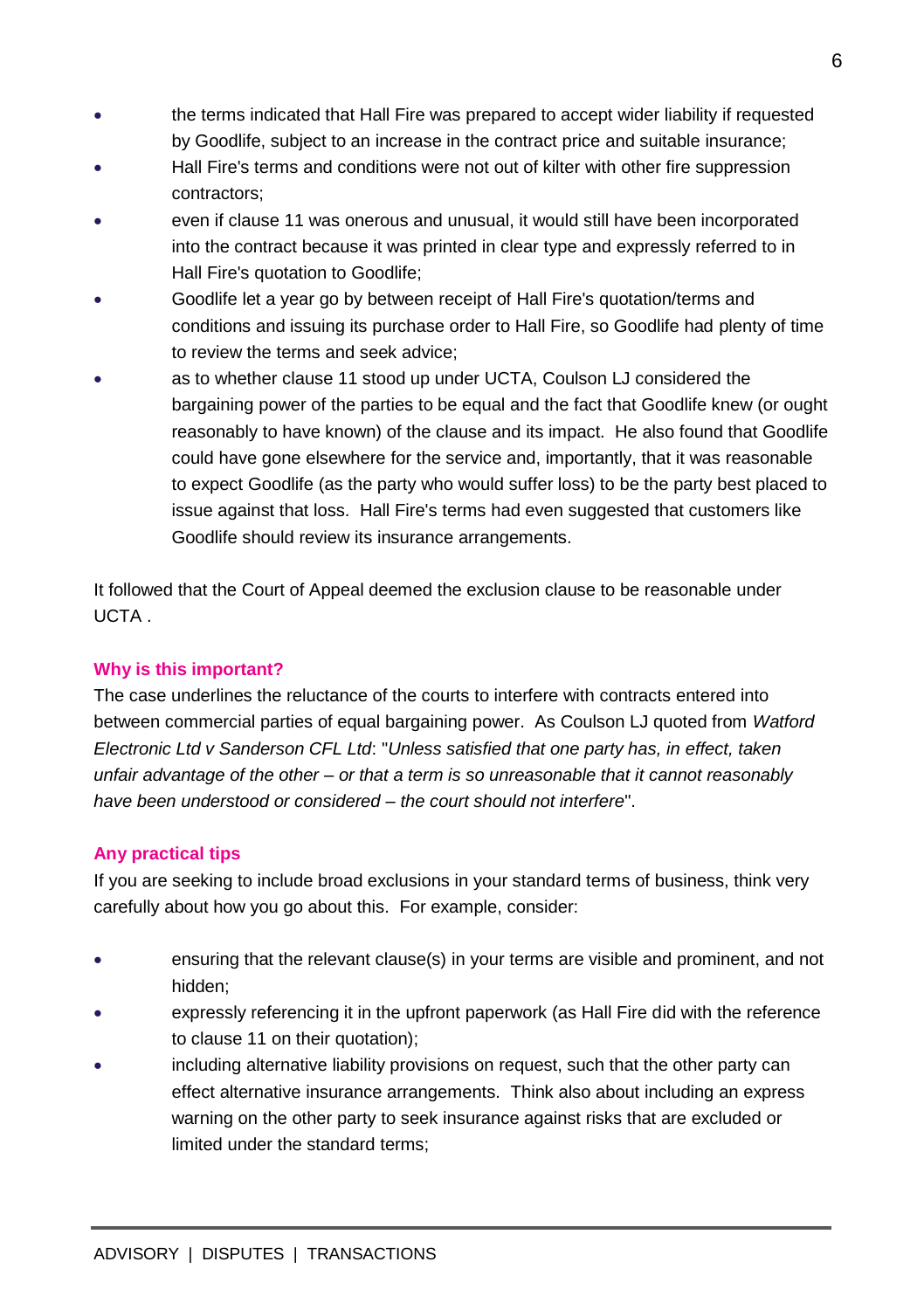- the terms indicated that Hall Fire was prepared to accept wider liability if requested by Goodlife, subject to an increase in the contract price and suitable insurance;
- Hall Fire's terms and conditions were not out of kilter with other fire suppression contractors;
- even if clause 11 was onerous and unusual, it would still have been incorporated into the contract because it was printed in clear type and expressly referred to in Hall Fire's quotation to Goodlife;
- Goodlife let a year go by between receipt of Hall Fire's quotation/terms and conditions and issuing its purchase order to Hall Fire, so Goodlife had plenty of time to review the terms and seek advice;
- as to whether clause 11 stood up under UCTA, Coulson LJ considered the bargaining power of the parties to be equal and the fact that Goodlife knew (or ought reasonably to have known) of the clause and its impact. He also found that Goodlife could have gone elsewhere for the service and, importantly, that it was reasonable to expect Goodlife (as the party who would suffer loss) to be the party best placed to issue against that loss. Hall Fire's terms had even suggested that customers like Goodlife should review its insurance arrangements.

It followed that the Court of Appeal deemed the exclusion clause to be reasonable under UCTA .

**Why is this important?**

The case underlines the reluctance of the courts to interfere with contracts entered into between commercial parties of equal bargaining power. As Coulson LJ quoted from *Watford Electronic Ltd v Sanderson CFL Ltd*: "*Unless satisfied that one party has, in effect, taken unfair advantage of the other – or that a term is so unreasonable that it cannot reasonably have been understood or considered – the court should not interfere*".

**Any practical tips**

If you are seeking to include broad exclusions in your standard terms of business, think very carefully about how you go about this. For example, consider:

- ensuring that the relevant clause(s) in your terms are visible and prominent, and not hidden;
- expressly referencing it in the upfront paperwork (as Hall Fire did with the reference to clause 11 on their quotation);
- including alternative liability provisions on request, such that the other party can effect alternative insurance arrangements. Think also about including an express warning on the other party to seek insurance against risks that are excluded or limited under the standard terms;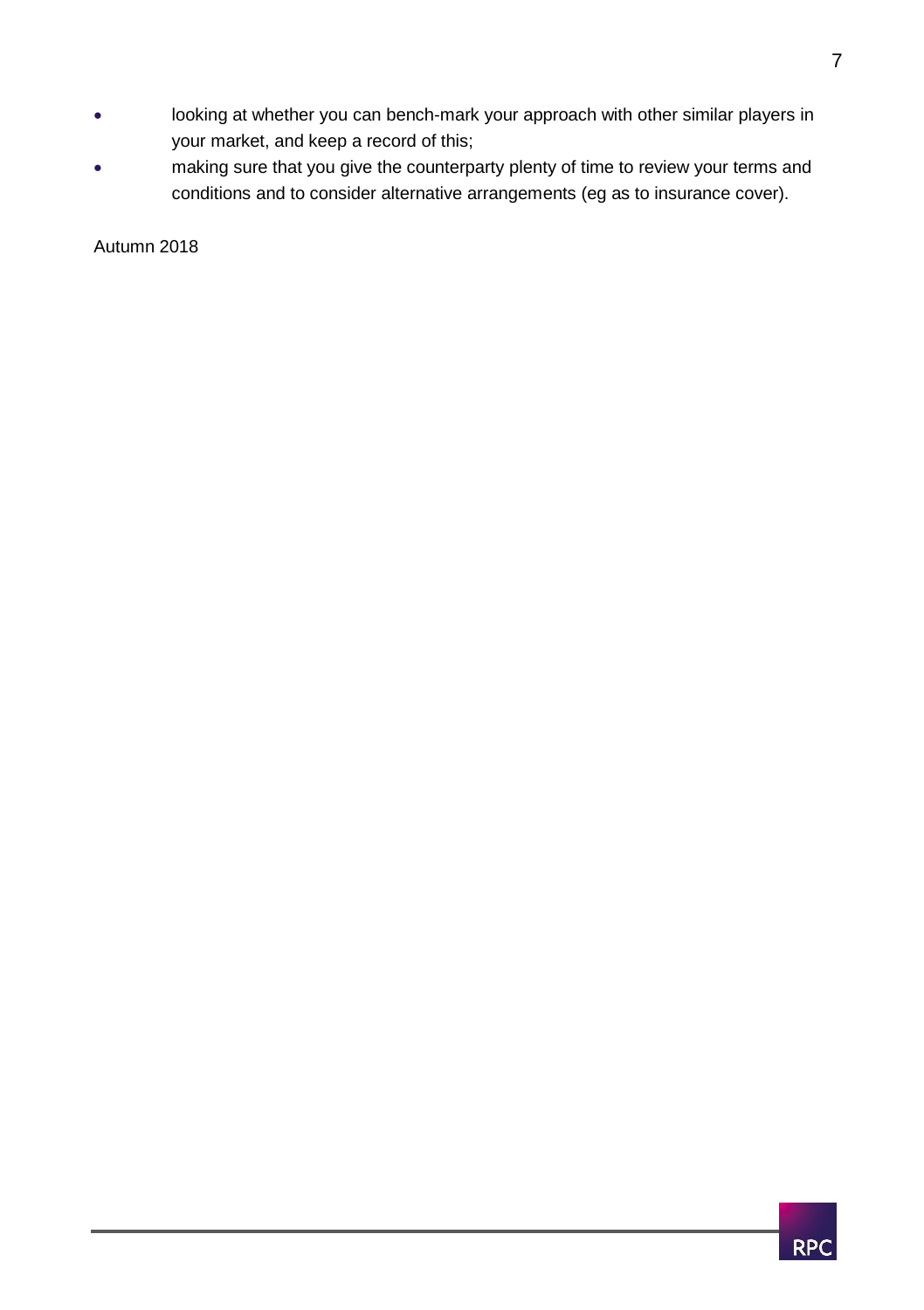- looking at whether you can bench-mark your approach with other similar players in your market, and keep a record of this;
- making sure that you give the counterparty plenty of time to review your terms and conditions and to consider alternative arrangements (eg as to insurance cover).

Autumn 2018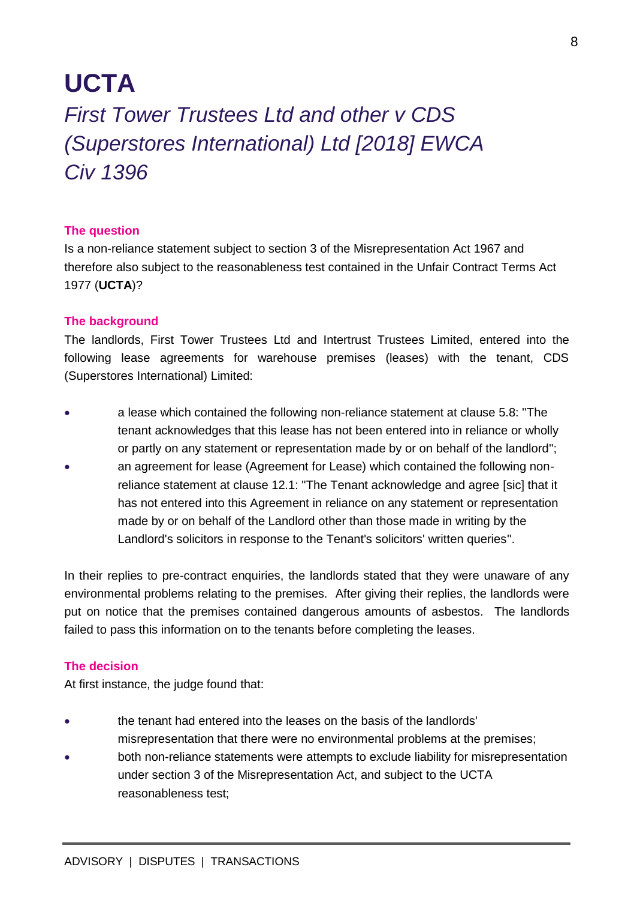# UCTA

## *First Tower Trustees Ltd and other v CDS (Superstores International) Ltd [2018] EWCA Civ 1396*

### The question

Is a non-reliance statement subject to section 3 of the Misrepresentation Act 1967 and therefore also subject to the reasonableness test contained in the Unfair Contract Terms Act 1977 (**UCTA**)?

### The background

The landlords, First Tower Trustees Ltd and Intertrust Trustees Limited, entered into the following lease agreements for warehouse premises (leases) with the tenant, CDS (Superstores International) Limited:

- a lease which contained the following non-reliance statement at clause 5.8: "The tenant acknowledges that this lease has not been entered into in reliance or wholly or partly on any statement or representation made by or on behalf of the landlord";
- an agreement for lease (Agreement for Lease) which contained the following non-reliance statement at clause 12.1: "The Tenant acknowledge and agree [sic] that it has not entered into this Agreement in reliance on any statement or representation made by or on behalf of the Landlord other than those made in writing by the Landlord's solicitors in response to the Tenant's solicitors' written queries".

In their replies to pre-contract enquiries, the landlords stated that they were unaware of any environmental problems relating to the premises. After giving their replies, the landlords were put on notice that the premises contained dangerous amounts of asbestos. The landlords failed to pass this information on to the tenants before completing the leases.

### The decision

At first instance, the judge found that:

- the tenant had entered into the leases on the basis of the landlords' misrepresentation that there were no environmental problems at the premises;
- both non-reliance statements were attempts to exclude liability for misrepresentation under section 3 of the Misrepresentation Act, and subject to the UCTA reasonableness test;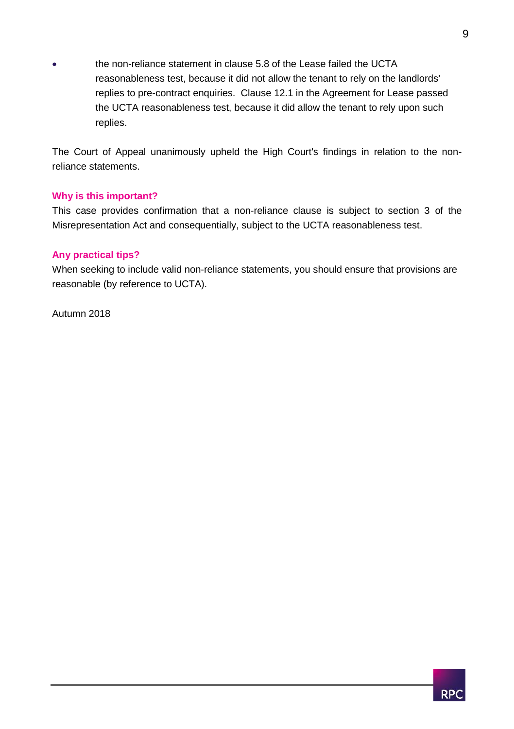- the non-reliance statement in clause 5.8 of the Lease failed the UCTA reasonableness test, because it did not allow the tenant to rely on the landlords' replies to pre-contract enquiries. Clause 12.1 in the Agreement for Lease passed the UCTA reasonableness test, because it did allow the tenant to rely upon such replies.

The Court of Appeal unanimously upheld the High Court's findings in relation to the non-reliance statements.

### Why is this important?

This case provides confirmation that a non-reliance clause is subject to section 3 of the Misrepresentation Act and consequentially, subject to the UCTA reasonableness test.

### Any practical tips?

When seeking to include valid non-reliance statements, you should ensure that provisions are reasonable (by reference to UCTA).

Autumn 2018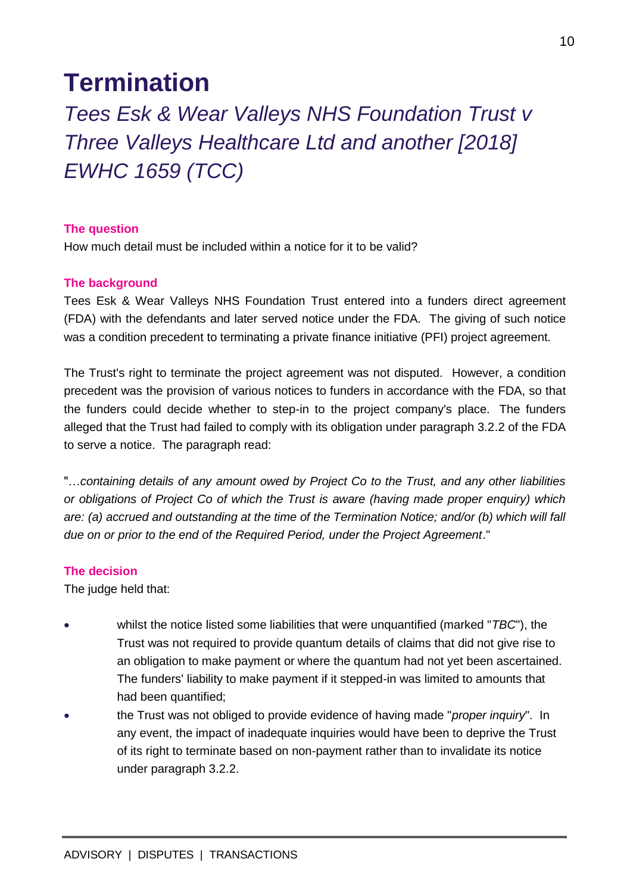# Termination

## *Tees Esk & Wear Valleys NHS Foundation Trust v Three Valleys Healthcare Ltd and another [2018] EWHC 1659 (TCC)*

**The question**

How much detail must be included within a notice for it to be valid?

**The background**

Tees Esk & Wear Valleys NHS Foundation Trust entered into a funders direct agreement (FDA) with the defendants and later served notice under the FDA. The giving of such notice was a condition precedent to terminating a private finance initiative (PFI) project agreement.

The Trust's right to terminate the project agreement was not disputed. However, a condition precedent was the provision of various notices to funders in accordance with the FDA, so that the funders could decide whether to step-in to the project company's place. The funders alleged that the Trust had failed to comply with its obligation under paragraph 3.2.2 of the FDA to serve a notice. The paragraph read:

"*…containing details of any amount owed by Project Co to the Trust, and any other liabilities or obligations of Project Co of which the Trust is aware (having made proper enquiry) which are: (a) accrued and outstanding at the time of the Termination Notice; and/or (b) which will fall due on or prior to the end of the Required Period, under the Project Agreement*."

**The decision**

The judge held that:

- whilst the notice listed some liabilities that were unquantified (marked "*TBC*"), the Trust was not required to provide quantum details of claims that did not give rise to an obligation to make payment or where the quantum had not yet been ascertained. The funders' liability to make payment if it stepped-in was limited to amounts that had been quantified;
- the Trust was not obliged to provide evidence of having made "*proper inquiry*". In any event, the impact of inadequate inquiries would have been to deprive the Trust of its right to terminate based on non-payment rather than to invalidate its notice under paragraph 3.2.2.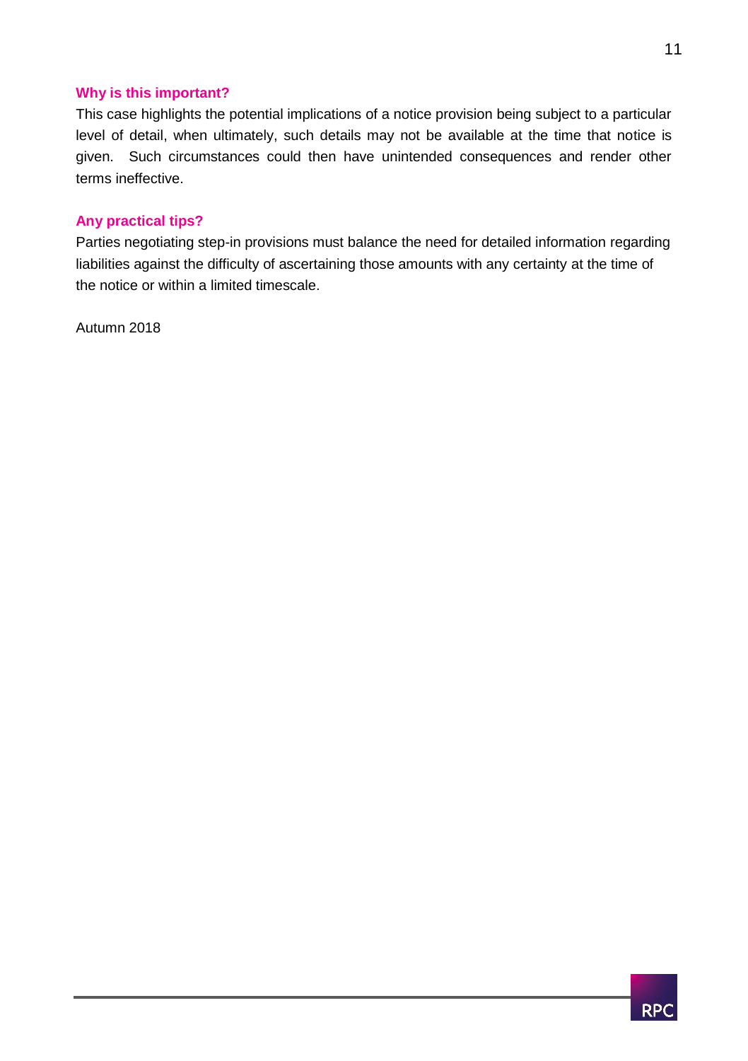### Why is this important?

This case highlights the potential implications of a notice provision being subject to a particular level of detail, when ultimately, such details may not be available at the time that notice is given. Such circumstances could then have unintended consequences and render other terms ineffective.

### Any practical tips?

Parties negotiating step-in provisions must balance the need for detailed information regarding liabilities against the difficulty of ascertaining those amounts with any certainty at the time of the notice or within a limited timescale.

Autumn 2018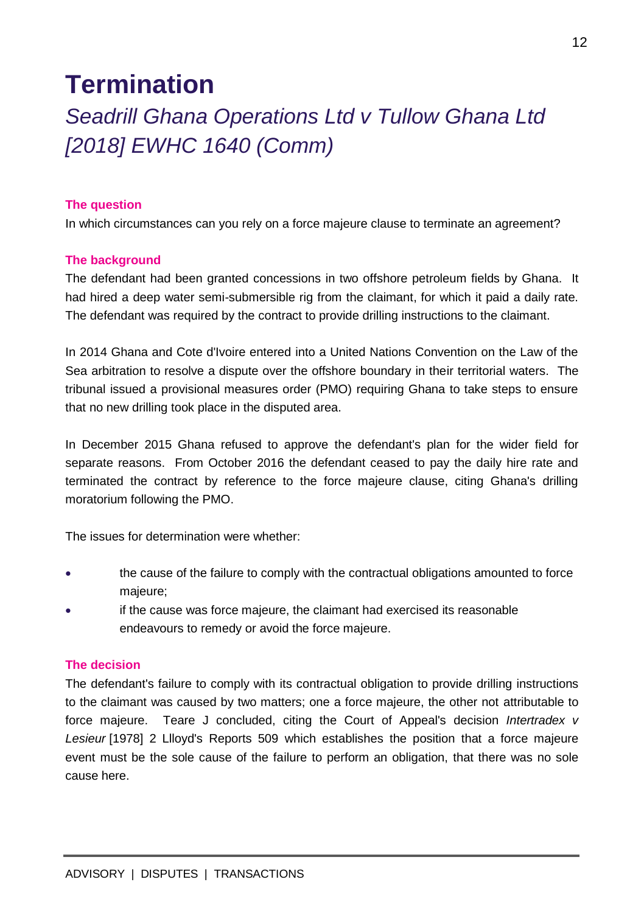# Termination

## *Seadrill Ghana Operations Ltd v Tullow Ghana Ltd [2018] EWHC 1640 (Comm)*

#### The question

In which circumstances can you rely on a force majeure clause to terminate an agreement?

#### The background

The defendant had been granted concessions in two offshore petroleum fields by Ghana. It had hired a deep water semi-submersible rig from the claimant, for which it paid a daily rate. The defendant was required by the contract to provide drilling instructions to the claimant.

In 2014 Ghana and Cote d'Ivoire entered into a United Nations Convention on the Law of the Sea arbitration to resolve a dispute over the offshore boundary in their territorial waters. The tribunal issued a provisional measures order (PMO) requiring Ghana to take steps to ensure that no new drilling took place in the disputed area.

In December 2015 Ghana refused to approve the defendant's plan for the wider field for separate reasons. From October 2016 the defendant ceased to pay the daily hire rate and terminated the contract by reference to the force majeure clause, citing Ghana's drilling moratorium following the PMO.

The issues for determination were whether:

- the cause of the failure to comply with the contractual obligations amounted to force majeure;
- if the cause was force majeure, the claimant had exercised its reasonable endeavours to remedy or avoid the force majeure.

#### The decision

The defendant's failure to comply with its contractual obligation to provide drilling instructions to the claimant was caused by two matters; one a force majeure, the other not attributable to force majeure. Teare J concluded, citing the Court of Appeal's decision *Intertradex v Lesieur* [1978] 2 Llloyd's Reports 509 which establishes the position that a force majeure event must be the sole cause of the failure to perform an obligation, that there was no sole cause here.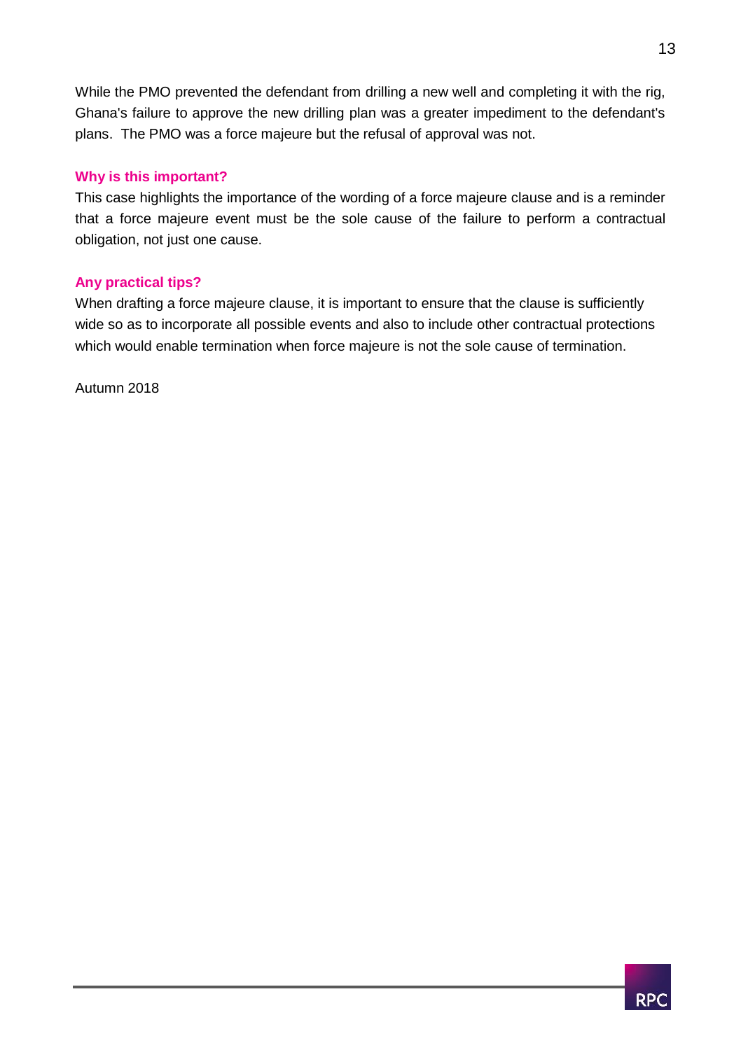While the PMO prevented the defendant from drilling a new well and completing it with the rig, Ghana's failure to approve the new drilling plan was a greater impediment to the defendant's plans. The PMO was a force majeure but the refusal of approval was not.

### Why is this important?

This case highlights the importance of the wording of a force majeure clause and is a reminder that a force majeure event must be the sole cause of the failure to perform a contractual obligation, not just one cause.

### Any practical tips?

When drafting a force majeure clause, it is important to ensure that the clause is sufficiently wide so as to incorporate all possible events and also to include other contractual protections which would enable termination when force majeure is not the sole cause of termination.

Autumn 2018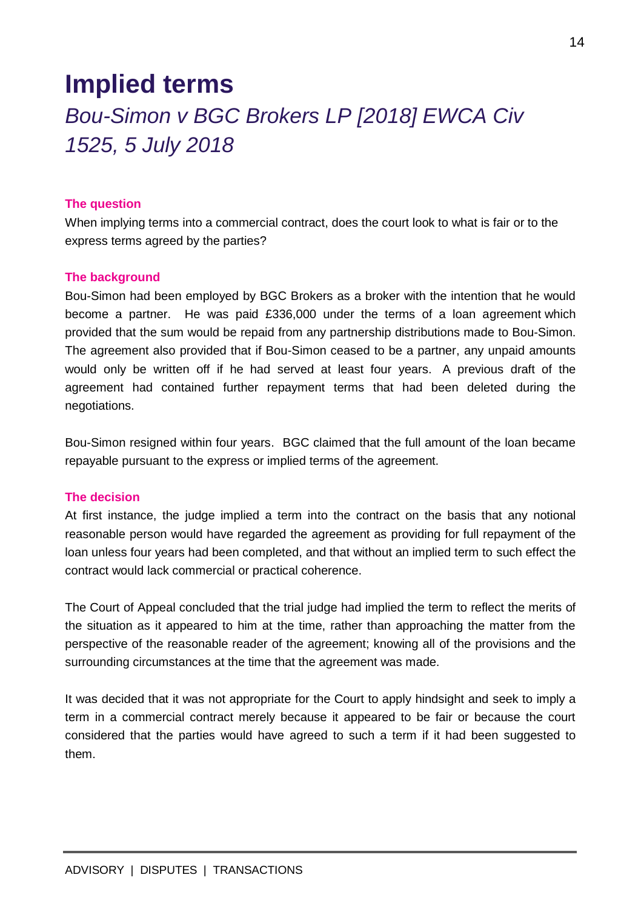# Implied terms

## *Bou-Simon v BGC Brokers LP [2018] EWCA Civ 1525, 5 July 2018*

**The question**

When implying terms into a commercial contract, does the court look to what is fair or to the express terms agreed by the parties?

**The background**

Bou-Simon had been employed by BGC Brokers as a broker with the intention that he would become a partner. He was paid £336,000 under the terms of a loan agreement which provided that the sum would be repaid from any partnership distributions made to Bou-Simon. The agreement also provided that if Bou-Simon ceased to be a partner, any unpaid amounts would only be written off if he had served at least four years. A previous draft of the agreement had contained further repayment terms that had been deleted during the negotiations.

Bou-Simon resigned within four years. BGC claimed that the full amount of the loan became repayable pursuant to the express or implied terms of the agreement.

**The decision**

At first instance, the judge implied a term into the contract on the basis that any notional reasonable person would have regarded the agreement as providing for full repayment of the loan unless four years had been completed, and that without an implied term to such effect the contract would lack commercial or practical coherence.

The Court of Appeal concluded that the trial judge had implied the term to reflect the merits of the situation as it appeared to him at the time, rather than approaching the matter from the perspective of the reasonable reader of the agreement; knowing all of the provisions and the surrounding circumstances at the time that the agreement was made.

It was decided that it was not appropriate for the Court to apply hindsight and seek to imply a term in a commercial contract merely because it appeared to be fair or because the court considered that the parties would have agreed to such a term if it had been suggested to them.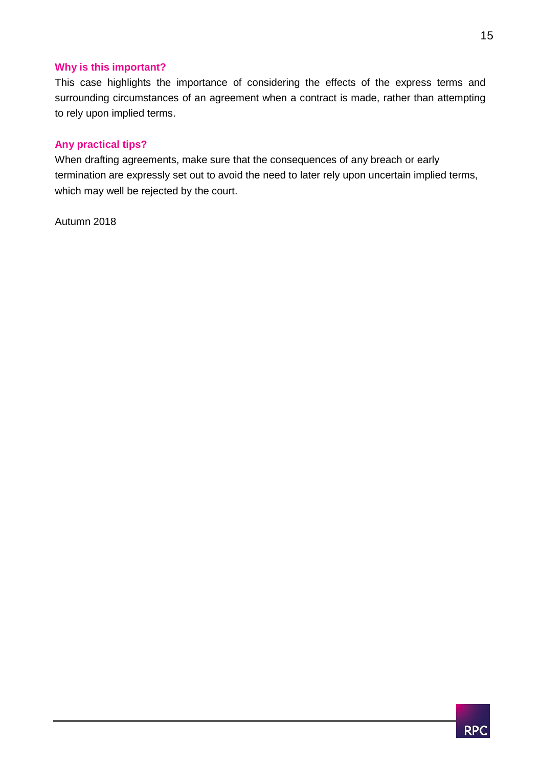### Why is this important?

This case highlights the importance of considering the effects of the express terms and surrounding circumstances of an agreement when a contract is made, rather than attempting to rely upon implied terms.

### Any practical tips?

When drafting agreements, make sure that the consequences of any breach or early termination are expressly set out to avoid the need to later rely upon uncertain implied terms, which may well be rejected by the court.

Autumn 2018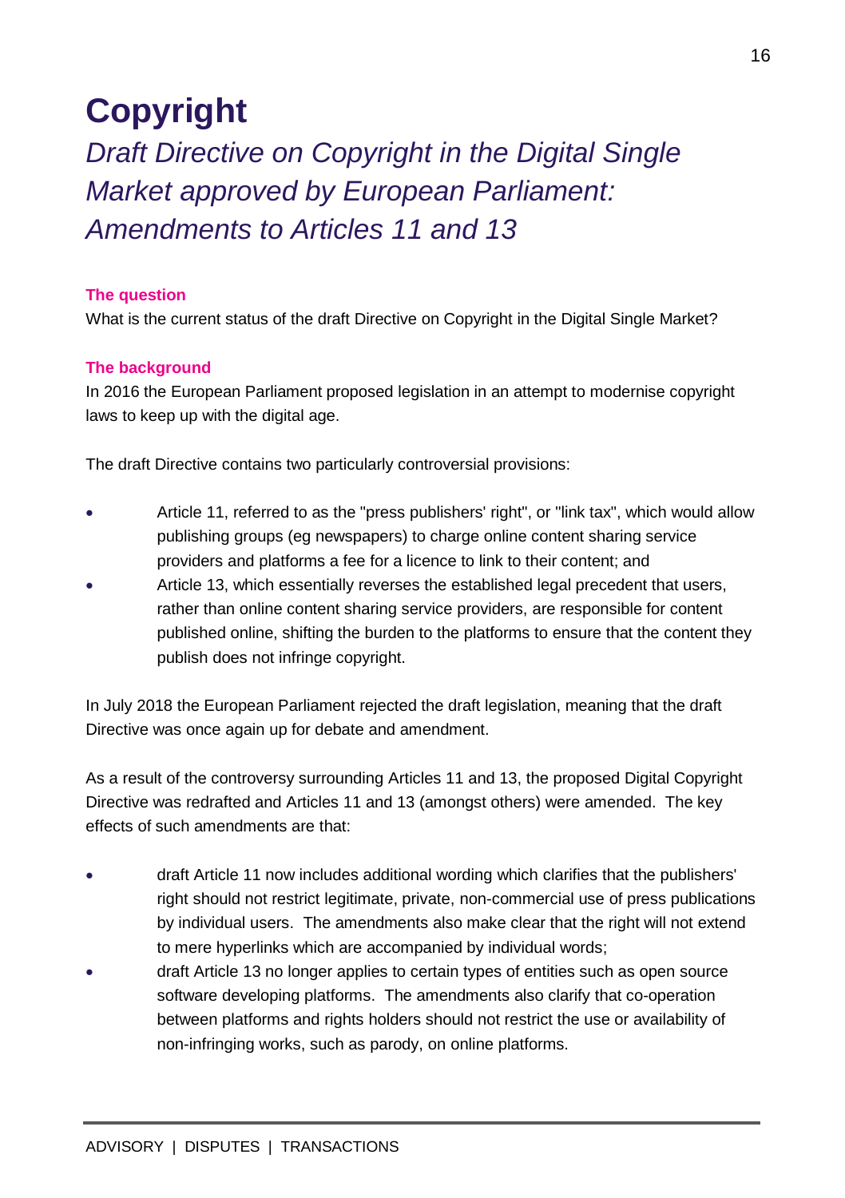# Copyright

## *Draft Directive on Copyright in the Digital Single Market approved by European Parliament: Amendments to Articles 11 and 13*

### The question

What is the current status of the draft Directive on Copyright in the Digital Single Market?

### The background

In 2016 the European Parliament proposed legislation in an attempt to modernise copyright laws to keep up with the digital age.

The draft Directive contains two particularly controversial provisions:

- Article 11, referred to as the "press publishers' right", or "link tax", which would allow publishing groups (eg newspapers) to charge online content sharing service providers and platforms a fee for a licence to link to their content; and
- Article 13, which essentially reverses the established legal precedent that users, rather than online content sharing service providers, are responsible for content published online, shifting the burden to the platforms to ensure that the content they publish does not infringe copyright.

In July 2018 the European Parliament rejected the draft legislation, meaning that the draft Directive was once again up for debate and amendment.

As a result of the controversy surrounding Articles 11 and 13, the proposed Digital Copyright Directive was redrafted and Articles 11 and 13 (amongst others) were amended. The key effects of such amendments are that:

- draft Article 11 now includes additional wording which clarifies that the publishers' right should not restrict legitimate, private, non-commercial use of press publications by individual users. The amendments also make clear that the right will not extend to mere hyperlinks which are accompanied by individual words;
- draft Article 13 no longer applies to certain types of entities such as open source software developing platforms. The amendments also clarify that co-operation between platforms and rights holders should not restrict the use or availability of non-infringing works, such as parody, on online platforms.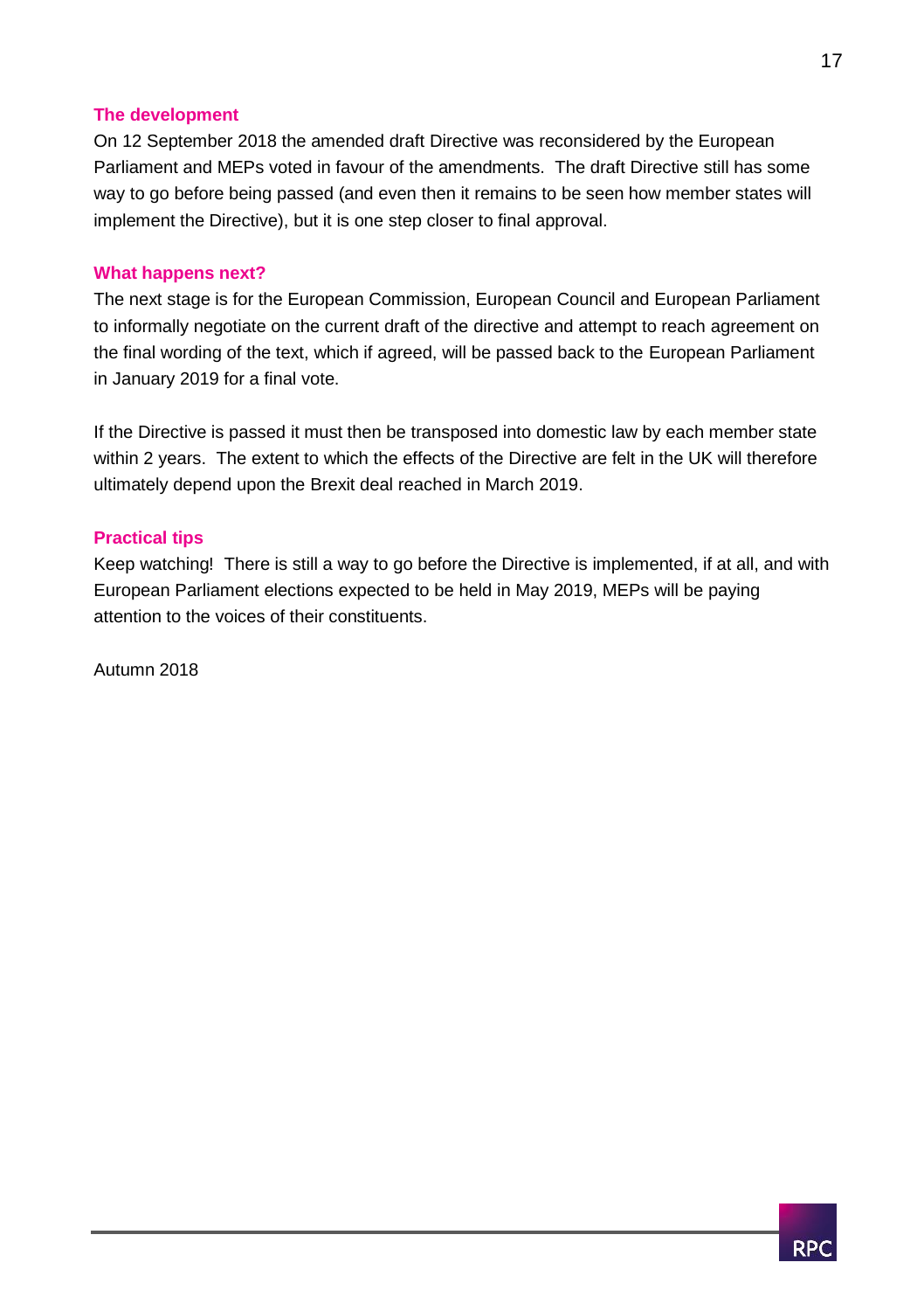### The development

On 12 September 2018 the amended draft Directive was reconsidered by the European Parliament and MEPs voted in favour of the amendments. The draft Directive still has some way to go before being passed (and even then it remains to be seen how member states will implement the Directive), but it is one step closer to final approval.

### What happens next?

The next stage is for the European Commission, European Council and European Parliament to informally negotiate on the current draft of the directive and attempt to reach agreement on the final wording of the text, which if agreed, will be passed back to the European Parliament in January 2019 for a final vote.

If the Directive is passed it must then be transposed into domestic law by each member state within 2 years. The extent to which the effects of the Directive are felt in the UK will therefore ultimately depend upon the Brexit deal reached in March 2019.

### Practical tips

Keep watching! There is still a way to go before the Directive is implemented, if at all, and with European Parliament elections expected to be held in May 2019, MEPs will be paying attention to the voices of their constituents.

Autumn 2018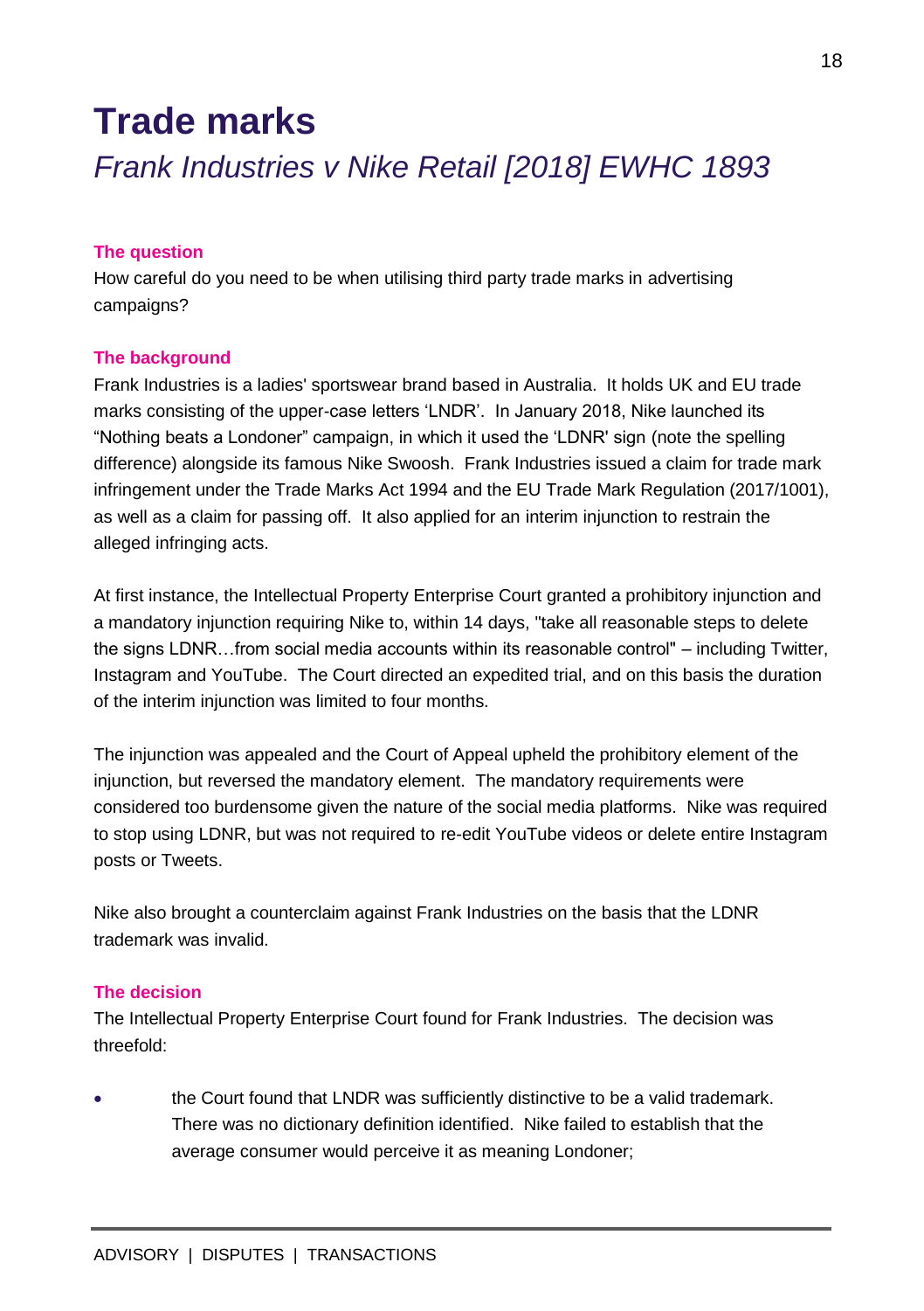# Trade marks

## *Frank Industries v Nike Retail [2018] EWHC 1893*

**The question**

How careful do you need to be when utilising third party trade marks in advertising campaigns?

**The background**

Frank Industries is a ladies' sportswear brand based in Australia. It holds UK and EU trade marks consisting of the upper-case letters 'LNDR'. In January 2018, Nike launched its "Nothing beats a Londoner" campaign, in which it used the 'LDNR' sign (note the spelling difference) alongside its famous Nike Swoosh. Frank Industries issued a claim for trade mark infringement under the Trade Marks Act 1994 and the EU Trade Mark Regulation (2017/1001), as well as a claim for passing off. It also applied for an interim injunction to restrain the alleged infringing acts.

At first instance, the Intellectual Property Enterprise Court granted a prohibitory injunction and a mandatory injunction requiring Nike to, within 14 days, "take all reasonable steps to delete the signs LDNR…from social media accounts within its reasonable control" – including Twitter, Instagram and YouTube. The Court directed an expedited trial, and on this basis the duration of the interim injunction was limited to four months.

The injunction was appealed and the Court of Appeal upheld the prohibitory element of the injunction, but reversed the mandatory element. The mandatory requirements were considered too burdensome given the nature of the social media platforms. Nike was required to stop using LDNR, but was not required to re-edit YouTube videos or delete entire Instagram posts or Tweets.

Nike also brought a counterclaim against Frank Industries on the basis that the LNDR trademark was invalid.

**The decision**

The Intellectual Property Enterprise Court found for Frank Industries. The decision was threefold:

- the Court found that LNDR was sufficiently distinctive to be a valid trademark. There was no dictionary definition identified. Nike failed to establish that the average consumer would perceive it as meaning Londoner;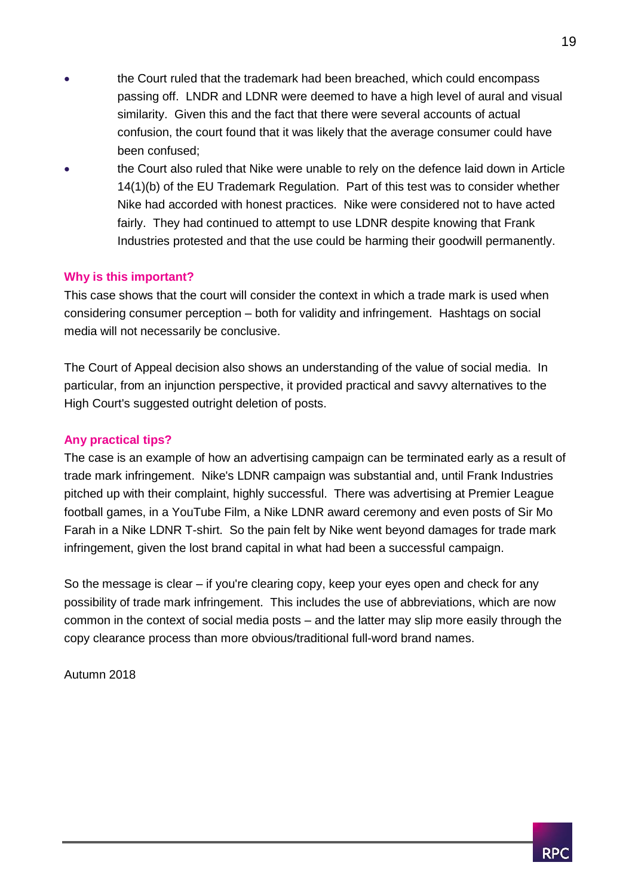- the Court ruled that the trademark had been breached, which could encompass passing off. LNDR and LDNR were deemed to have a high level of aural and visual similarity. Given this and the fact that there were several accounts of actual confusion, the court found that it was likely that the average consumer could have been confused;
- the Court also ruled that Nike were unable to rely on the defence laid down in Article 14(1)(b) of the EU Trademark Regulation. Part of this test was to consider whether Nike had accorded with honest practices. Nike were considered not to have acted fairly. They had continued to attempt to use LDNR despite knowing that Frank Industries protested and that the use could be harming their goodwill permanently.

**Why is this important?**

This case shows that the court will consider the context in which a trade mark is used when considering consumer perception – both for validity and infringement. Hashtags on social media will not necessarily be conclusive.

The Court of Appeal decision also shows an understanding of the value of social media. In particular, from an injunction perspective, it provided practical and savvy alternatives to the High Court's suggested outright deletion of posts.

**Any practical tips?**

The case is an example of how an advertising campaign can be terminated early as a result of trade mark infringement. Nike's LDNR campaign was substantial and, until Frank Industries pitched up with their complaint, highly successful. There was advertising at Premier League football games, in a YouTube Film, a Nike LDNR award ceremony and even posts of Sir Mo Farah in a Nike LDNR T-shirt. So the pain felt by Nike went beyond damages for trade mark infringement, given the lost brand capital in what had been a successful campaign.

So the message is clear – if you're clearing copy, keep your eyes open and check for any possibility of trade mark infringement. This includes the use of abbreviations, which are now common in the context of social media posts – and the latter may slip more easily through the copy clearance process than more obvious/traditional full-word brand names.

Autumn 2018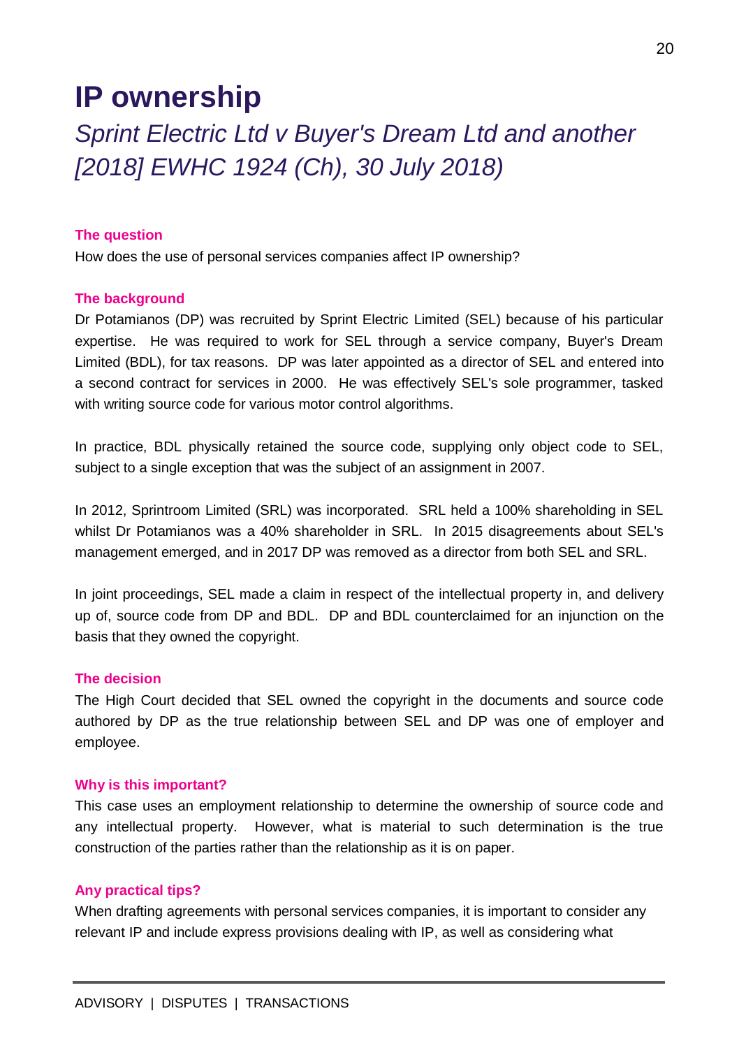# IP ownership

## *Sprint Electric Ltd v Buyer's Dream Ltd and another [2018] EWHC 1924 (Ch), 30 July 2018)*

#### The question

How does the use of personal services companies affect IP ownership?

#### The background

Dr Potamianos (DP) was recruited by Sprint Electric Limited (SEL) because of his particular expertise. He was required to work for SEL through a service company, Buyer's Dream Limited (BDL), for tax reasons. DP was later appointed as a director of SEL and entered into a second contract for services in 2000. He was effectively SEL's sole programmer, tasked with writing source code for various motor control algorithms.

In practice, BDL physically retained the source code, supplying only object code to SEL, subject to a single exception that was the subject of an assignment in 2007.

In 2012, Sprintroom Limited (SRL) was incorporated. SRL held a 100% shareholding in SEL whilst Dr Potamianos was a 40% shareholder in SRL. In 2015 disagreements about SEL's management emerged, and in 2017 DP was removed as a director from both SEL and SRL.

In joint proceedings, SEL made a claim in respect of the intellectual property in, and delivery up of, source code from DP and BDL. DP and BDL counterclaimed for an injunction on the basis that they owned the copyright.

#### The decision

The High Court decided that SEL owned the copyright in the documents and source code authored by DP as the true relationship between SEL and DP was one of employer and employee.

#### Why is this important?

This case uses an employment relationship to determine the ownership of source code and any intellectual property. However, what is material to such determination is the true construction of the parties rather than the relationship as it is on paper.

#### Any practical tips?

When drafting agreements with personal services companies, it is important to consider any relevant IP and include express provisions dealing with IP, as well as considering what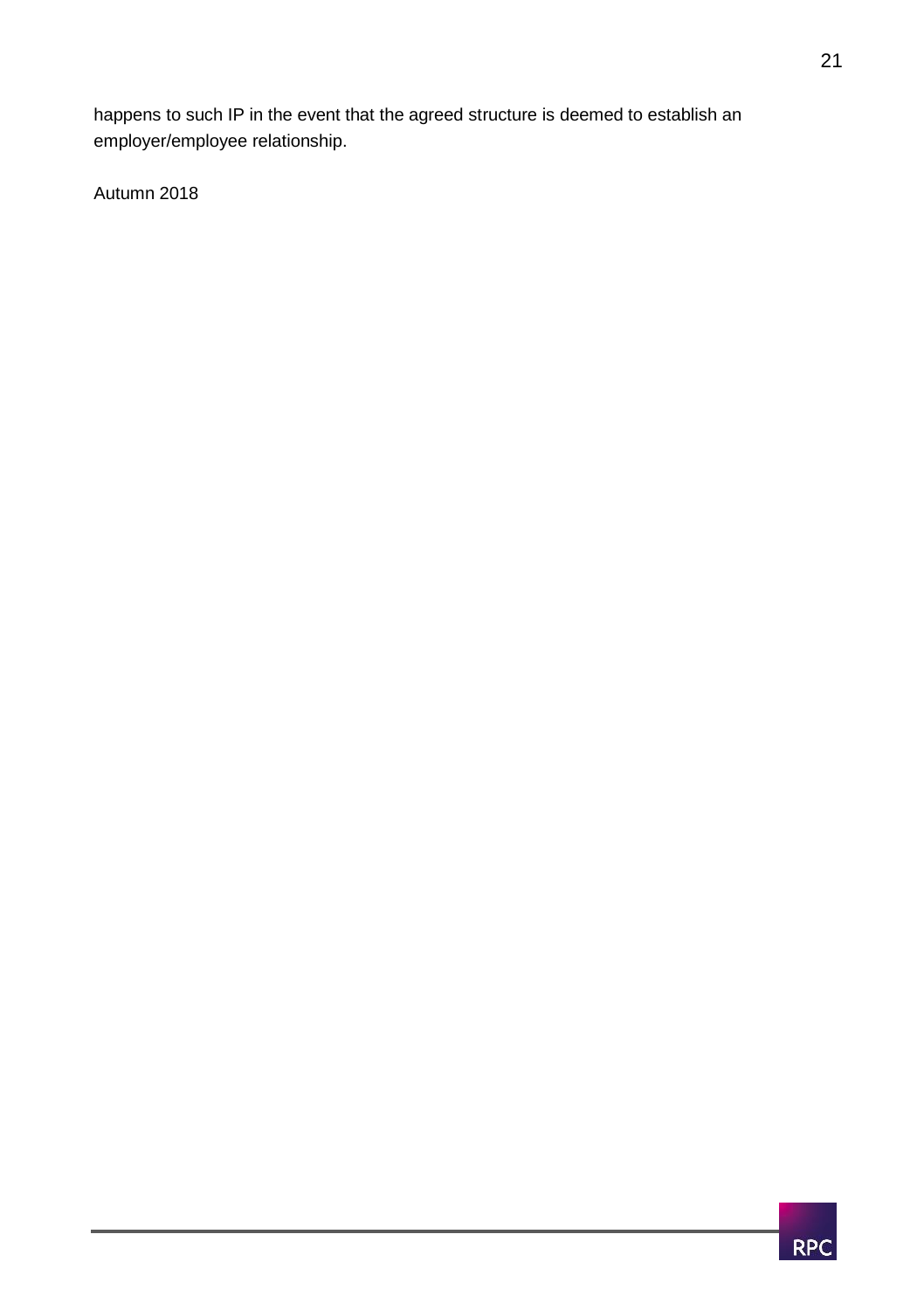happens to such IP in the event that the agreed structure is deemed to establish an employer/employee relationship.

Autumn 2018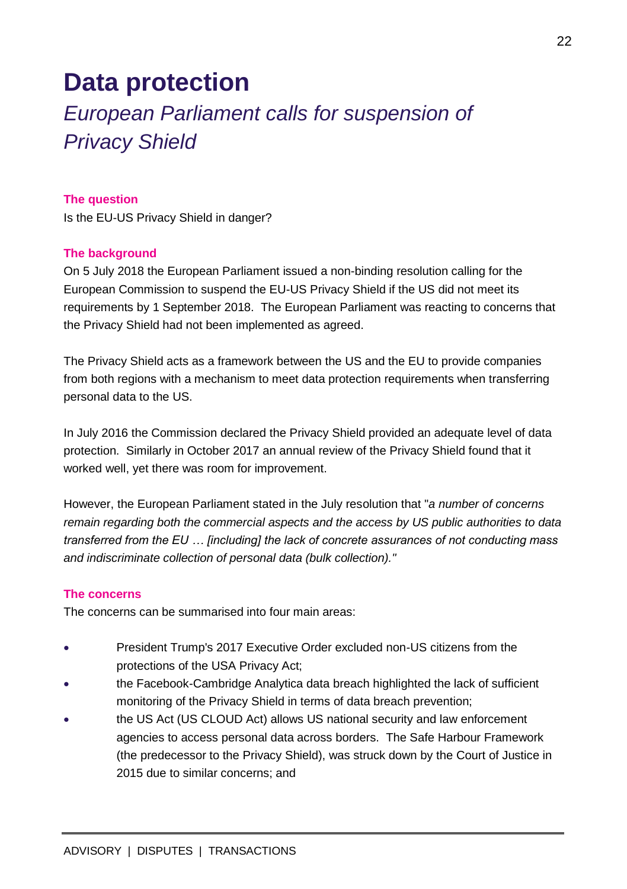# Data protection

## *European Parliament calls for suspension of Privacy Shield*

**The question**

Is the EU-US Privacy Shield in danger?

**The background**

On 5 July 2018 the European Parliament issued a non-binding resolution calling for the European Commission to suspend the EU-US Privacy Shield if the US did not meet its requirements by 1 September 2018. The European Parliament was reacting to concerns that the Privacy Shield had not been implemented as agreed.

The Privacy Shield acts as a framework between the US and the EU to provide companies from both regions with a mechanism to meet data protection requirements when transferring personal data to the US.

In July 2016 the Commission declared the Privacy Shield provided an adequate level of data protection. Similarly in October 2017 an annual review of the Privacy Shield found that it worked well, yet there was room for improvement.

However, the European Parliament stated in the July resolution that "*a number of concerns remain regarding both the commercial aspects and the access by US public authorities to data transferred from the EU … [including] the lack of concrete assurances of not conducting mass and indiscriminate collection of personal data (bulk collection)."*

**The concerns**

The concerns can be summarised into four main areas:

- President Trump's 2017 Executive Order excluded non-US citizens from the protections of the USA Privacy Act;
- the Facebook-Cambridge Analytica data breach highlighted the lack of sufficient monitoring of the Privacy Shield in terms of data breach prevention;
- the US Act (US CLOUD Act) allows US national security and law enforcement agencies to access personal data across borders. The Safe Harbour Framework (the predecessor to the Privacy Shield), was struck down by the Court of Justice in 2015 due to similar concerns; and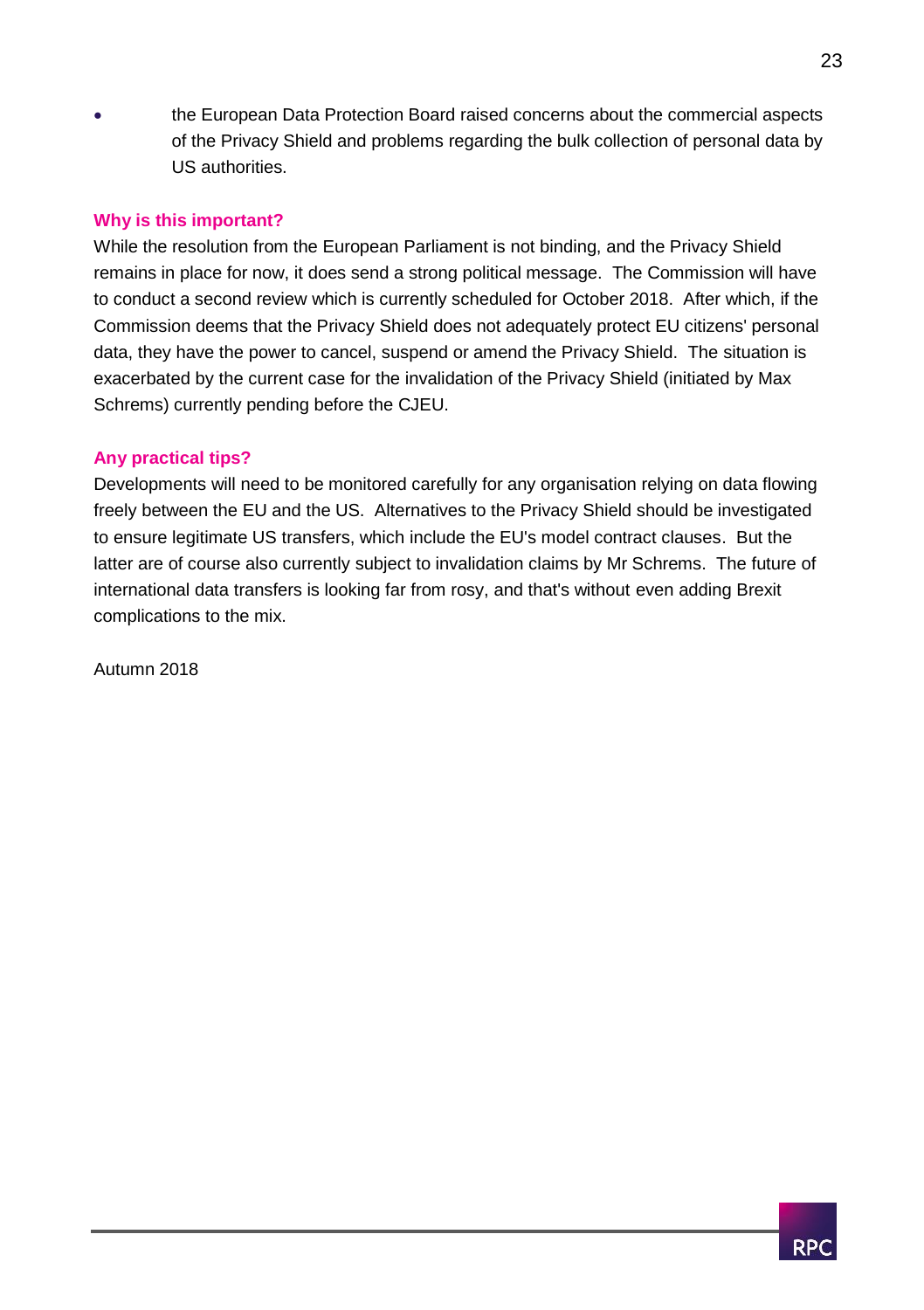- the European Data Protection Board raised concerns about the commercial aspects of the Privacy Shield and problems regarding the bulk collection of personal data by US authorities.

### Why is this important?

While the resolution from the European Parliament is not binding, and the Privacy Shield remains in place for now, it does send a strong political message. The Commission will have to conduct a second review which is currently scheduled for October 2018. After which, if the Commission deems that the Privacy Shield does not adequately protect EU citizens' personal data, they have the power to cancel, suspend or amend the Privacy Shield. The situation is exacerbated by the current case for the invalidation of the Privacy Shield (initiated by Max Schrems) currently pending before the CJEU.

### Any practical tips?

Developments will need to be monitored carefully for any organisation relying on data flowing freely between the EU and the US. Alternatives to the Privacy Shield should be investigated to ensure legitimate US transfers, which include the EU's model contract clauses. But the latter are of course also currently subject to invalidation claims by Mr Schrems. The future of international data transfers is looking far from rosy, and that's without even adding Brexit complications to the mix.

Autumn 2018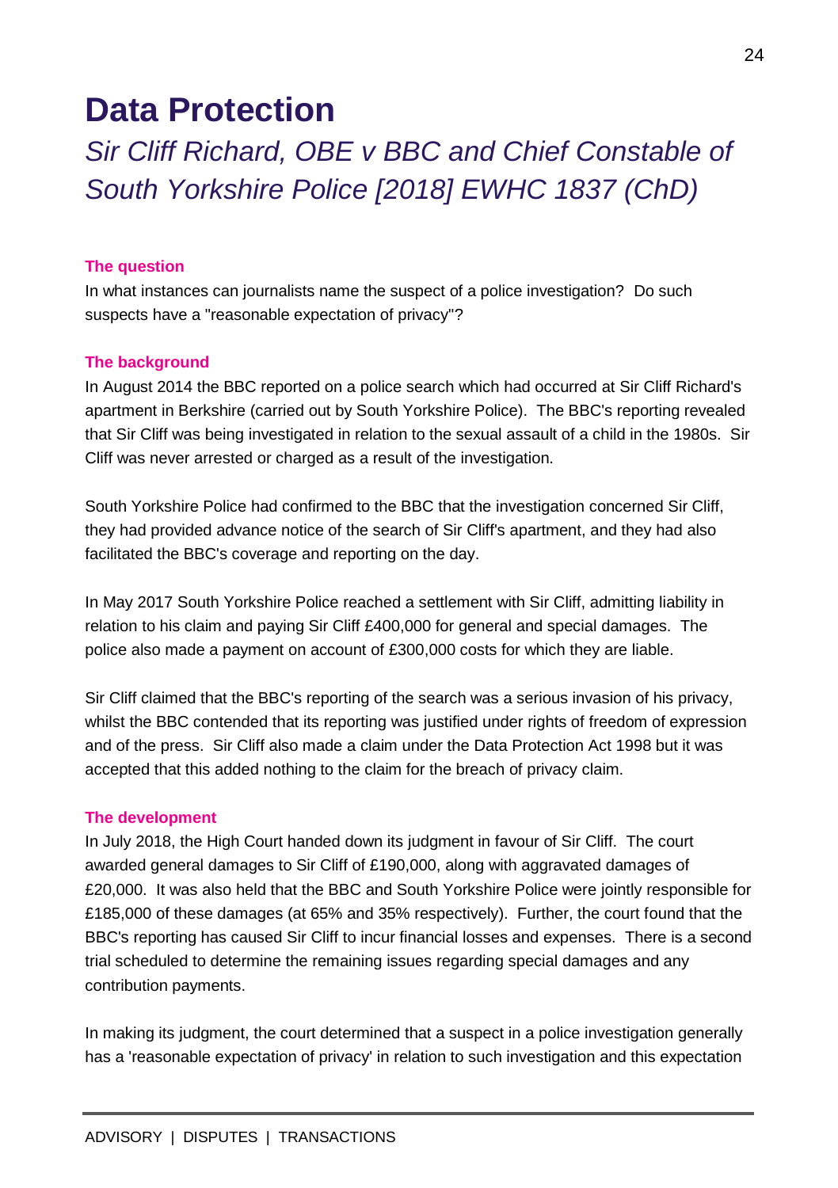# Data Protection

## *Sir Cliff Richard, OBE v BBC and Chief Constable of South Yorkshire Police [2018] EWHC 1837 (ChD)*

**The question**

In what instances can journalists name the suspect of a police investigation? Do such suspects have a "reasonable expectation of privacy"?

**The background**

In August 2014 the BBC reported on a police search which had occurred at Sir Cliff Richard's apartment in Berkshire (carried out by South Yorkshire Police). The BBC's reporting revealed that Sir Cliff was being investigated in relation to the sexual assault of a child in the 1980s. Sir Cliff was never arrested or charged as a result of the investigation.

South Yorkshire Police had confirmed to the BBC that the investigation concerned Sir Cliff, they had provided advance notice of the search of Sir Cliff's apartment, and they had also facilitated the BBC's coverage and reporting on the day.

In May 2017 South Yorkshire Police reached a settlement with Sir Cliff, admitting liability in relation to his claim and paying Sir Cliff £400,000 for general and special damages. The police also made a payment on account of £300,000 costs for which they are liable.

Sir Cliff claimed that the BBC's reporting of the search was a serious invasion of his privacy, whilst the BBC contended that its reporting was justified under rights of freedom of expression and of the press. Sir Cliff also made a claim under the Data Protection Act 1998 but it was accepted that this added nothing to the claim for the breach of privacy claim.

**The development**

In July 2018, the High Court handed down its judgment in favour of Sir Cliff. The court awarded general damages to Sir Cliff of £190,000, along with aggravated damages of £20,000. It was also held that the BBC and South Yorkshire Police were jointly responsible for £185,000 of these damages (at 65% and 35% respectively). Further, the court found that the BBC's reporting has caused Sir Cliff to incur financial losses and expenses. There is a second trial scheduled to determine the remaining issues regarding special damages and any contribution payments.

In making its judgment, the court determined that a suspect in a police investigation generally has a 'reasonable expectation of privacy' in relation to such investigation and this expectation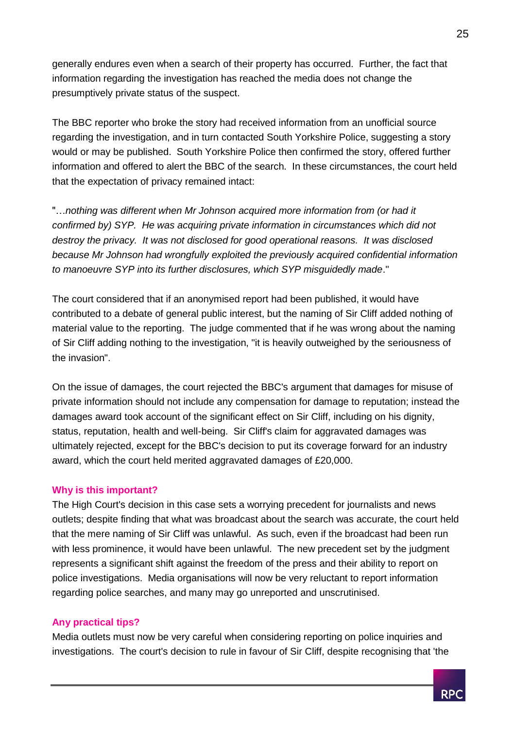generally endures even when a search of their property has occurred. Further, the fact that information regarding the investigation has reached the media does not change the presumptively private status of the suspect.

The BBC reporter who broke the story had received information from an unofficial source regarding the investigation, and in turn contacted South Yorkshire Police, suggesting a story would or may be published. South Yorkshire Police then confirmed the story, offered further information and offered to alert the BBC of the search. In these circumstances, the court held that the expectation of privacy remained intact:

"…*nothing was different when Mr Johnson acquired more information from (or had it confirmed by) SYP. He was acquiring private information in circumstances which did not destroy the privacy. It was not disclosed for good operational reasons. It was disclosed because Mr Johnson had wrongfully exploited the previously acquired confidential information to manoeuvre SYP into its further disclosures, which SYP misguidedly made*."

The court considered that if an anonymised report had been published, it would have contributed to a debate of general public interest, but the naming of Sir Cliff added nothing of material value to the reporting. The judge commented that if he was wrong about the naming of Sir Cliff adding nothing to the investigation, "it is heavily outweighed by the seriousness of the invasion".

On the issue of damages, the court rejected the BBC's argument that damages for misuse of private information should not include any compensation for damage to reputation; instead the damages award took account of the significant effect on Sir Cliff, including on his dignity, status, reputation, health and well-being. Sir Cliff's claim for aggravated damages was ultimately rejected, except for the BBC's decision to put its coverage forward for an industry award, which the court held merited aggravated damages of £20,000.

### Why is this important?

The High Court's decision in this case sets a worrying precedent for journalists and news outlets; despite finding that what was broadcast about the search was accurate, the court held that the mere naming of Sir Cliff was unlawful. As such, even if the broadcast had been run with less prominence, it would have been unlawful. The new precedent set by the judgment represents a significant shift against the freedom of the press and their ability to report on police investigations. Media organisations will now be very reluctant to report information regarding police searches, and many may go unreported and unscrutinised.

### Any practical tips?

Media outlets must now be very careful when considering reporting on police inquiries and investigations. The court's decision to rule in favour of Sir Cliff, despite recognising that 'the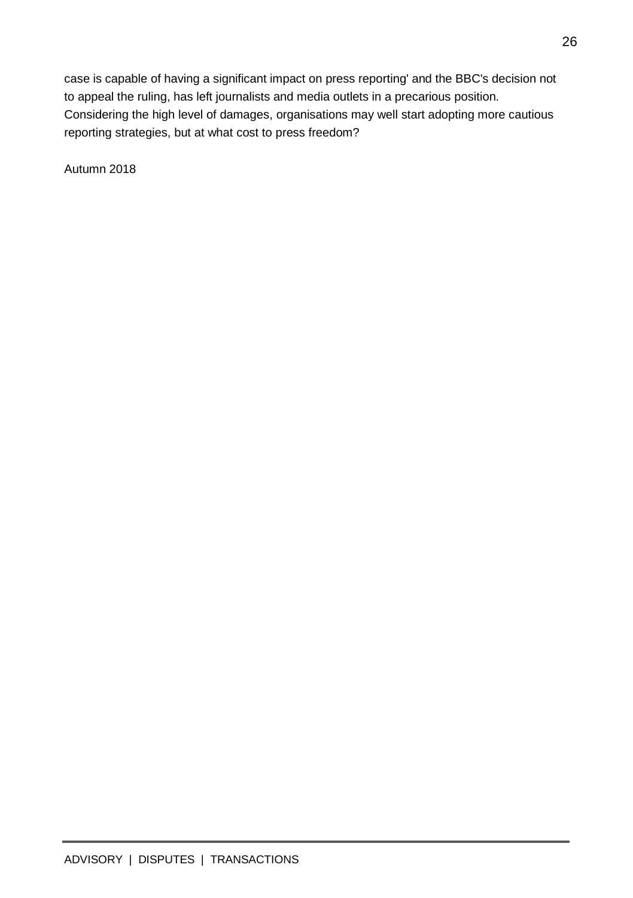case is capable of having a significant impact on press reporting' and the BBC's decision not to appeal the ruling, has left journalists and media outlets in a precarious position. Considering the high level of damages, organisations may well start adopting more cautious reporting strategies, but at what cost to press freedom?

Autumn 2018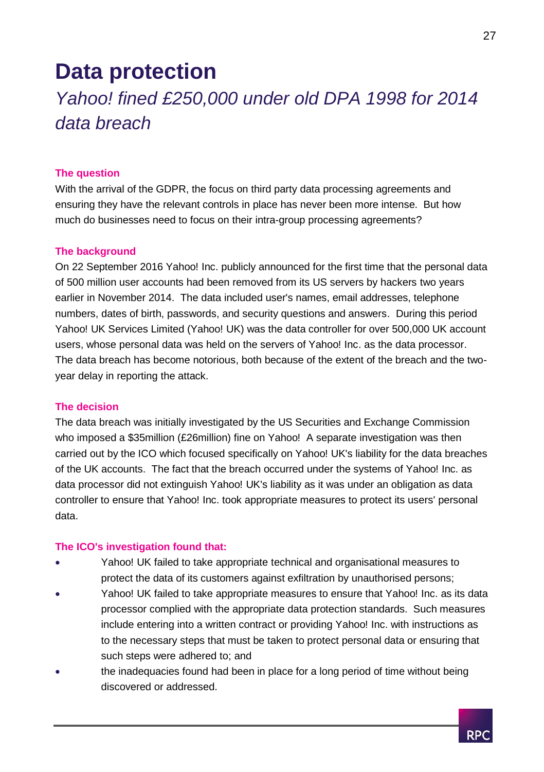# Data protection

## *Yahoo! fined £250,000 under old DPA 1998 for 2014 data breach*

### The question

With the arrival of the GDPR, the focus on third party data processing agreements and ensuring they have the relevant controls in place has never been more intense. But how much do businesses need to focus on their intra-group processing agreements?

### The background

On 22 September 2016 Yahoo! Inc. publicly announced for the first time that the personal data of 500 million user accounts had been removed from its US servers by hackers two years earlier in November 2014. The data included user's names, email addresses, telephone numbers, dates of birth, passwords, and security questions and answers. During this period Yahoo! UK Services Limited (Yahoo! UK) was the data controller for over 500,000 UK account users, whose personal data was held on the servers of Yahoo! Inc. as the data processor. The data breach has become notorious, both because of the extent of the breach and the two-year delay in reporting the attack.

### The decision

The data breach was initially investigated by the US Securities and Exchange Commission who imposed a $35million (£26million) fine on Yahoo! A separate investigation was then carried out by the ICO which focused specifically on Yahoo! UK's liability for the data breaches of the UK accounts. The fact that the breach occurred under the systems of Yahoo! Inc. as data processor did not extinguish Yahoo! UK's liability as it was under an obligation as data controller to ensure that Yahoo! Inc. took appropriate measures to protect its users' personal data.

### The ICO's investigation found that:

- Yahoo! UK failed to take appropriate technical and organisational measures to protect the data of its customers against exfiltration by unauthorised persons;
- Yahoo! UK failed to take appropriate measures to ensure that Yahoo! Inc. as its data processor complied with the appropriate data protection standards. Such measures include entering into a written contract or providing Yahoo! Inc. with instructions as to the necessary steps that must be taken to protect personal data or ensuring that such steps were adhered to; and
- the inadequacies found had been in place for a long period of time without being discovered or addressed.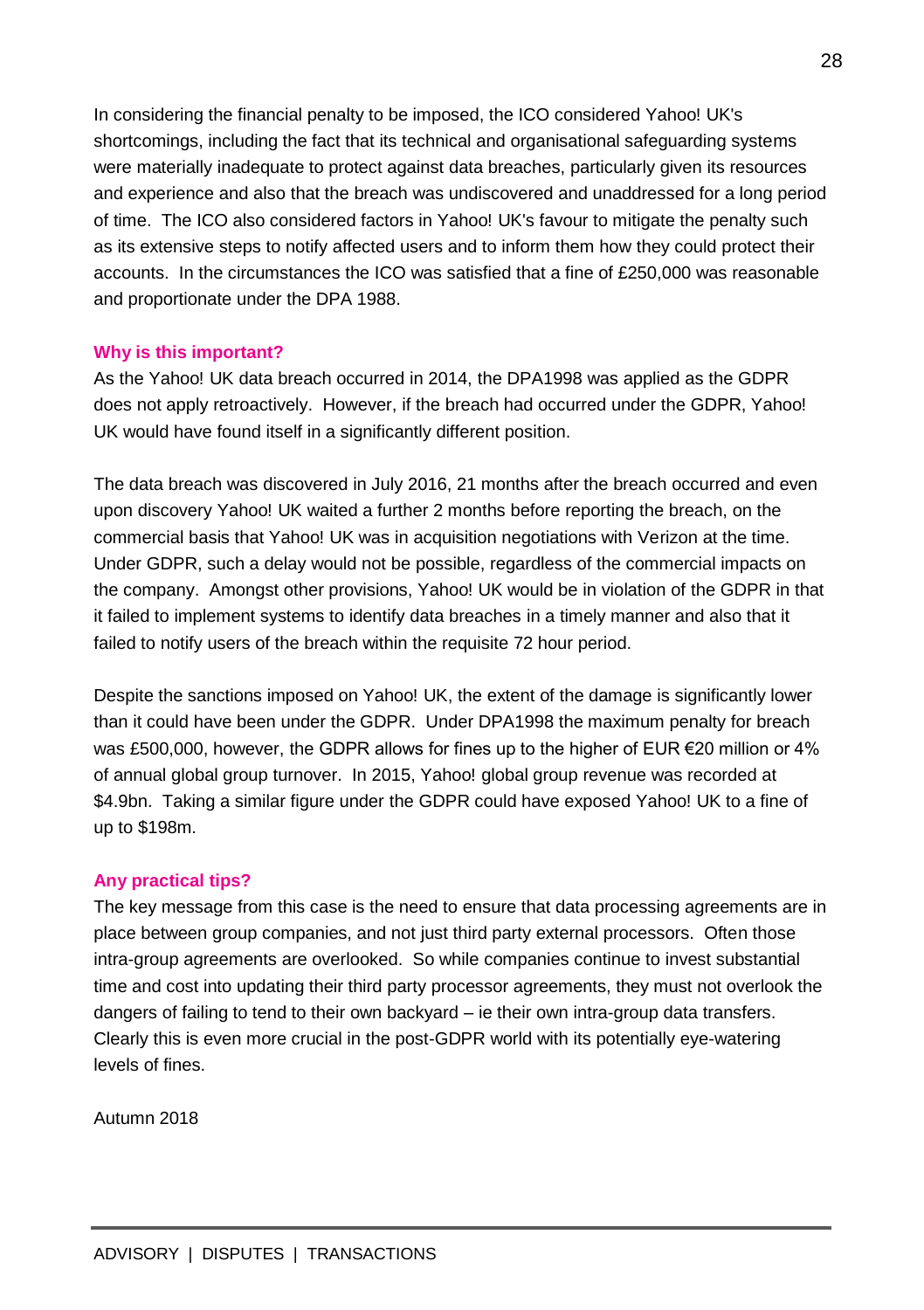In considering the financial penalty to be imposed, the ICO considered Yahoo! UK's shortcomings, including the fact that its technical and organisational safeguarding systems were materially inadequate to protect against data breaches, particularly given its resources and experience and also that the breach was undiscovered and unaddressed for a long period of time. The ICO also considered factors in Yahoo! UK's favour to mitigate the penalty such as its extensive steps to notify affected users and to inform them how they could protect their accounts. In the circumstances the ICO was satisfied that a fine of £250,000 was reasonable and proportionate under the DPA 1988.

### Why is this important?

As the Yahoo! UK data breach occurred in 2014, the DPA1998 was applied as the GDPR does not apply retroactively. However, if the breach had occurred under the GDPR, Yahoo! UK would have found itself in a significantly different position.

The data breach was discovered in July 2016, 21 months after the breach occurred and even upon discovery Yahoo! UK waited a further 2 months before reporting the breach, on the commercial basis that Yahoo! UK was in acquisition negotiations with Verizon at the time. Under GDPR, such a delay would not be possible, regardless of the commercial impacts on the company. Amongst other provisions, Yahoo! UK would be in violation of the GDPR in that it failed to implement systems to identify data breaches in a timely manner and also that it failed to notify users of the breach within the requisite 72 hour period.

Despite the sanctions imposed on Yahoo! UK, the extent of the damage is significantly lower than it could have been under the GDPR. Under DPA1998 the maximum penalty for breach was £500,000, however, the GDPR allows for fines up to the higher of EUR €20 million or 4% of annual global group turnover. In 2015, Yahoo! global group revenue was recorded at $4.9bn. Taking a similar figure under the GDPR could have exposed Yahoo! UK to a fine of up to $198m.

### Any practical tips?

The key message from this case is the need to ensure that data processing agreements are in place between group companies, and not just third party external processors. Often those intra-group agreements are overlooked. So while companies continue to invest substantial time and cost into updating their third party processor agreements, they must not overlook the dangers of failing to tend to their own backyard – ie their own intra-group data transfers. Clearly this is even more crucial in the post-GDPR world with its potentially eye-watering levels of fines.

Autumn 2018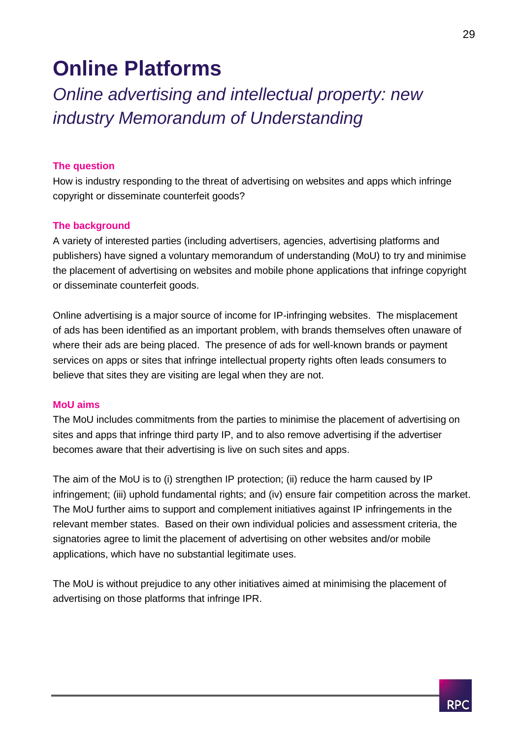# Online Platforms

## *Online advertising and intellectual property: new industry Memorandum of Understanding*

### The question

How is industry responding to the threat of advertising on websites and apps which infringe copyright or disseminate counterfeit goods?

### The background

A variety of interested parties (including advertisers, agencies, advertising platforms and publishers) have signed a voluntary memorandum of understanding (MoU) to try and minimise the placement of advertising on websites and mobile phone applications that infringe copyright or disseminate counterfeit goods.

Online advertising is a major source of income for IP-infringing websites. The misplacement of ads has been identified as an important problem, with brands themselves often unaware of where their ads are being placed. The presence of ads for well-known brands or payment services on apps or sites that infringe intellectual property rights often leads consumers to believe that sites they are visiting are legal when they are not.

### MoU aims

The MoU includes commitments from the parties to minimise the placement of advertising on sites and apps that infringe third party IP, and to also remove advertising if the advertiser becomes aware that their advertising is live on such sites and apps.

The aim of the MoU is to (i) strengthen IP protection; (ii) reduce the harm caused by IP infringement; (iii) uphold fundamental rights; and (iv) ensure fair competition across the market. The MoU further aims to support and complement initiatives against IP infringements in the relevant member states. Based on their own individual policies and assessment criteria, the signatories agree to limit the placement of advertising on other websites and/or mobile applications, which have no substantial legitimate uses.

The MoU is without prejudice to any other initiatives aimed at minimising the placement of advertising on those platforms that infringe IPR.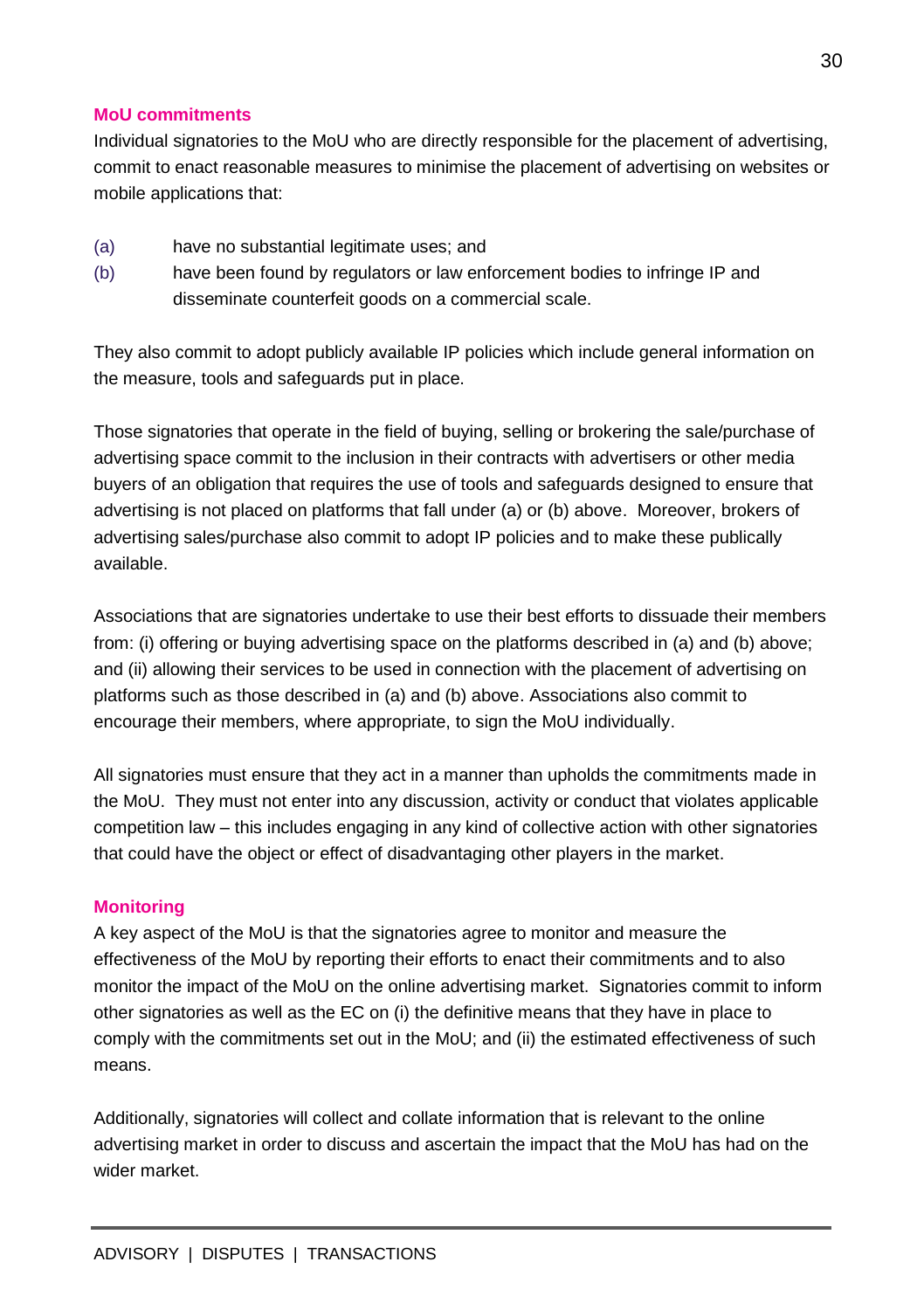### MoU commitments

Individual signatories to the MoU who are directly responsible for the placement of advertising, commit to enact reasonable measures to minimise the placement of advertising on websites or mobile applications that:

(a) have no substantial legitimate uses; and

(b) have been found by regulators or law enforcement bodies to infringe IP and disseminate counterfeit goods on a commercial scale.

They also commit to adopt publicly available IP policies which include general information on the measure, tools and safeguards put in place.

Those signatories that operate in the field of buying, selling or brokering the sale/purchase of advertising space commit to the inclusion in their contracts with advertisers or other media buyers of an obligation that requires the use of tools and safeguards designed to ensure that advertising is not placed on platforms that fall under (a) or (b) above. Moreover, brokers of advertising sales/purchase also commit to adopt IP policies and to make these publically available.

Associations that are signatories undertake to use their best efforts to dissuade their members from: (i) offering or buying advertising space on the platforms described in (a) and (b) above; and (ii) allowing their services to be used in connection with the placement of advertising on platforms such as those described in (a) and (b) above. Associations also commit to encourage their members, where appropriate, to sign the MoU individually.

All signatories must ensure that they act in a manner than upholds the commitments made in the MoU. They must not enter into any discussion, activity or conduct that violates applicable competition law – this includes engaging in any kind of collective action with other signatories that could have the object or effect of disadvantaging other players in the market.

### Monitoring

A key aspect of the MoU is that the signatories agree to monitor and measure the effectiveness of the MoU by reporting their efforts to enact their commitments and to also monitor the impact of the MoU on the online advertising market. Signatories commit to inform other signatories as well as the EC on (i) the definitive means that they have in place to comply with the commitments set out in the MoU; and (ii) the estimated effectiveness of such means.

Additionally, signatories will collect and collate information that is relevant to the online advertising market in order to discuss and ascertain the impact that the MoU has had on the wider market.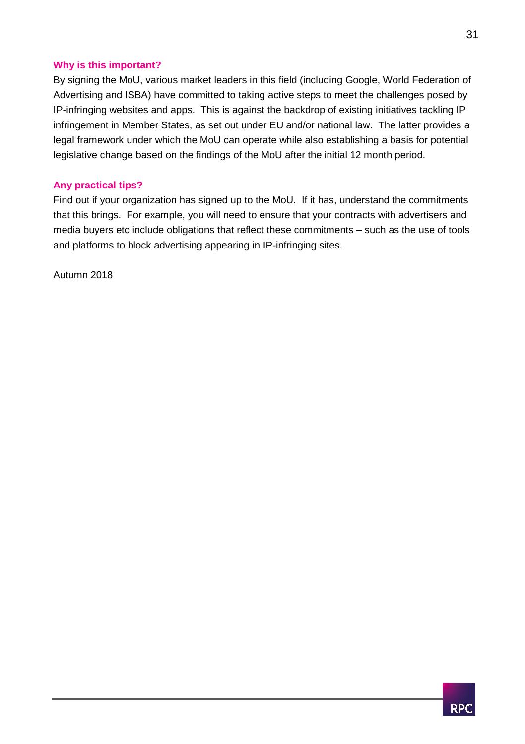### Why is this important?

By signing the MoU, various market leaders in this field (including Google, World Federation of Advertising and ISBA) have committed to taking active steps to meet the challenges posed by IP-infringing websites and apps. This is against the backdrop of existing initiatives tackling IP infringement in Member States, as set out under EU and/or national law. The latter provides a legal framework under which the MoU can operate while also establishing a basis for potential legislative change based on the findings of the MoU after the initial 12 month period.

### Any practical tips?

Find out if your organization has signed up to the MoU. If it has, understand the commitments that this brings. For example, you will need to ensure that your contracts with advertisers and media buyers etc include obligations that reflect these commitments – such as the use of tools and platforms to block advertising appearing in IP-infringing sites.

Autumn 2018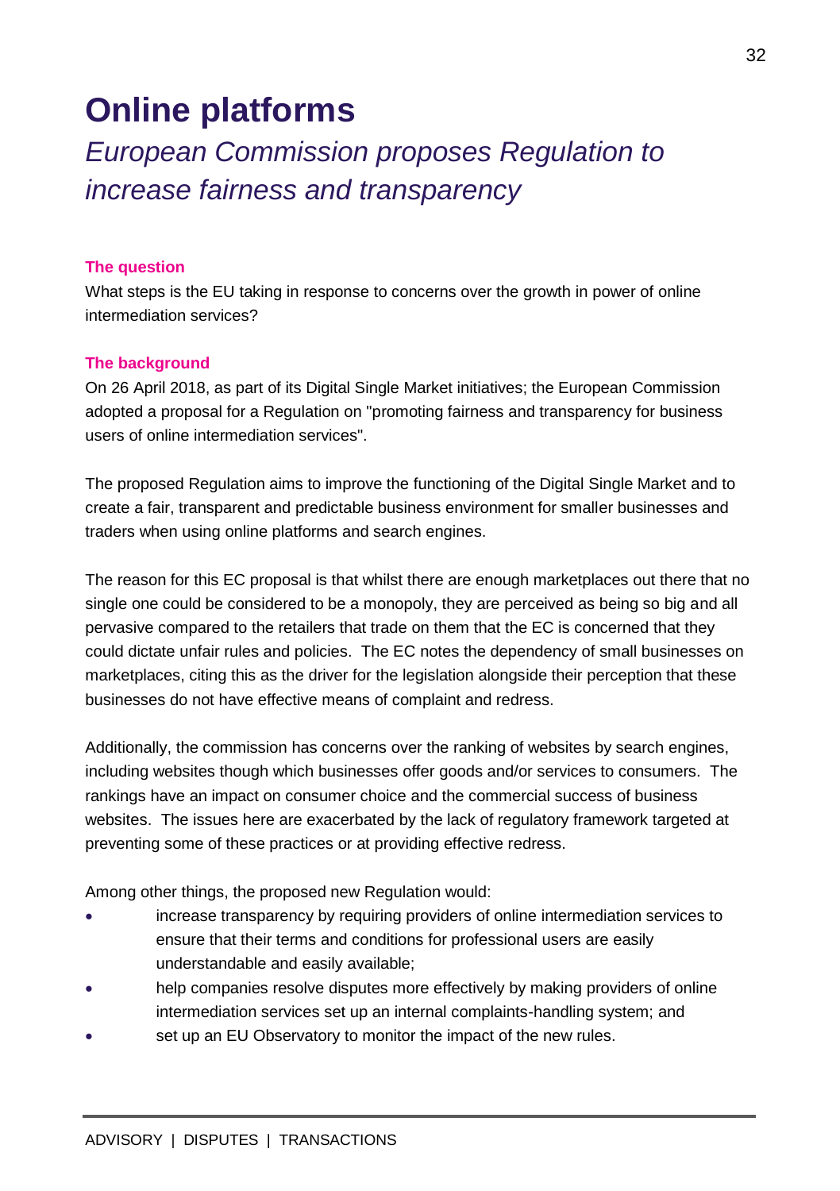# Online platforms

## *European Commission proposes Regulation to increase fairness and transparency*

### The question

What steps is the EU taking in response to concerns over the growth in power of online intermediation services?

### The background

On 26 April 2018, as part of its Digital Single Market initiatives; the European Commission adopted a proposal for a Regulation on "promoting fairness and transparency for business users of online intermediation services".

The proposed Regulation aims to improve the functioning of the Digital Single Market and to create a fair, transparent and predictable business environment for smaller businesses and traders when using online platforms and search engines.

The reason for this EC proposal is that whilst there are enough marketplaces out there that no single one could be considered to be a monopoly, they are perceived as being so big and all pervasive compared to the retailers that trade on them that the EC is concerned that they could dictate unfair rules and policies. The EC notes the dependency of small businesses on marketplaces, citing this as the driver for the legislation alongside their perception that these businesses do not have effective means of complaint and redress.

Additionally, the commission has concerns over the ranking of websites by search engines, including websites though which businesses offer goods and/or services to consumers. The rankings have an impact on consumer choice and the commercial success of business websites. The issues here are exacerbated by the lack of regulatory framework targeted at preventing some of these practices or at providing effective redress.

Among other things, the proposed new Regulation would:

- increase transparency by requiring providers of online intermediation services to ensure that their terms and conditions for professional users are easily understandable and easily available;
- help companies resolve disputes more effectively by making providers of online intermediation services set up an internal complaints-handling system; and
- set up an EU Observatory to monitor the impact of the new rules.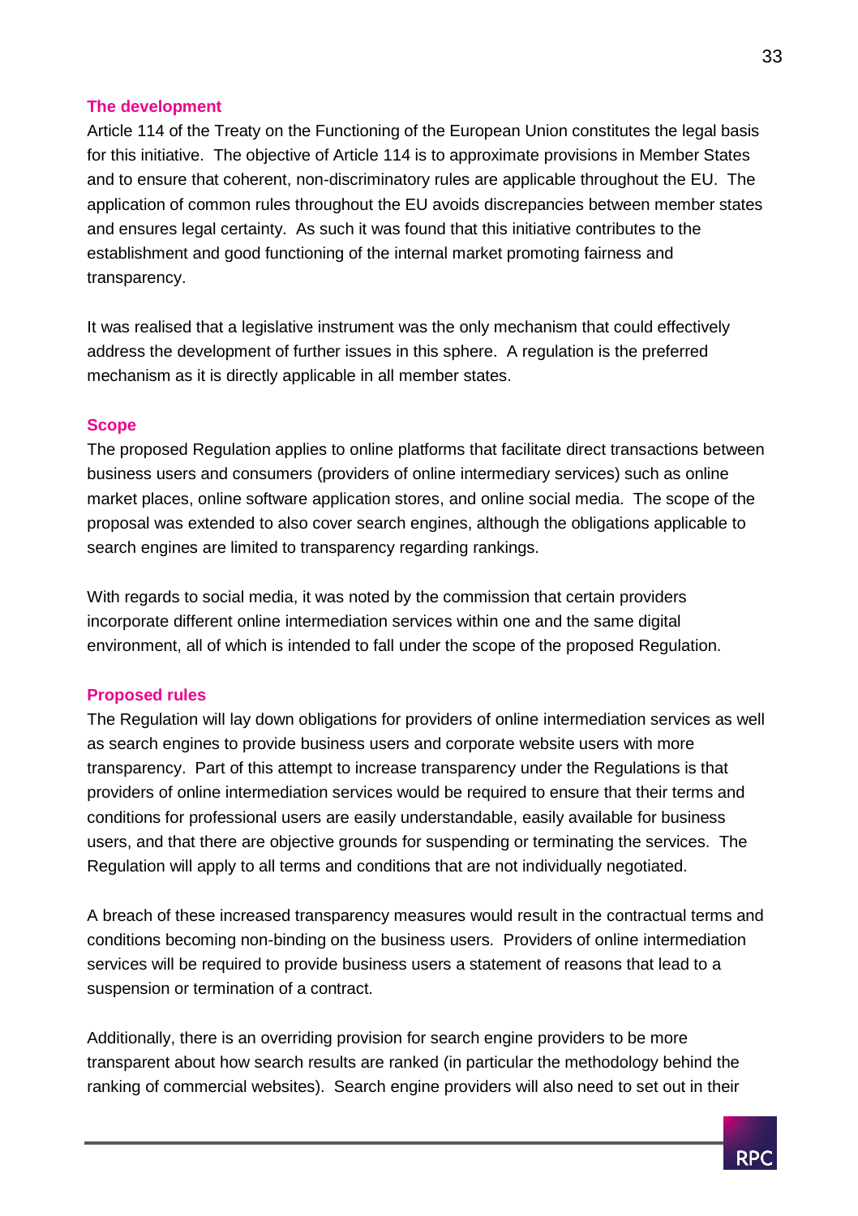### The development

Article 114 of the Treaty on the Functioning of the European Union constitutes the legal basis for this initiative. The objective of Article 114 is to approximate provisions in Member States and to ensure that coherent, non-discriminatory rules are applicable throughout the EU. The application of common rules throughout the EU avoids discrepancies between member states and ensures legal certainty. As such it was found that this initiative contributes to the establishment and good functioning of the internal market promoting fairness and transparency.

It was realised that a legislative instrument was the only mechanism that could effectively address the development of further issues in this sphere. A regulation is the preferred mechanism as it is directly applicable in all member states.

### Scope

The proposed Regulation applies to online platforms that facilitate direct transactions between business users and consumers (providers of online intermediary services) such as online market places, online software application stores, and online social media. The scope of the proposal was extended to also cover search engines, although the obligations applicable to search engines are limited to transparency regarding rankings.

With regards to social media, it was noted by the commission that certain providers incorporate different online intermediation services within one and the same digital environment, all of which is intended to fall under the scope of the proposed Regulation.

### Proposed rules

The Regulation will lay down obligations for providers of online intermediation services as well as search engines to provide business users and corporate website users with more transparency. Part of this attempt to increase transparency under the Regulations is that providers of online intermediation services would be required to ensure that their terms and conditions for professional users are easily understandable, easily available for business users, and that there are objective grounds for suspending or terminating the services. The Regulation will apply to all terms and conditions that are not individually negotiated.

A breach of these increased transparency measures would result in the contractual terms and conditions becoming non-binding on the business users. Providers of online intermediation services will be required to provide business users a statement of reasons that lead to a suspension or termination of a contract.

Additionally, there is an overriding provision for search engine providers to be more transparent about how search results are ranked (in particular the methodology behind the ranking of commercial websites). Search engine providers will also need to set out in their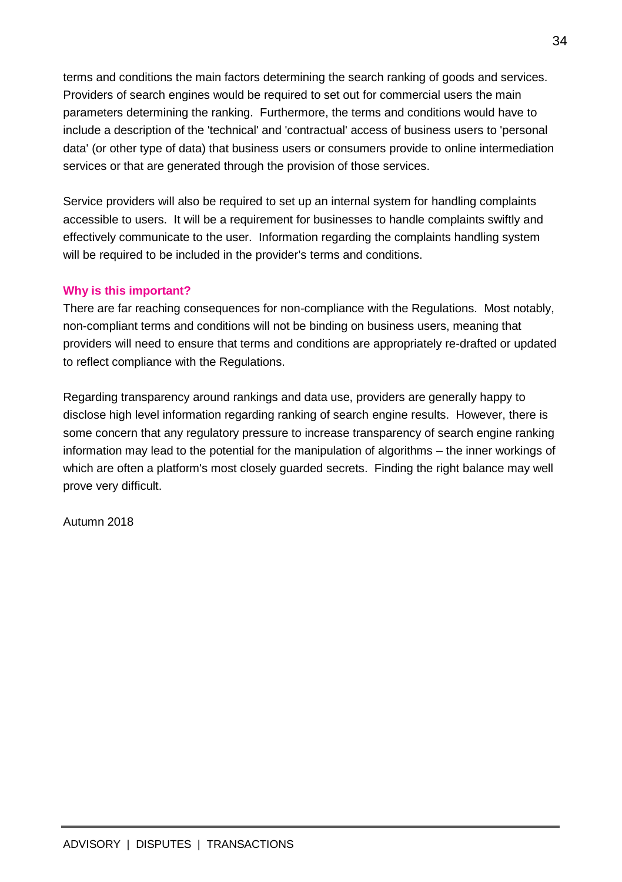terms and conditions the main factors determining the search ranking of goods and services. Providers of search engines would be required to set out for commercial users the main parameters determining the ranking. Furthermore, the terms and conditions would have to include a description of the 'technical' and 'contractual' access of business users to 'personal data' (or other type of data) that business users or consumers provide to online intermediation services or that are generated through the provision of those services.

Service providers will also be required to set up an internal system for handling complaints accessible to users. It will be a requirement for businesses to handle complaints swiftly and effectively communicate to the user. Information regarding the complaints handling system will be required to be included in the provider's terms and conditions.

**Why is this important?**

There are far reaching consequences for non-compliance with the Regulations. Most notably, non-compliant terms and conditions will not be binding on business users, meaning that providers will need to ensure that terms and conditions are appropriately re-drafted or updated to reflect compliance with the Regulations.

Regarding transparency around rankings and data use, providers are generally happy to disclose high level information regarding ranking of search engine results. However, there is some concern that any regulatory pressure to increase transparency of search engine ranking information may lead to the potential for the manipulation of algorithms – the inner workings of which are often a platform's most closely guarded secrets. Finding the right balance may well prove very difficult.

Autumn 2018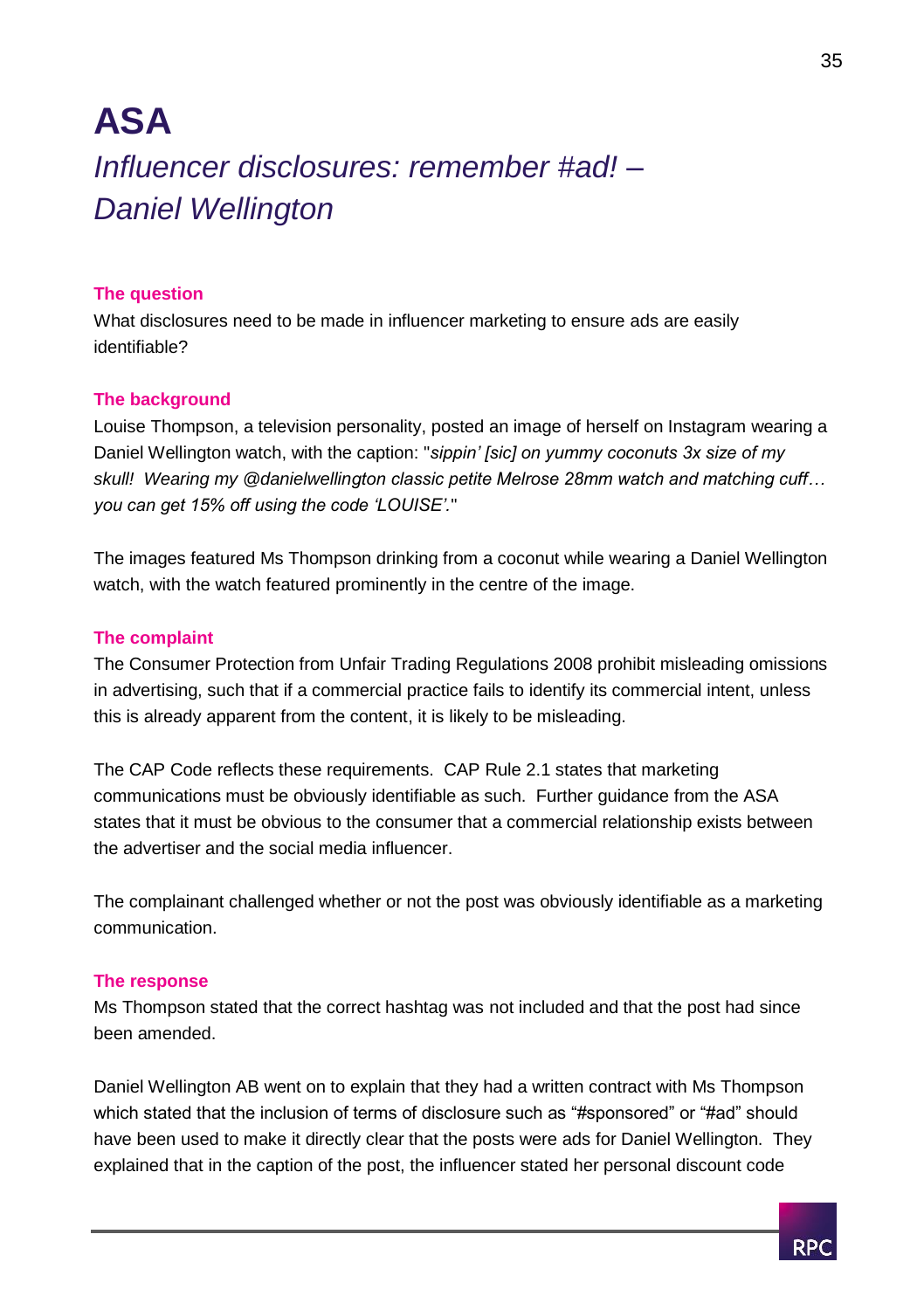# ASA

## *Influencer disclosures: remember #ad! – Daniel Wellington*

### The question

What disclosures need to be made in influencer marketing to ensure ads are easily identifiable?

### The background

Louise Thompson, a television personality, posted an image of herself on Instagram wearing a Daniel Wellington watch, with the caption: "*sippin' [sic] on yummy coconuts 3x size of my skull! Wearing my @danielwellington classic petite Melrose 28mm watch and matching cuff… you can get 15% off using the code 'LOUISE'.*"

The images featured Ms Thompson drinking from a coconut while wearing a Daniel Wellington watch, with the watch featured prominently in the centre of the image.

### The complaint

The Consumer Protection from Unfair Trading Regulations 2008 prohibit misleading omissions in advertising, such that if a commercial practice fails to identify its commercial intent, unless this is already apparent from the content, it is likely to be misleading.

The CAP Code reflects these requirements. CAP Rule 2.1 states that marketing communications must be obviously identifiable as such. Further guidance from the ASA states that it must be obvious to the consumer that a commercial relationship exists between the advertiser and the social media influencer.

The complainant challenged whether or not the post was obviously identifiable as a marketing communication.

### The response

Ms Thompson stated that the correct hashtag was not included and that the post had since been amended.

Daniel Wellington AB went on to explain that they had a written contract with Ms Thompson which stated that the inclusion of terms of disclosure such as "#sponsored" or "#ad" should have been used to make it directly clear that the posts were ads for Daniel Wellington. They explained that in the caption of the post, the influencer stated her personal discount code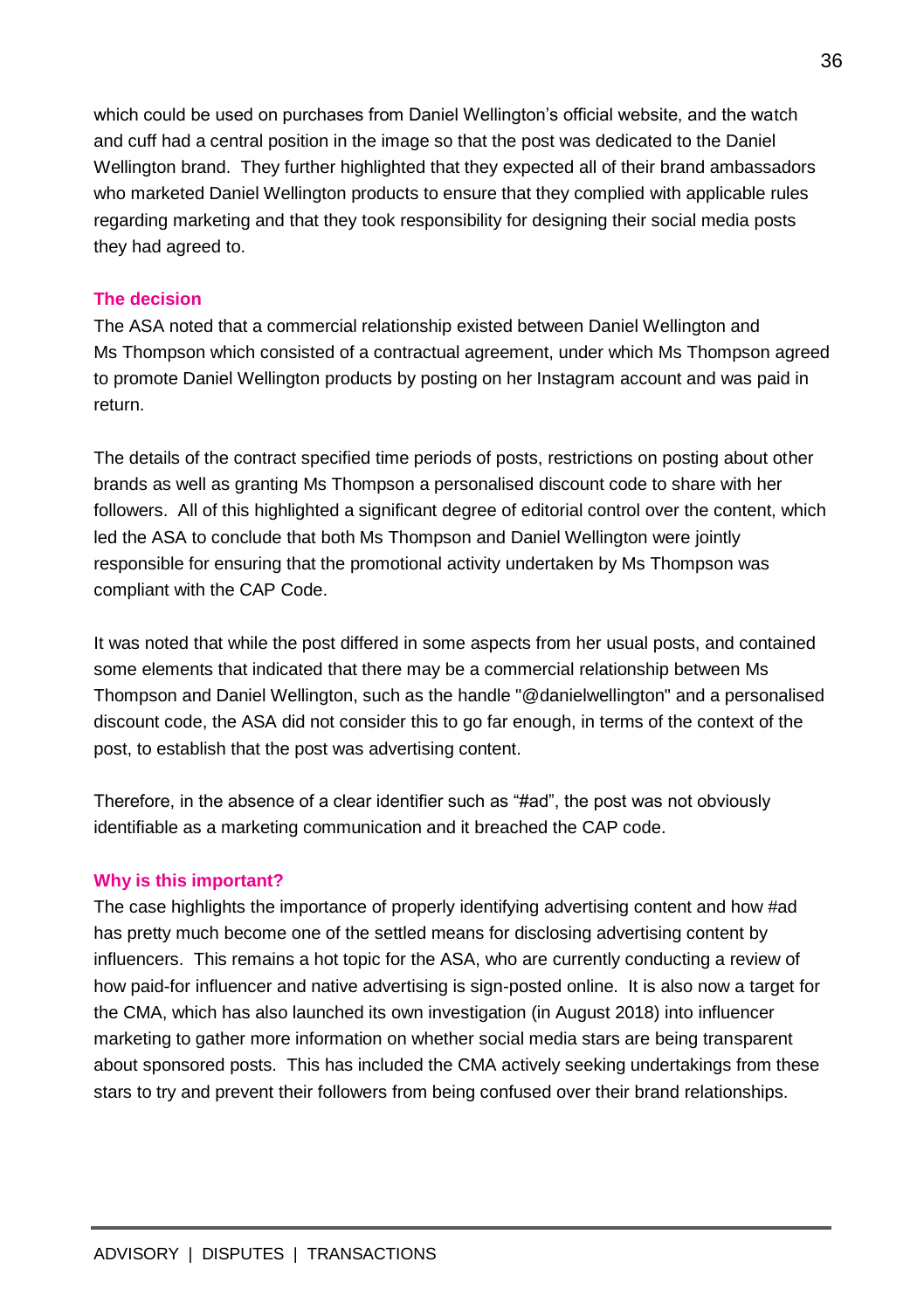which could be used on purchases from Daniel Wellington's official website, and the watch and cuff had a central position in the image so that the post was dedicated to the Daniel Wellington brand. They further highlighted that they expected all of their brand ambassadors who marketed Daniel Wellington products to ensure that they complied with applicable rules regarding marketing and that they took responsibility for designing their social media posts they had agreed to.

### The decision

The ASA noted that a commercial relationship existed between Daniel Wellington and Ms Thompson which consisted of a contractual agreement, under which Ms Thompson agreed to promote Daniel Wellington products by posting on her Instagram account and was paid in return.

The details of the contract specified time periods of posts, restrictions on posting about other brands as well as granting Ms Thompson a personalised discount code to share with her followers. All of this highlighted a significant degree of editorial control over the content, which led the ASA to conclude that both Ms Thompson and Daniel Wellington were jointly responsible for ensuring that the promotional activity undertaken by Ms Thompson was compliant with the CAP Code.

It was noted that while the post differed in some aspects from her usual posts, and contained some elements that indicated that there may be a commercial relationship between Ms Thompson and Daniel Wellington, such as the handle "@danielwellington" and a personalised discount code, the ASA did not consider this to go far enough, in terms of the context of the post, to establish that the post was advertising content.

Therefore, in the absence of a clear identifier such as "#ad", the post was not obviously identifiable as a marketing communication and it breached the CAP code.

### Why is this important?

The case highlights the importance of properly identifying advertising content and how #ad has pretty much become one of the settled means for disclosing advertising content by influencers. This remains a hot topic for the ASA, who are currently conducting a review of how paid-for influencer and native advertising is sign-posted online. It is also now a target for the CMA, which has also launched its own investigation (in August 2018) into influencer marketing to gather more information on whether social media stars are being transparent about sponsored posts. This has included the CMA actively seeking undertakings from these stars to try and prevent their followers from being confused over their brand relationships.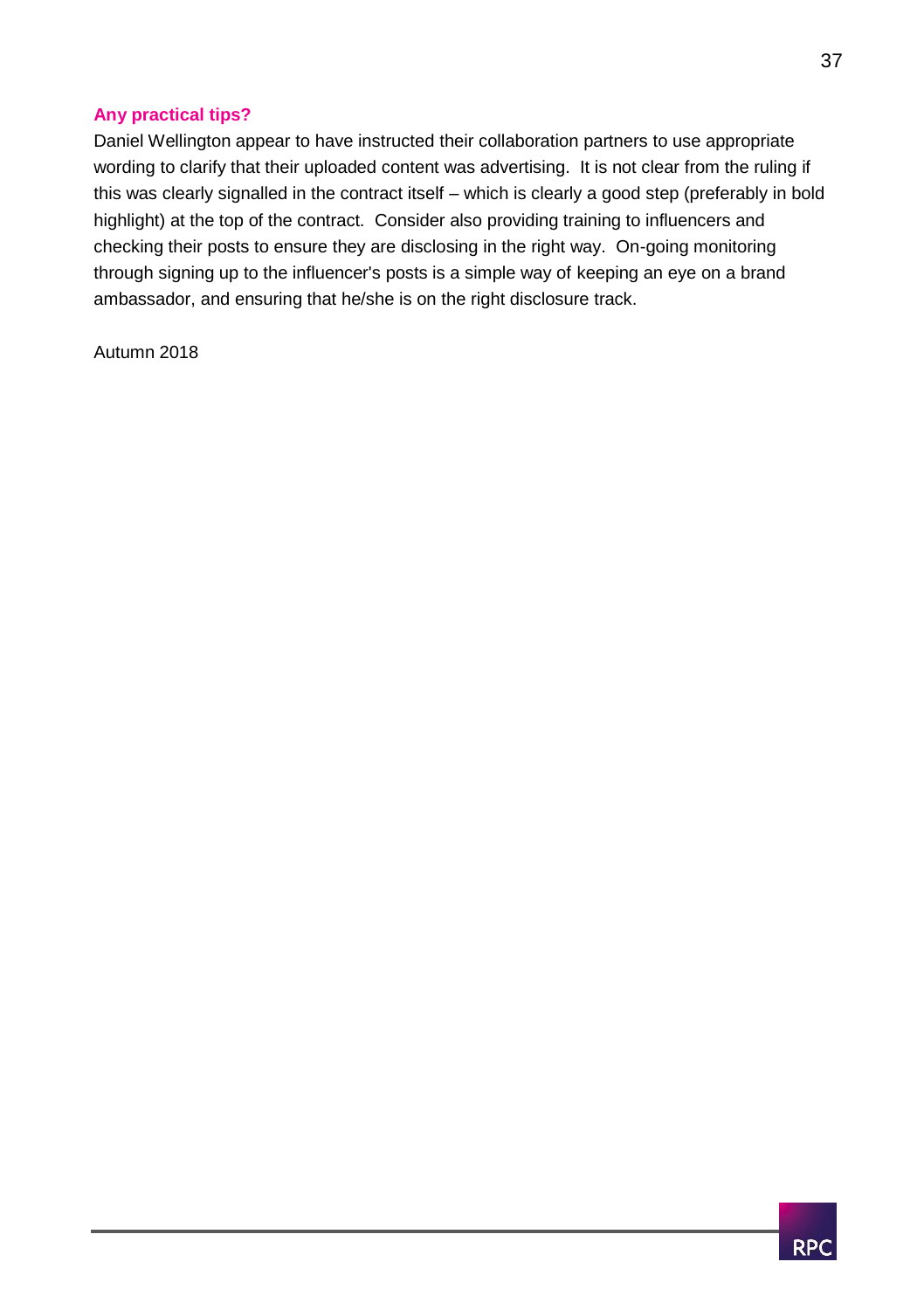### Any practical tips?

Daniel Wellington appear to have instructed their collaboration partners to use appropriate wording to clarify that their uploaded content was advertising. It is not clear from the ruling if this was clearly signalled in the contract itself – which is clearly a good step (preferably in bold highlight) at the top of the contract. Consider also providing training to influencers and checking their posts to ensure they are disclosing in the right way. On-going monitoring through signing up to the influencer's posts is a simple way of keeping an eye on a brand ambassador, and ensuring that he/she is on the right disclosure track.

Autumn 2018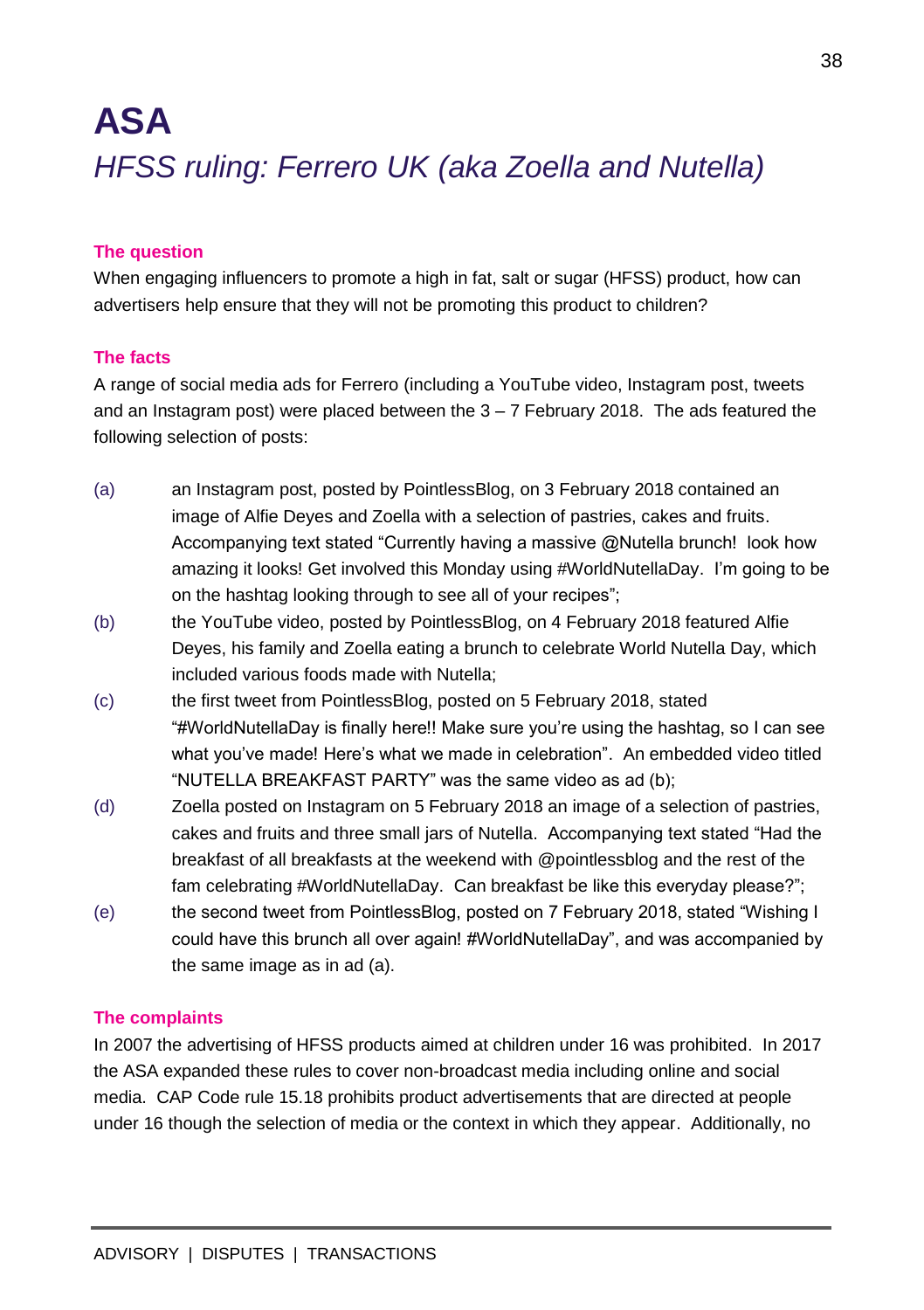# ASA

## *HFSS ruling: Ferrero UK (aka Zoella and Nutella)*

**The question**

When engaging influencers to promote a high in fat, salt or sugar (HFSS) product, how can advertisers help ensure that they will not be promoting this product to children?

**The facts**

A range of social media ads for Ferrero (including a YouTube video, Instagram post, tweets and an Instagram post) were placed between the 3 – 7 February 2018. The ads featured the following selection of posts:

(a) an Instagram post, posted by PointlessBlog, on 3 February 2018 contained an image of Alfie Deyes and Zoella with a selection of pastries, cakes and fruits. Accompanying text stated "Currently having a massive @Nutella brunch! look how amazing it looks! Get involved this Monday using #WorldNutellaDay. I'm going to be on the hashtag looking through to see all of your recipes";

(b) the YouTube video, posted by PointlessBlog, on 4 February 2018 featured Alfie Deyes, his family and Zoella eating a brunch to celebrate World Nutella Day, which included various foods made with Nutella;

(c) the first tweet from PointlessBlog, posted on 5 February 2018, stated "#WorldNutellaDay is finally here!! Make sure you're using the hashtag, so I can see what you've made! Here's what we made in celebration". An embedded video titled "NUTELLA BREAKFAST PARTY" was the same video as ad (b);

(d) Zoella posted on Instagram on 5 February 2018 an image of a selection of pastries, cakes and fruits and three small jars of Nutella. Accompanying text stated "Had the breakfast of all breakfasts at the weekend with @pointlessblog and the rest of the fam celebrating #WorldNutellaDay. Can breakfast be like this everyday please?";

(e) the second tweet from PointlessBlog, posted on 7 February 2018, stated "Wishing I could have this brunch all over again! #WorldNutellaDay", and was accompanied by the same image as in ad (a).

**The complaints**

In 2007 the advertising of HFSS products aimed at children under 16 was prohibited. In 2017 the ASA expanded these rules to cover non-broadcast media including online and social media. CAP Code rule 15.18 prohibits product advertisements that are directed at people under 16 though the selection of media or the context in which they appear. Additionally, no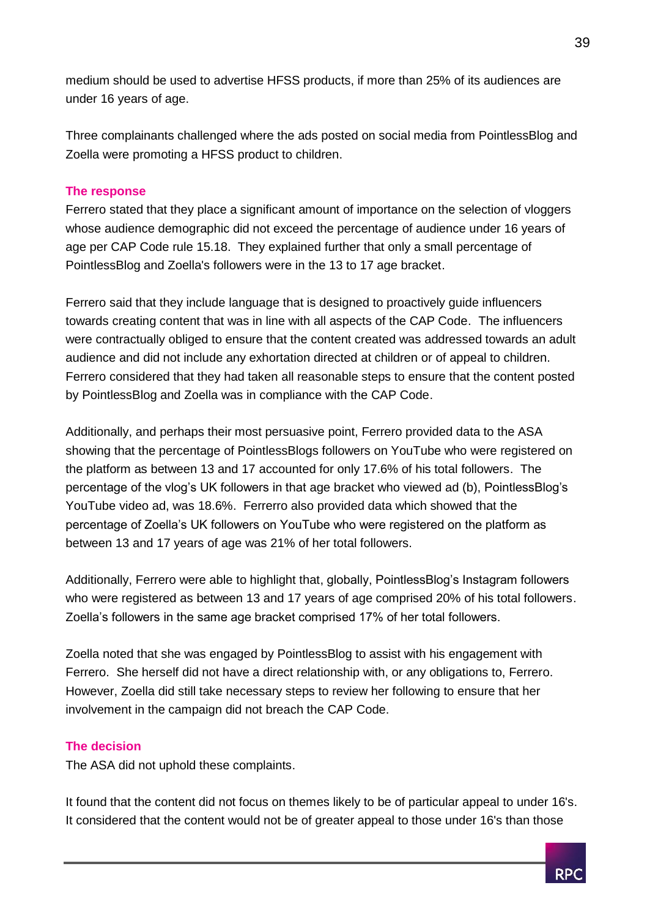medium should be used to advertise HFSS products, if more than 25% of its audiences are under 16 years of age.

Three complainants challenged where the ads posted on social media from PointlessBlog and Zoella were promoting a HFSS product to children.

### The response

Ferrero stated that they place a significant amount of importance on the selection of vloggers whose audience demographic did not exceed the percentage of audience under 16 years of age per CAP Code rule 15.18. They explained further that only a small percentage of PointlessBlog and Zoella's followers were in the 13 to 17 age bracket.

Ferrero said that they include language that is designed to proactively guide influencers towards creating content that was in line with all aspects of the CAP Code. The influencers were contractually obliged to ensure that the content created was addressed towards an adult audience and did not include any exhortation directed at children or of appeal to children. Ferrero considered that they had taken all reasonable steps to ensure that the content posted by PointlessBlog and Zoella was in compliance with the CAP Code.

Additionally, and perhaps their most persuasive point, Ferrero provided data to the ASA showing that the percentage of PointlessBlogs followers on YouTube who were registered on the platform as between 13 and 17 accounted for only 17.6% of his total followers. The percentage of the vlog's UK followers in that age bracket who viewed ad (b), PointlessBlog's YouTube video ad, was 18.6%. Ferrerro also provided data which showed that the percentage of Zoella's UK followers on YouTube who were registered on the platform as between 13 and 17 years of age was 21% of her total followers.

Additionally, Ferrero were able to highlight that, globally, PointlessBlog's Instagram followers who were registered as between 13 and 17 years of age comprised 20% of his total followers. Zoella's followers in the same age bracket comprised 17% of her total followers.

Zoella noted that she was engaged by PointlessBlog to assist with his engagement with Ferrero. She herself did not have a direct relationship with, or any obligations to, Ferrero. However, Zoella did still take necessary steps to review her following to ensure that her involvement in the campaign did not breach the CAP Code.

### The decision

The ASA did not uphold these complaints.

It found that the content did not focus on themes likely to be of particular appeal to under 16's. It considered that the content would not be of greater appeal to those under 16's than those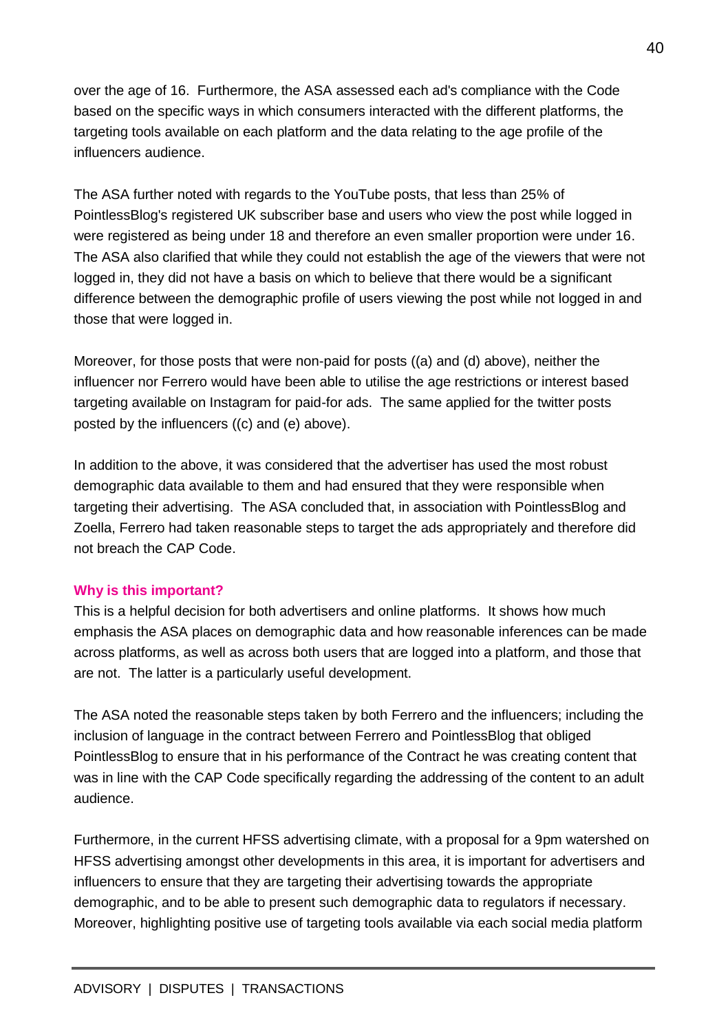over the age of 16. Furthermore, the ASA assessed each ad's compliance with the Code based on the specific ways in which consumers interacted with the different platforms, the targeting tools available on each platform and the data relating to the age profile of the influencers audience.

The ASA further noted with regards to the YouTube posts, that less than 25% of PointlessBlog's registered UK subscriber base and users who view the post while logged in were registered as being under 18 and therefore an even smaller proportion were under 16. The ASA also clarified that while they could not establish the age of the viewers that were not logged in, they did not have a basis on which to believe that there would be a significant difference between the demographic profile of users viewing the post while not logged in and those that were logged in.

Moreover, for those posts that were non-paid for posts ((a) and (d) above), neither the influencer nor Ferrero would have been able to utilise the age restrictions or interest based targeting available on Instagram for paid-for ads. The same applied for the twitter posts posted by the influencers ((c) and (e) above).

In addition to the above, it was considered that the advertiser has used the most robust demographic data available to them and had ensured that they were responsible when targeting their advertising. The ASA concluded that, in association with PointlessBlog and Zoella, Ferrero had taken reasonable steps to target the ads appropriately and therefore did not breach the CAP Code.

**Why is this important?**

This is a helpful decision for both advertisers and online platforms. It shows how much emphasis the ASA places on demographic data and how reasonable inferences can be made across platforms, as well as across both users that are logged into a platform, and those that are not. The latter is a particularly useful development.

The ASA noted the reasonable steps taken by both Ferrero and the influencers; including the inclusion of language in the contract between Ferrero and PointlessBlog that obliged PointlessBlog to ensure that in his performance of the Contract he was creating content that was in line with the CAP Code specifically regarding the addressing of the content to an adult audience.

Furthermore, in the current HFSS advertising climate, with a proposal for a 9pm watershed on HFSS advertising amongst other developments in this area, it is important for advertisers and influencers to ensure that they are targeting their advertising towards the appropriate demographic, and to be able to present such demographic data to regulators if necessary. Moreover, highlighting positive use of targeting tools available via each social media platform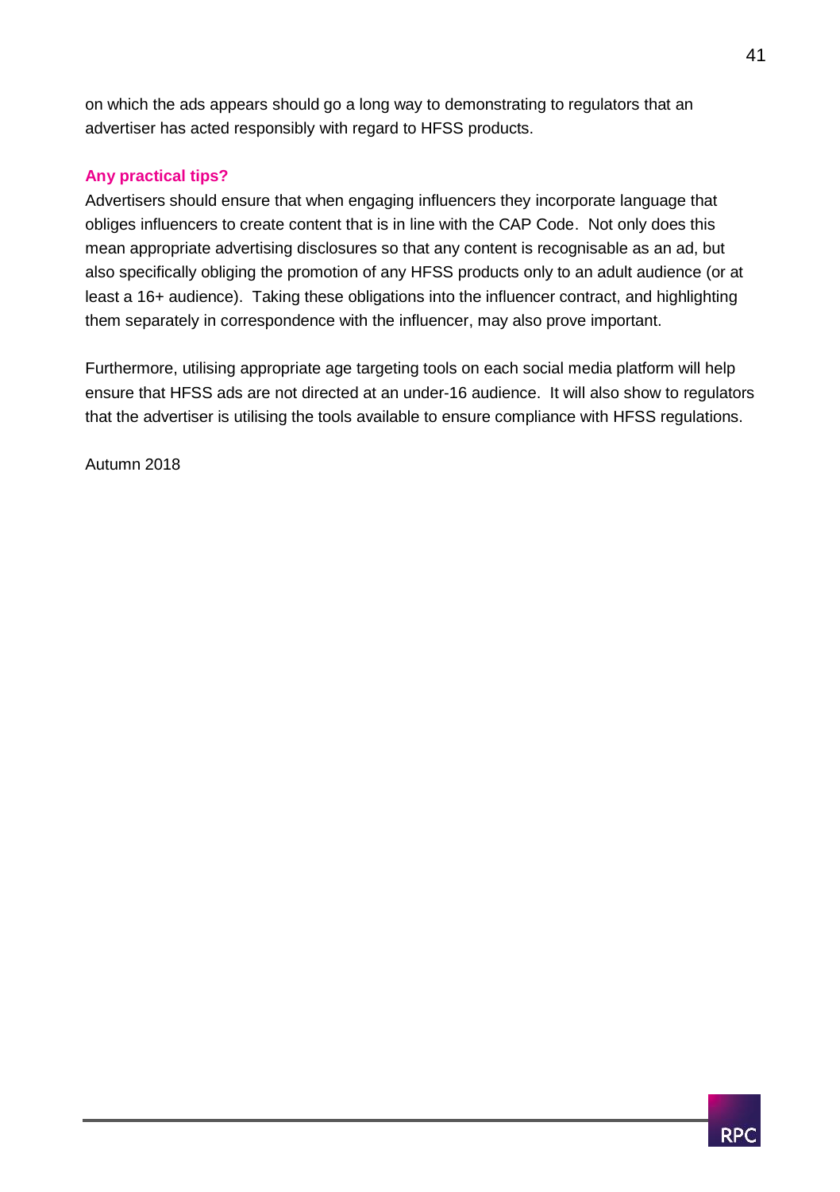on which the ads appears should go a long way to demonstrating to regulators that an advertiser has acted responsibly with regard to HFSS products.

### Any practical tips?

Advertisers should ensure that when engaging influencers they incorporate language that obliges influencers to create content that is in line with the CAP Code. Not only does this mean appropriate advertising disclosures so that any content is recognisable as an ad, but also specifically obliging the promotion of any HFSS products only to an adult audience (or at least a 16+ audience). Taking these obligations into the influencer contract, and highlighting them separately in correspondence with the influencer, may also prove important.

Furthermore, utilising appropriate age targeting tools on each social media platform will help ensure that HFSS ads are not directed at an under-16 audience. It will also show to regulators that the advertiser is utilising the tools available to ensure compliance with HFSS regulations.

Autumn 2018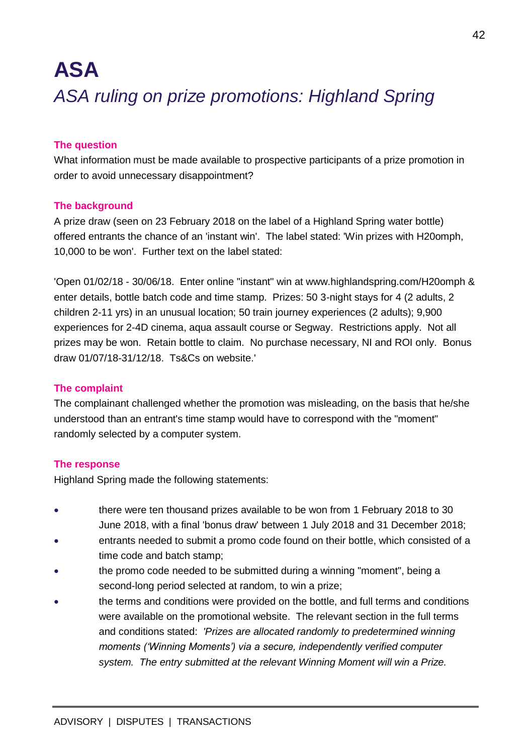# ASA

## *ASA ruling on prize promotions: Highland Spring*

### The question

What information must be made available to prospective participants of a prize promotion in order to avoid unnecessary disappointment?

### The background

A prize draw (seen on 23 February 2018 on the label of a Highland Spring water bottle) offered entrants the chance of an 'instant win'. The label stated: 'Win prizes with H20omph, 10,000 to be won'. Further text on the label stated:

'Open 01/02/18 - 30/06/18. Enter online "instant" win at www.highlandspring.com/H20omph & enter details, bottle batch code and time stamp. Prizes: 50 3-night stays for 4 (2 adults, 2 children 2-11 yrs) in an unusual location; 50 train journey experiences (2 adults); 9,900 experiences for 2-4D cinema, aqua assault course or Segway. Restrictions apply. Not all prizes may be won. Retain bottle to claim. No purchase necessary, NI and ROI only. Bonus draw 01/07/18-31/12/18. Ts&Cs on website.'

### The complaint

The complainant challenged whether the promotion was misleading, on the basis that he/she understood than an entrant's time stamp would have to correspond with the "moment" randomly selected by a computer system.

### The response

Highland Spring made the following statements:

- there were ten thousand prizes available to be won from 1 February 2018 to 30 June 2018, with a final 'bonus draw' between 1 July 2018 and 31 December 2018;
- entrants needed to submit a promo code found on their bottle, which consisted of a time code and batch stamp;
- the promo code needed to be submitted during a winning "moment", being a second-long period selected at random, to win a prize;
- the terms and conditions were provided on the bottle, and full terms and conditions were available on the promotional website. The relevant section in the full terms and conditions stated: *'Prizes are allocated randomly to predetermined winning moments ('Winning Moments') via a secure, independently verified computer system. The entry submitted at the relevant Winning Moment will win a Prize.*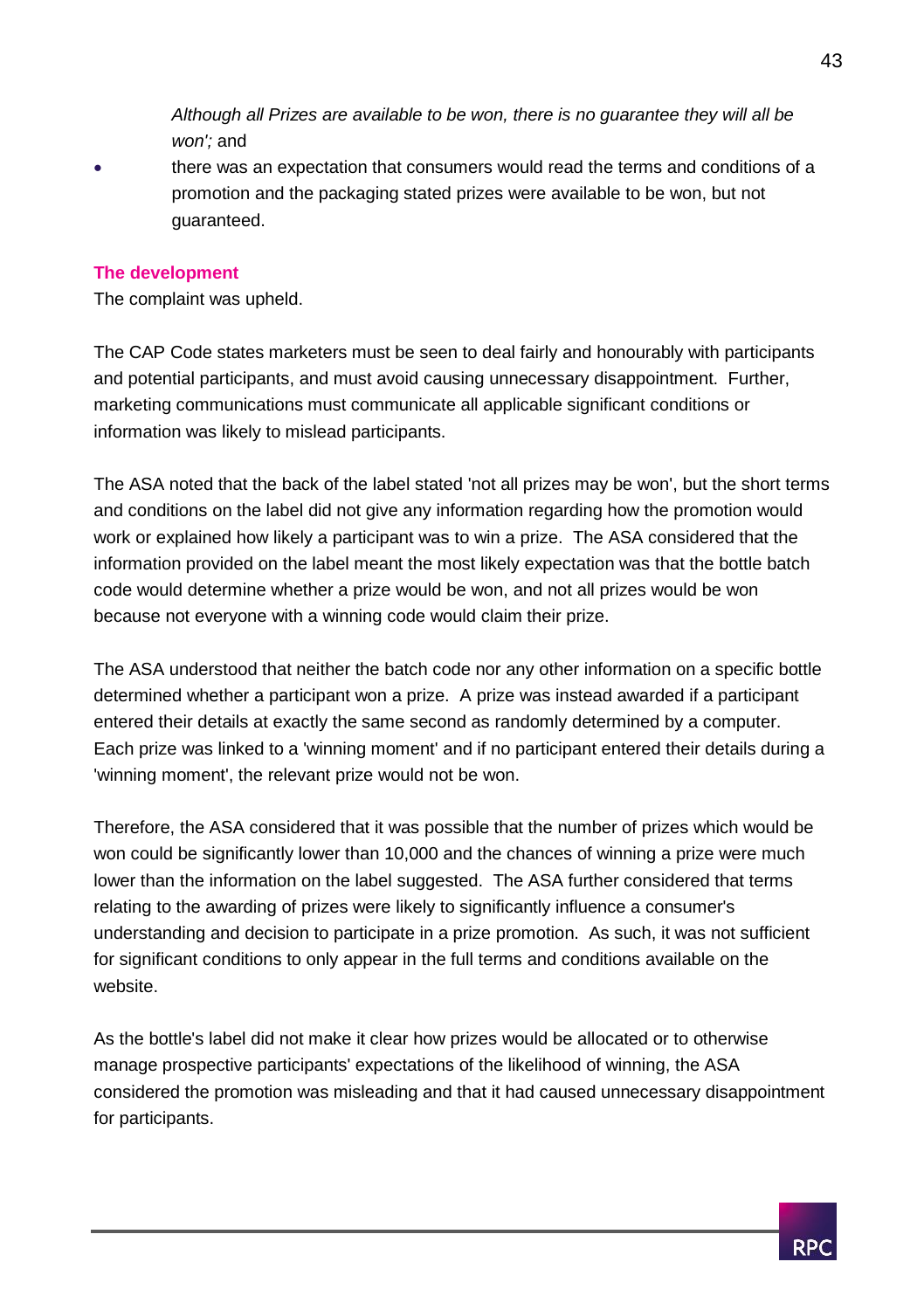*Although all Prizes are available to be won, there is no guarantee they will all be won';* and

- there was an expectation that consumers would read the terms and conditions of a promotion and the packaging stated prizes were available to be won, but not guaranteed.

**The development**

The complaint was upheld.

The CAP Code states marketers must be seen to deal fairly and honourably with participants and potential participants, and must avoid causing unnecessary disappointment. Further, marketing communications must communicate all applicable significant conditions or information was likely to mislead participants.

The ASA noted that the back of the label stated 'not all prizes may be won', but the short terms and conditions on the label did not give any information regarding how the promotion would work or explained how likely a participant was to win a prize. The ASA considered that the information provided on the label meant the most likely expectation was that the bottle batch code would determine whether a prize would be won, and not all prizes would be won because not everyone with a winning code would claim their prize.

The ASA understood that neither the batch code nor any other information on a specific bottle determined whether a participant won a prize. A prize was instead awarded if a participant entered their details at exactly the same second as randomly determined by a computer. Each prize was linked to a 'winning moment' and if no participant entered their details during a 'winning moment', the relevant prize would not be won.

Therefore, the ASA considered that it was possible that the number of prizes which would be won could be significantly lower than 10,000 and the chances of winning a prize were much lower than the information on the label suggested. The ASA further considered that terms relating to the awarding of prizes were likely to significantly influence a consumer's understanding and decision to participate in a prize promotion. As such, it was not sufficient for significant conditions to only appear in the full terms and conditions available on the website.

As the bottle's label did not make it clear how prizes would be allocated or to otherwise manage prospective participants' expectations of the likelihood of winning, the ASA considered the promotion was misleading and that it had caused unnecessary disappointment for participants.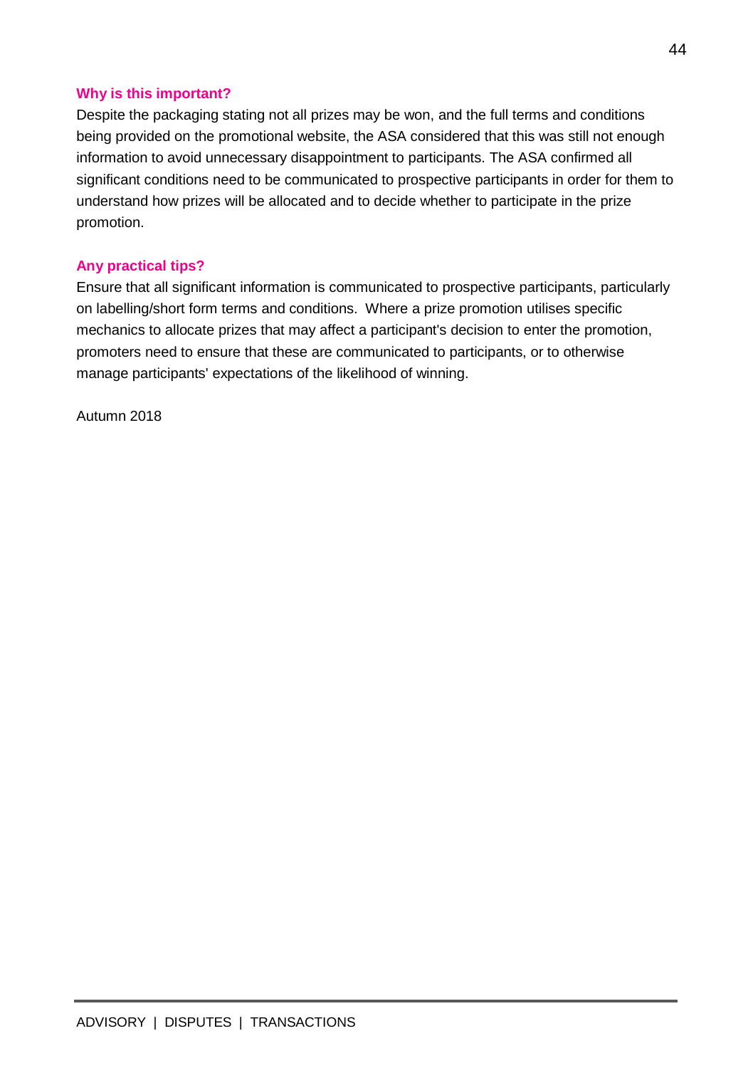### Why is this important?

Despite the packaging stating not all prizes may be won, and the full terms and conditions being provided on the promotional website, the ASA considered that this was still not enough information to avoid unnecessary disappointment to participants. The ASA confirmed all significant conditions need to be communicated to prospective participants in order for them to understand how prizes will be allocated and to decide whether to participate in the prize promotion.

### Any practical tips?

Ensure that all significant information is communicated to prospective participants, particularly on labelling/short form terms and conditions. Where a prize promotion utilises specific mechanics to allocate prizes that may affect a participant's decision to enter the promotion, promoters need to ensure that these are communicated to participants, or to otherwise manage participants' expectations of the likelihood of winning.

Autumn 2018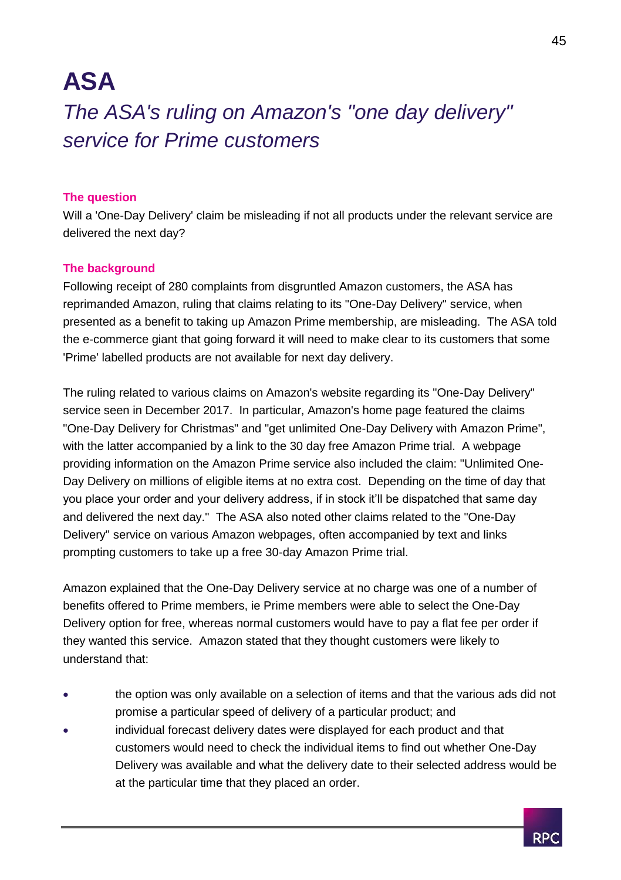# ASA

## *The ASA's ruling on Amazon's "one day delivery" service for Prime customers*

### The question

Will a 'One-Day Delivery' claim be misleading if not all products under the relevant service are delivered the next day?

### The background

Following receipt of 280 complaints from disgruntled Amazon customers, the ASA has reprimanded Amazon, ruling that claims relating to its "One-Day Delivery" service, when presented as a benefit to taking up Amazon Prime membership, are misleading. The ASA told the e-commerce giant that going forward it will need to make clear to its customers that some 'Prime' labelled products are not available for next day delivery.

The ruling related to various claims on Amazon's website regarding its "One-Day Delivery" service seen in December 2017. In particular, Amazon's home page featured the claims "One-Day Delivery for Christmas" and "get unlimited One-Day Delivery with Amazon Prime", with the latter accompanied by a link to the 30 day free Amazon Prime trial. A webpage providing information on the Amazon Prime service also included the claim: "Unlimited One-Day Delivery on millions of eligible items at no extra cost. Depending on the time of day that you place your order and your delivery address, if in stock it'll be dispatched that same day and delivered the next day." The ASA also noted other claims related to the "One-Day Delivery" service on various Amazon webpages, often accompanied by text and links prompting customers to take up a free 30-day Amazon Prime trial.

Amazon explained that the One-Day Delivery service at no charge was one of a number of benefits offered to Prime members, ie Prime members were able to select the One-Day Delivery option for free, whereas normal customers would have to pay a flat fee per order if they wanted this service. Amazon stated that they thought customers were likely to understand that:

- the option was only available on a selection of items and that the various ads did not promise a particular speed of delivery of a particular product; and
- individual forecast delivery dates were displayed for each product and that customers would need to check the individual items to find out whether One-Day Delivery was available and what the delivery date to their selected address would be at the particular time that they placed an order.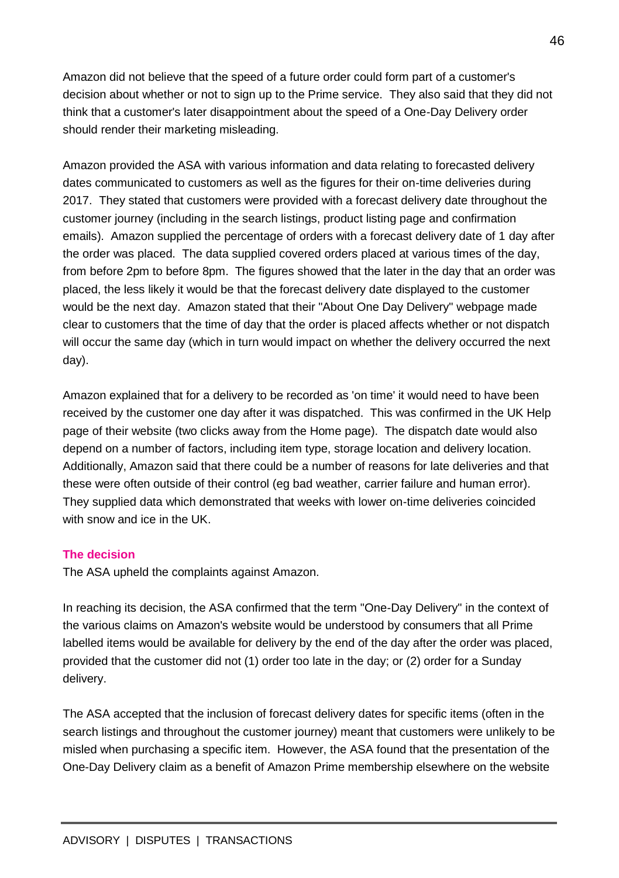Amazon did not believe that the speed of a future order could form part of a customer's decision about whether or not to sign up to the Prime service. They also said that they did not think that a customer's later disappointment about the speed of a One-Day Delivery order should render their marketing misleading.

Amazon provided the ASA with various information and data relating to forecasted delivery dates communicated to customers as well as the figures for their on-time deliveries during 2017. They stated that customers were provided with a forecast delivery date throughout the customer journey (including in the search listings, product listing page and confirmation emails). Amazon supplied the percentage of orders with a forecast delivery date of 1 day after the order was placed. The data supplied covered orders placed at various times of the day, from before 2pm to before 8pm. The figures showed that the later in the day that an order was placed, the less likely it would be that the forecast delivery date displayed to the customer would be the next day. Amazon stated that their "About One Day Delivery" webpage made clear to customers that the time of day that the order is placed affects whether or not dispatch will occur the same day (which in turn would impact on whether the delivery occurred the next day).

Amazon explained that for a delivery to be recorded as 'on time' it would need to have been received by the customer one day after it was dispatched. This was confirmed in the UK Help page of their website (two clicks away from the Home page). The dispatch date would also depend on a number of factors, including item type, storage location and delivery location. Additionally, Amazon said that there could be a number of reasons for late deliveries and that these were often outside of their control (eg bad weather, carrier failure and human error). They supplied data which demonstrated that weeks with lower on-time deliveries coincided with snow and ice in the UK.

**The decision**

The ASA upheld the complaints against Amazon.

In reaching its decision, the ASA confirmed that the term "One-Day Delivery" in the context of the various claims on Amazon's website would be understood by consumers that all Prime labelled items would be available for delivery by the end of the day after the order was placed, provided that the customer did not (1) order too late in the day; or (2) order for a Sunday delivery.

The ASA accepted that the inclusion of forecast delivery dates for specific items (often in the search listings and throughout the customer journey) meant that customers were unlikely to be misled when purchasing a specific item. However, the ASA found that the presentation of the One-Day Delivery claim as a benefit of Amazon Prime membership elsewhere on the website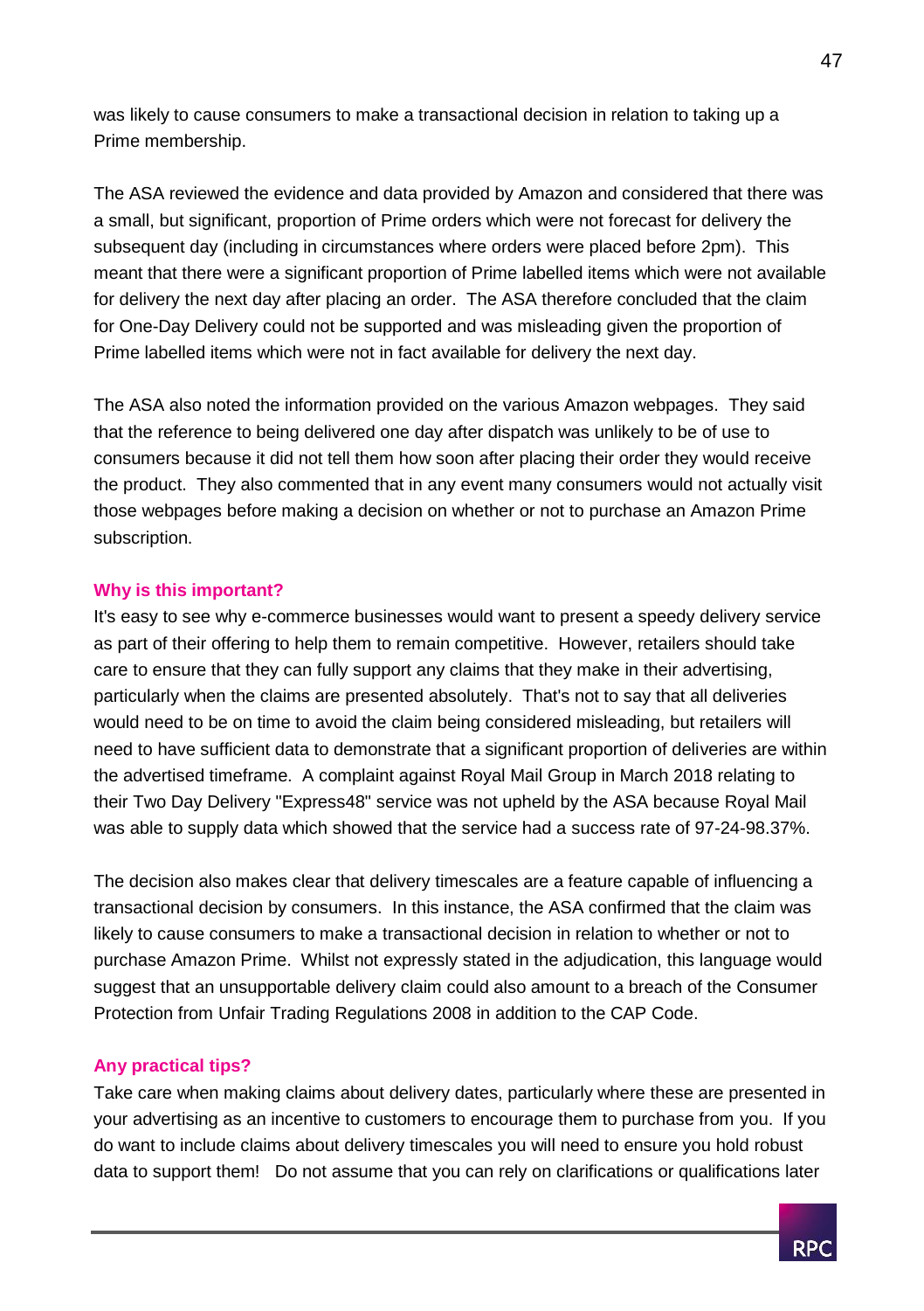was likely to cause consumers to make a transactional decision in relation to taking up a Prime membership.

The ASA reviewed the evidence and data provided by Amazon and considered that there was a small, but significant, proportion of Prime orders which were not forecast for delivery the subsequent day (including in circumstances where orders were placed before 2pm). This meant that there were a significant proportion of Prime labelled items which were not available for delivery the next day after placing an order. The ASA therefore concluded that the claim for One-Day Delivery could not be supported and was misleading given the proportion of Prime labelled items which were not in fact available for delivery the next day.

The ASA also noted the information provided on the various Amazon webpages. They said that the reference to being delivered one day after dispatch was unlikely to be of use to consumers because it did not tell them how soon after placing their order they would receive the product. They also commented that in any event many consumers would not actually visit those webpages before making a decision on whether or not to purchase an Amazon Prime subscription.

**Why is this important?**

It's easy to see why e-commerce businesses would want to present a speedy delivery service as part of their offering to help them to remain competitive. However, retailers should take care to ensure that they can fully support any claims that they make in their advertising, particularly when the claims are presented absolutely. That's not to say that all deliveries would need to be on time to avoid the claim being considered misleading, but retailers will need to have sufficient data to demonstrate that a significant proportion of deliveries are within the advertised timeframe. A complaint against Royal Mail Group in March 2018 relating to their Two Day Delivery "Express48" service was not upheld by the ASA because Royal Mail was able to supply data which showed that the service had a success rate of 97-24-98.37%.

The decision also makes clear that delivery timescales are a feature capable of influencing a transactional decision by consumers. In this instance, the ASA confirmed that the claim was likely to cause consumers to make a transactional decision in relation to whether or not to purchase Amazon Prime. Whilst not expressly stated in the adjudication, this language would suggest that an unsupportable delivery claim could also amount to a breach of the Consumer Protection from Unfair Trading Regulations 2008 in addition to the CAP Code.

**Any practical tips?**

Take care when making claims about delivery dates, particularly where these are presented in your advertising as an incentive to customers to encourage them to purchase from you. If you do want to include claims about delivery timescales you will need to ensure you hold robust data to support them! Do not assume that you can rely on clarifications or qualifications later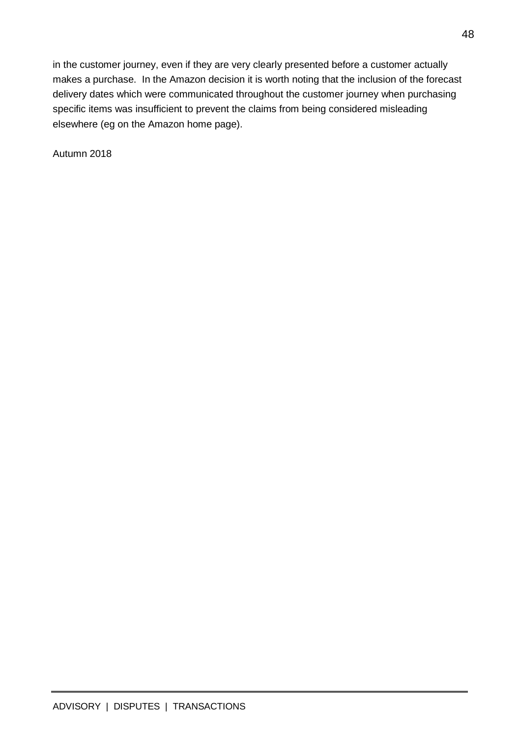in the customer journey, even if they are very clearly presented before a customer actually makes a purchase.  In the Amazon decision it is worth noting that the inclusion of the forecast delivery dates which were communicated throughout the customer journey when purchasing specific items was insufficient to prevent the claims from being considered misleading elsewhere (eg on the Amazon home page).

Autumn 2018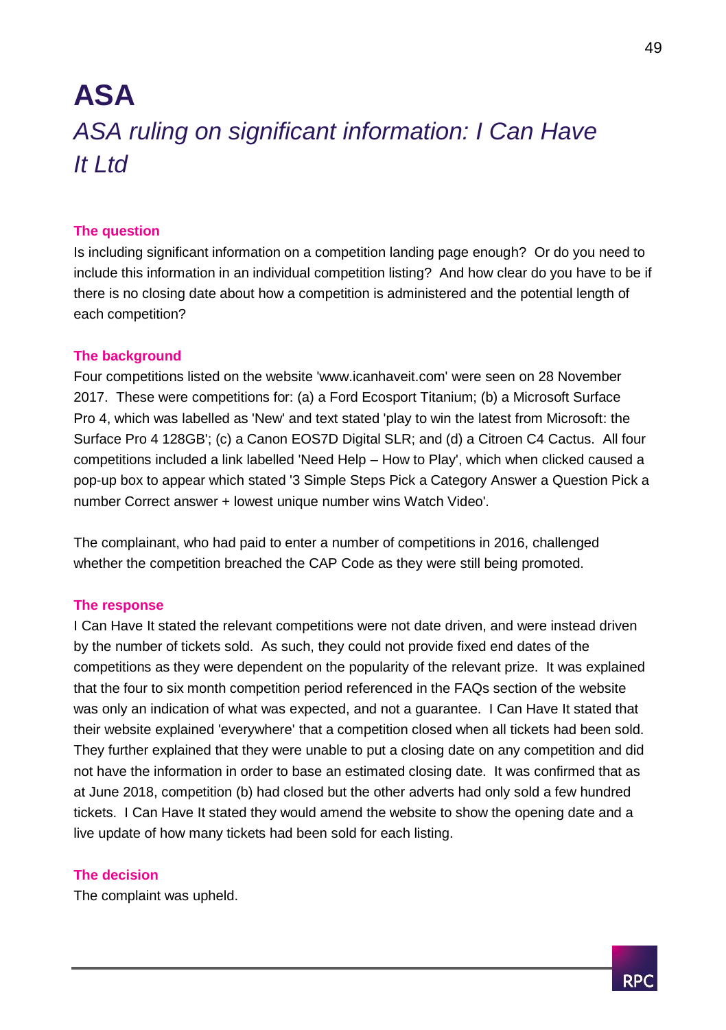# ASA

## *ASA ruling on significant information: I Can Have It Ltd*

### The question

Is including significant information on a competition landing page enough? Or do you need to include this information in an individual competition listing? And how clear do you have to be if there is no closing date about how a competition is administered and the potential length of each competition?

### The background

Four competitions listed on the website 'www.icanhaveit.com' were seen on 28 November 2017. These were competitions for: (a) a Ford Ecosport Titanium; (b) a Microsoft Surface Pro 4, which was labelled as 'New' and text stated 'play to win the latest from Microsoft: the Surface Pro 4 128GB'; (c) a Canon EOS7D Digital SLR; and (d) a Citroen C4 Cactus. All four competitions included a link labelled 'Need Help – How to Play', which when clicked caused a pop-up box to appear which stated '3 Simple Steps Pick a Category Answer a Question Pick a number Correct answer + lowest unique number wins Watch Video'.

The complainant, who had paid to enter a number of competitions in 2016, challenged whether the competition breached the CAP Code as they were still being promoted.

### The response

I Can Have It stated the relevant competitions were not date driven, and were instead driven by the number of tickets sold. As such, they could not provide fixed end dates of the competitions as they were dependent on the popularity of the relevant prize. It was explained that the four to six month competition period referenced in the FAQs section of the website was only an indication of what was expected, and not a guarantee. I Can Have It stated that their website explained 'everywhere' that a competition closed when all tickets had been sold. They further explained that they were unable to put a closing date on any competition and did not have the information in order to base an estimated closing date. It was confirmed that as at June 2018, competition (b) had closed but the other adverts had only sold a few hundred tickets. I Can Have It stated they would amend the website to show the opening date and a live update of how many tickets had been sold for each listing.

### The decision

The complaint was upheld.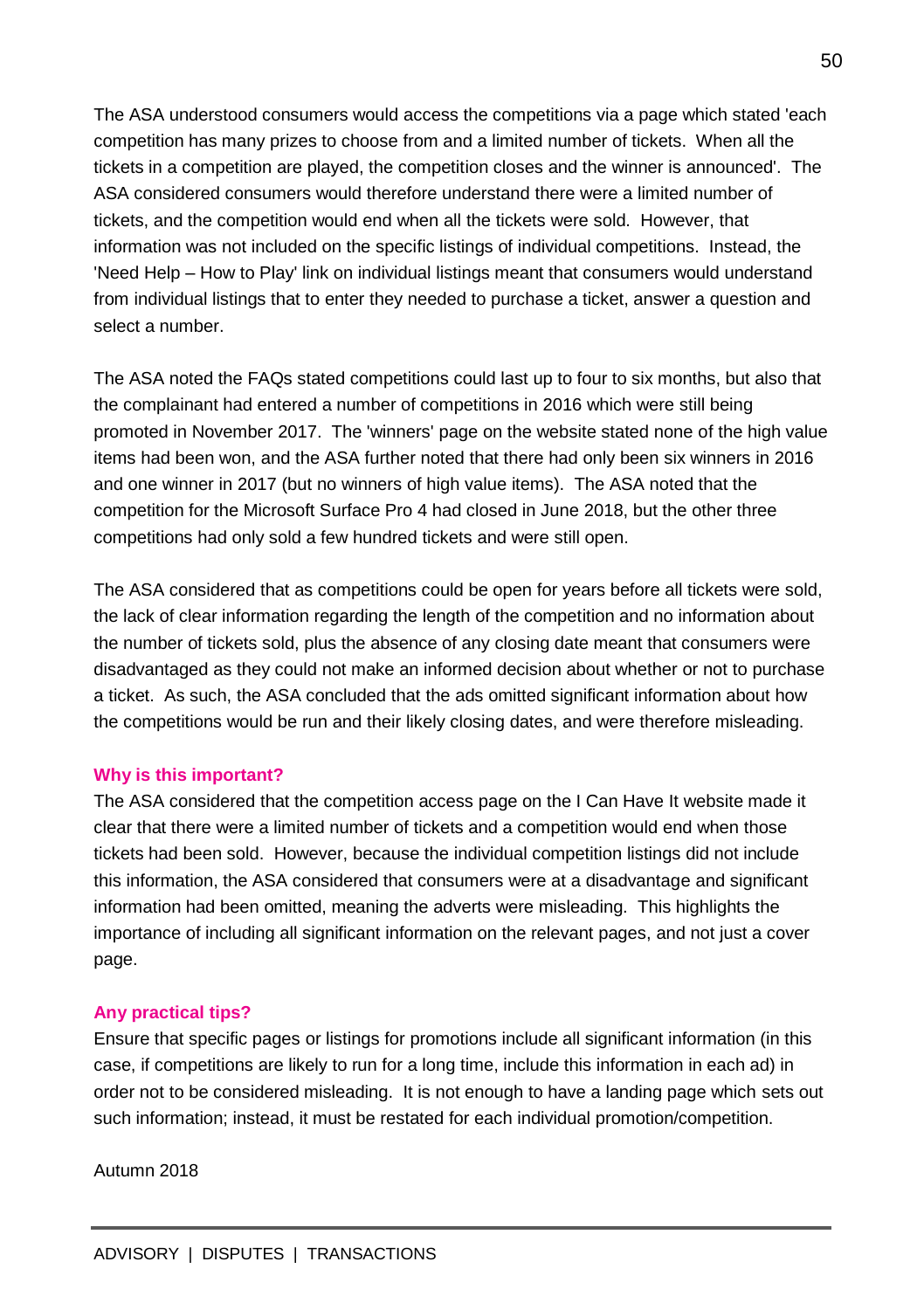The ASA understood consumers would access the competitions via a page which stated 'each competition has many prizes to choose from and a limited number of tickets. When all the tickets in a competition are played, the competition closes and the winner is announced'. The ASA considered consumers would therefore understand there were a limited number of tickets, and the competition would end when all the tickets were sold. However, that information was not included on the specific listings of individual competitions. Instead, the 'Need Help – How to Play' link on individual listings meant that consumers would understand from individual listings that to enter they needed to purchase a ticket, answer a question and select a number.

The ASA noted the FAQs stated competitions could last up to four to six months, but also that the complainant had entered a number of competitions in 2016 which were still being promoted in November 2017. The 'winners' page on the website stated none of the high value items had been won, and the ASA further noted that there had only been six winners in 2016 and one winner in 2017 (but no winners of high value items). The ASA noted that the competition for the Microsoft Surface Pro 4 had closed in June 2018, but the other three competitions had only sold a few hundred tickets and were still open.

The ASA considered that as competitions could be open for years before all tickets were sold, the lack of clear information regarding the length of the competition and no information about the number of tickets sold, plus the absence of any closing date meant that consumers were disadvantaged as they could not make an informed decision about whether or not to purchase a ticket. As such, the ASA concluded that the ads omitted significant information about how the competitions would be run and their likely closing dates, and were therefore misleading.

**Why is this important?**

The ASA considered that the competition access page on the I Can Have It website made it clear that there were a limited number of tickets and a competition would end when those tickets had been sold. However, because the individual competition listings did not include this information, the ASA considered that consumers were at a disadvantage and significant information had been omitted, meaning the adverts were misleading. This highlights the importance of including all significant information on the relevant pages, and not just a cover page.

**Any practical tips?**

Ensure that specific pages or listings for promotions include all significant information (in this case, if competitions are likely to run for a long time, include this information in each ad) in order not to be considered misleading. It is not enough to have a landing page which sets out such information; instead, it must be restated for each individual promotion/competition.

Autumn 2018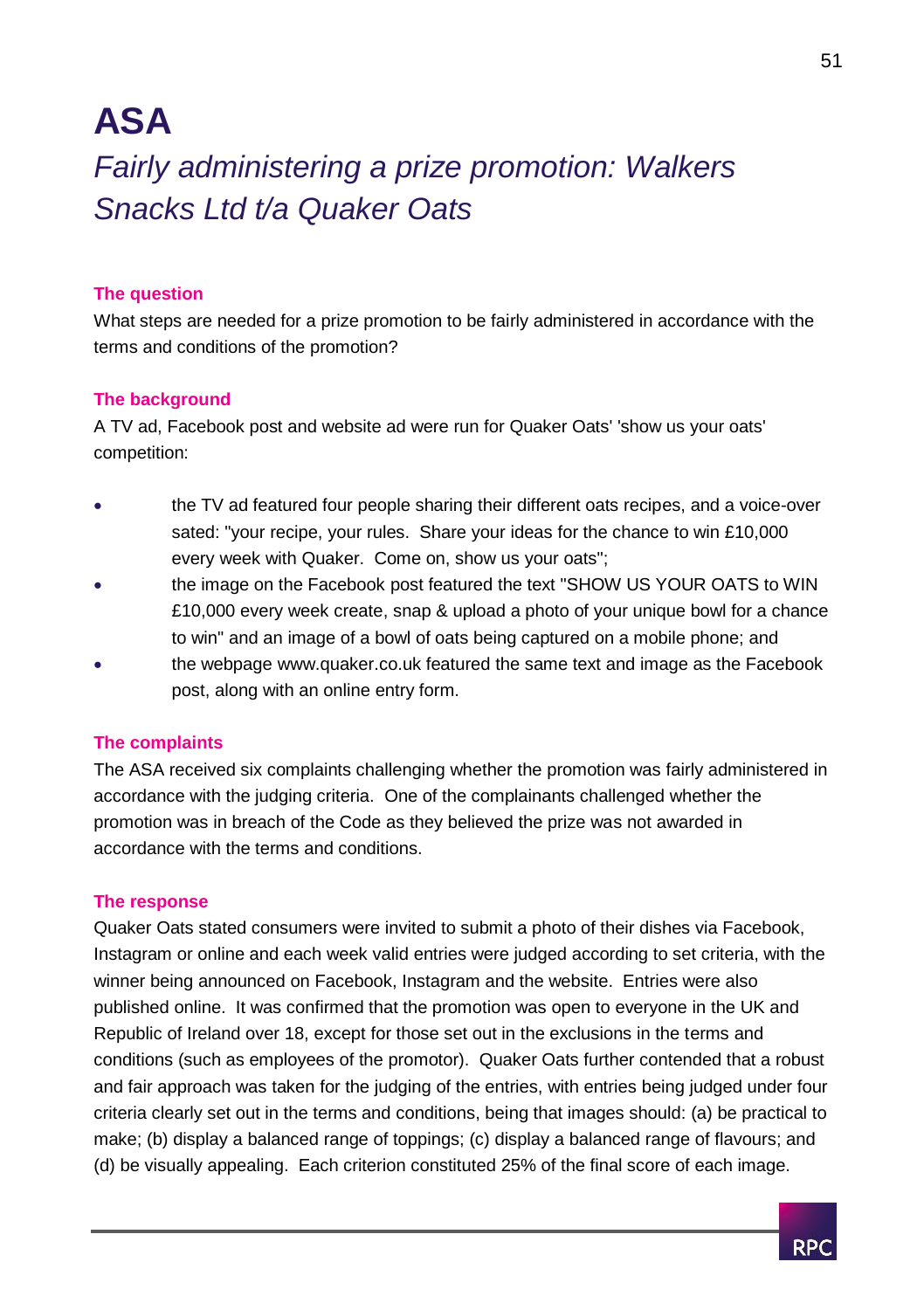# ASA

## *Fairly administering a prize promotion: Walkers Snacks Ltd t/a Quaker Oats*

### The question

What steps are needed for a prize promotion to be fairly administered in accordance with the terms and conditions of the promotion?

### The background

A TV ad, Facebook post and website ad were run for Quaker Oats' 'show us your oats' competition:

- the TV ad featured four people sharing their different oats recipes, and a voice-over sated: "your recipe, your rules. Share your ideas for the chance to win £10,000 every week with Quaker. Come on, show us your oats";
- the image on the Facebook post featured the text "SHOW US YOUR OATS to WIN £10,000 every week create, snap & upload a photo of your unique bowl for a chance to win" and an image of a bowl of oats being captured on a mobile phone; and
- the webpage www.quaker.co.uk featured the same text and image as the Facebook post, along with an online entry form.

### The complaints

The ASA received six complaints challenging whether the promotion was fairly administered in accordance with the judging criteria. One of the complainants challenged whether the promotion was in breach of the Code as they believed the prize was not awarded in accordance with the terms and conditions.

### The response

Quaker Oats stated consumers were invited to submit a photo of their dishes via Facebook, Instagram or online and each week valid entries were judged according to set criteria, with the winner being announced on Facebook, Instagram and the website. Entries were also published online. It was confirmed that the promotion was open to everyone in the UK and Republic of Ireland over 18, except for those set out in the exclusions in the terms and conditions (such as employees of the promotor). Quaker Oats further contended that a robust and fair approach was taken for the judging of the entries, with entries being judged under four criteria clearly set out in the terms and conditions, being that images should: (a) be practical to make; (b) display a balanced range of toppings; (c) display a balanced range of flavours; and (d) be visually appealing. Each criterion constituted 25% of the final score of each image.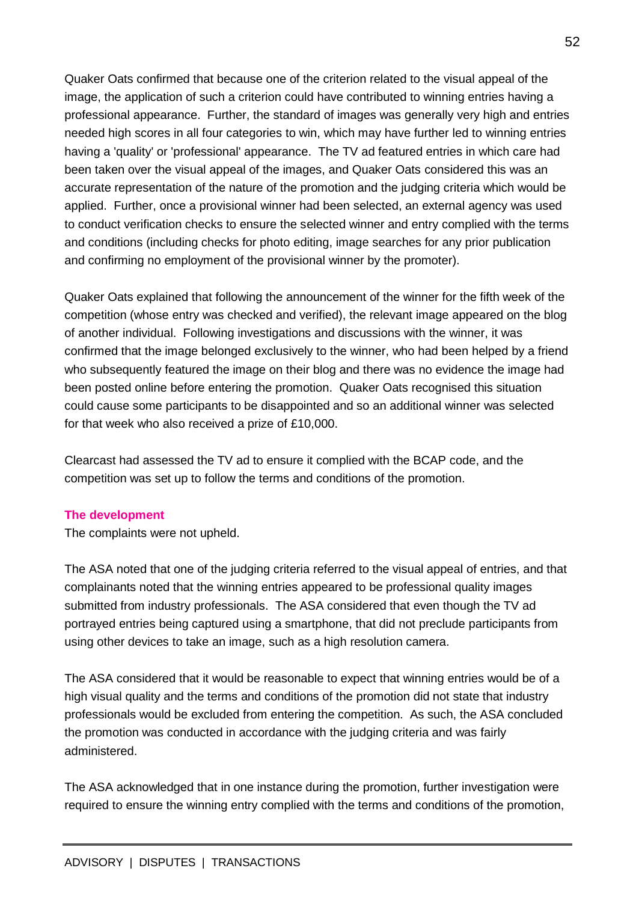Quaker Oats confirmed that because one of the criterion related to the visual appeal of the image, the application of such a criterion could have contributed to winning entries having a professional appearance. Further, the standard of images was generally very high and entries needed high scores in all four categories to win, which may have further led to winning entries having a 'quality' or 'professional' appearance. The TV ad featured entries in which care had been taken over the visual appeal of the images, and Quaker Oats considered this was an accurate representation of the nature of the promotion and the judging criteria which would be applied. Further, once a provisional winner had been selected, an external agency was used to conduct verification checks to ensure the selected winner and entry complied with the terms and conditions (including checks for photo editing, image searches for any prior publication and confirming no employment of the provisional winner by the promoter).

Quaker Oats explained that following the announcement of the winner for the fifth week of the competition (whose entry was checked and verified), the relevant image appeared on the blog of another individual. Following investigations and discussions with the winner, it was confirmed that the image belonged exclusively to the winner, who had been helped by a friend who subsequently featured the image on their blog and there was no evidence the image had been posted online before entering the promotion. Quaker Oats recognised this situation could cause some participants to be disappointed and so an additional winner was selected for that week who also received a prize of £10,000.

Clearcast had assessed the TV ad to ensure it complied with the BCAP code, and the competition was set up to follow the terms and conditions of the promotion.

**The development**

The complaints were not upheld.

The ASA noted that one of the judging criteria referred to the visual appeal of entries, and that complainants noted that the winning entries appeared to be professional quality images submitted from industry professionals. The ASA considered that even though the TV ad portrayed entries being captured using a smartphone, that did not preclude participants from using other devices to take an image, such as a high resolution camera.

The ASA considered that it would be reasonable to expect that winning entries would be of a high visual quality and the terms and conditions of the promotion did not state that industry professionals would be excluded from entering the competition. As such, the ASA concluded the promotion was conducted in accordance with the judging criteria and was fairly administered.

The ASA acknowledged that in one instance during the promotion, further investigation were required to ensure the winning entry complied with the terms and conditions of the promotion,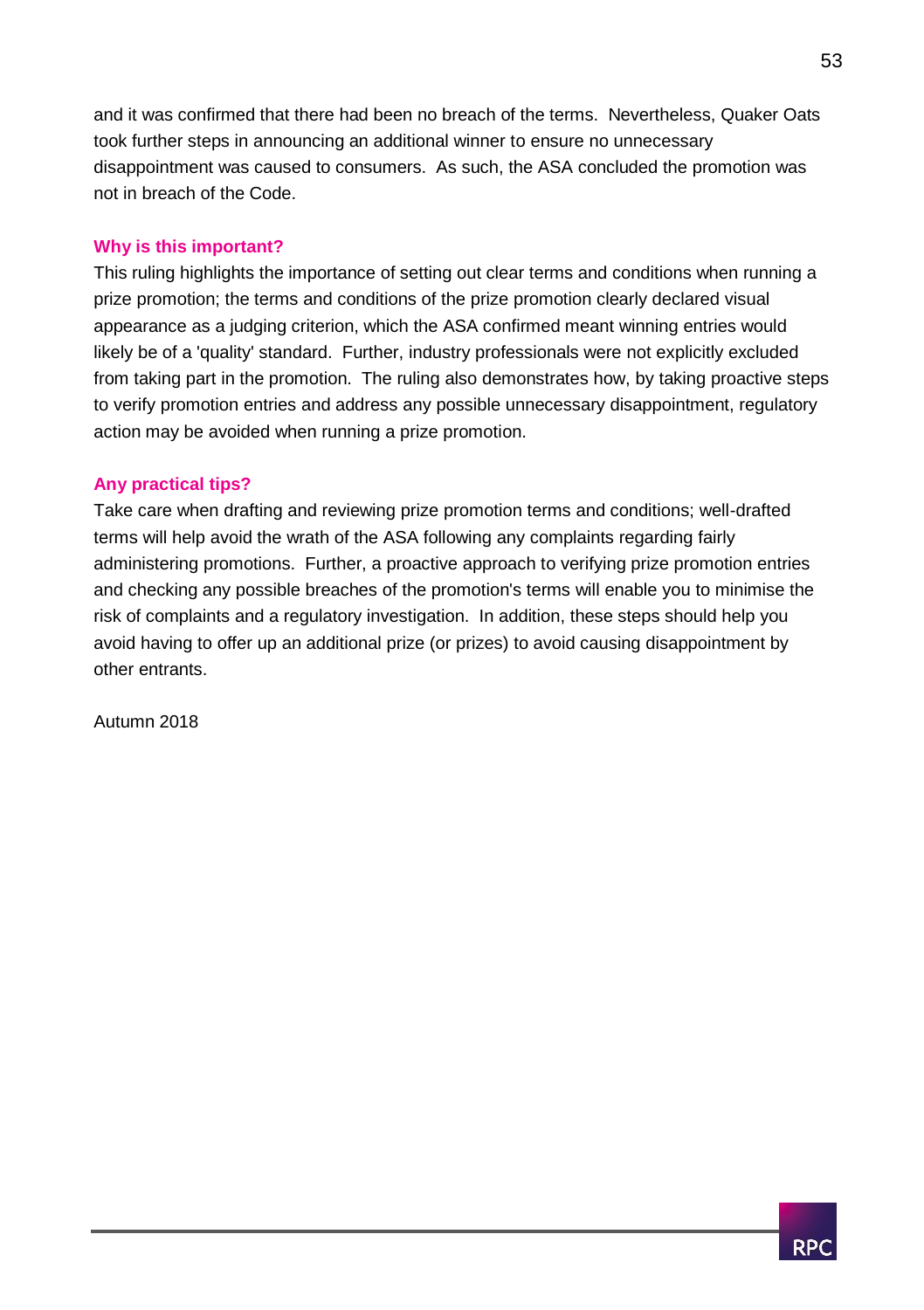and it was confirmed that there had been no breach of the terms. Nevertheless, Quaker Oats took further steps in announcing an additional winner to ensure no unnecessary disappointment was caused to consumers. As such, the ASA concluded the promotion was not in breach of the Code.

**Why is this important?**

This ruling highlights the importance of setting out clear terms and conditions when running a prize promotion; the terms and conditions of the prize promotion clearly declared visual appearance as a judging criterion, which the ASA confirmed meant winning entries would likely be of a 'quality' standard. Further, industry professionals were not explicitly excluded from taking part in the promotion. The ruling also demonstrates how, by taking proactive steps to verify promotion entries and address any possible unnecessary disappointment, regulatory action may be avoided when running a prize promotion.

**Any practical tips?**

Take care when drafting and reviewing prize promotion terms and conditions; well-drafted terms will help avoid the wrath of the ASA following any complaints regarding fairly administering promotions. Further, a proactive approach to verifying prize promotion entries and checking any possible breaches of the promotion's terms will enable you to minimise the risk of complaints and a regulatory investigation. In addition, these steps should help you avoid having to offer up an additional prize (or prizes) to avoid causing disappointment by other entrants.

Autumn 2018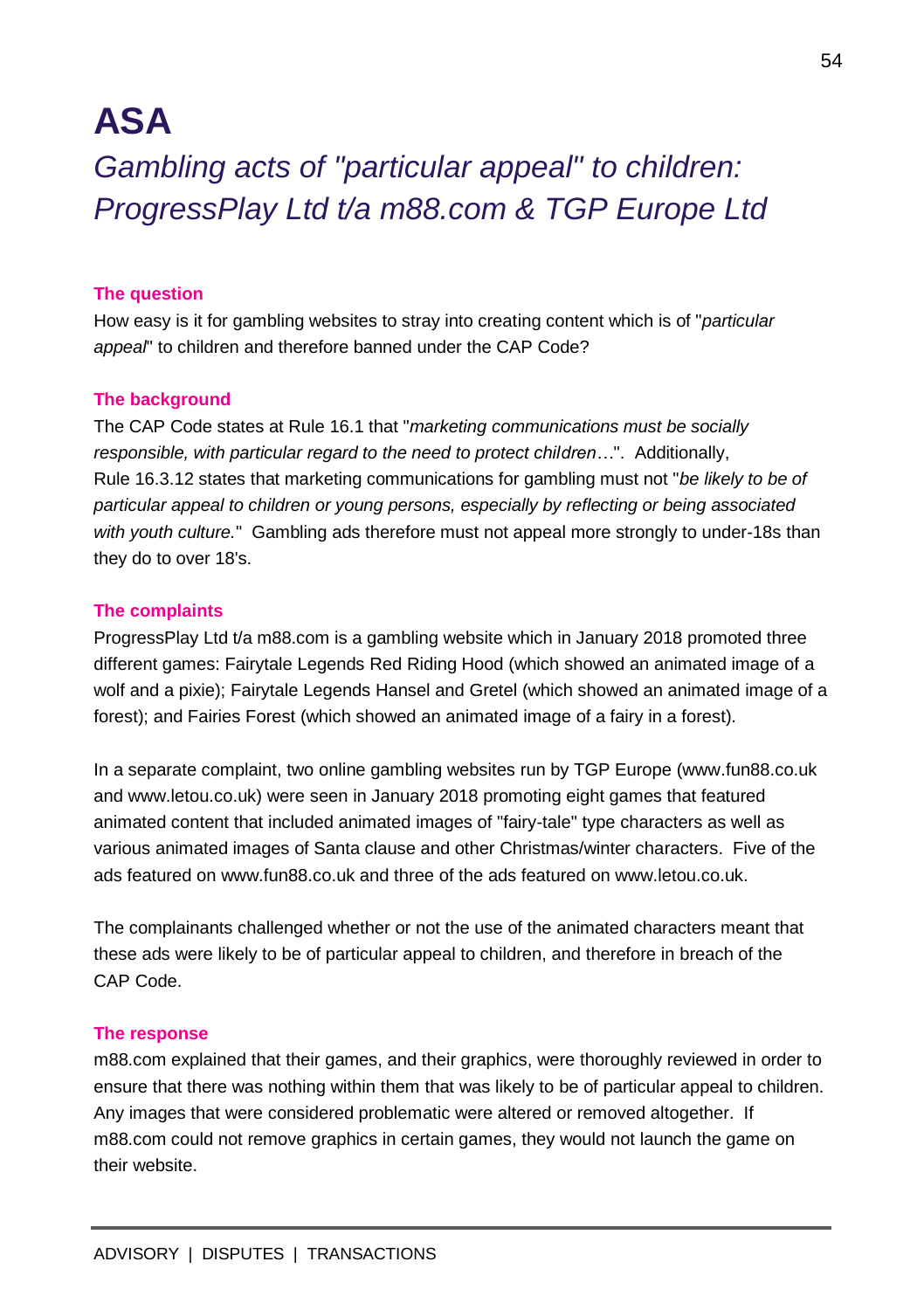# ASA

## *Gambling acts of "particular appeal" to children: ProgressPlay Ltd t/a m88.com & TGP Europe Ltd*

**The question**

How easy is it for gambling websites to stray into creating content which is of "*particular appeal*" to children and therefore banned under the CAP Code?

**The background**

The CAP Code states at Rule 16.1 that "*marketing communications must be socially responsible, with particular regard to the need to protect children*…". Additionally, Rule 16.3.12 states that marketing communications for gambling must not "*be likely to be of particular appeal to children or young persons, especially by reflecting or being associated with youth culture.*" Gambling ads therefore must not appeal more strongly to under-18s than they do to over 18's.

**The complaints**

ProgressPlay Ltd t/a m88.com is a gambling website which in January 2018 promoted three different games: Fairytale Legends Red Riding Hood (which showed an animated image of a wolf and a pixie); Fairytale Legends Hansel and Gretel (which showed an animated image of a forest); and Fairies Forest (which showed an animated image of a fairy in a forest).

In a separate complaint, two online gambling websites run by TGP Europe (www.fun88.co.uk and www.letou.co.uk) were seen in January 2018 promoting eight games that featured animated content that included animated images of "fairy-tale" type characters as well as various animated images of Santa clause and other Christmas/winter characters. Five of the ads featured on www.fun88.co.uk and three of the ads featured on www.letou.co.uk.

The complainants challenged whether or not the use of the animated characters meant that these ads were likely to be of particular appeal to children, and therefore in breach of the CAP Code.

**The response**

m88.com explained that their games, and their graphics, were thoroughly reviewed in order to ensure that there was nothing within them that was likely to be of particular appeal to children. Any images that were considered problematic were altered or removed altogether. If m88.com could not remove graphics in certain games, they would not launch the game on their website.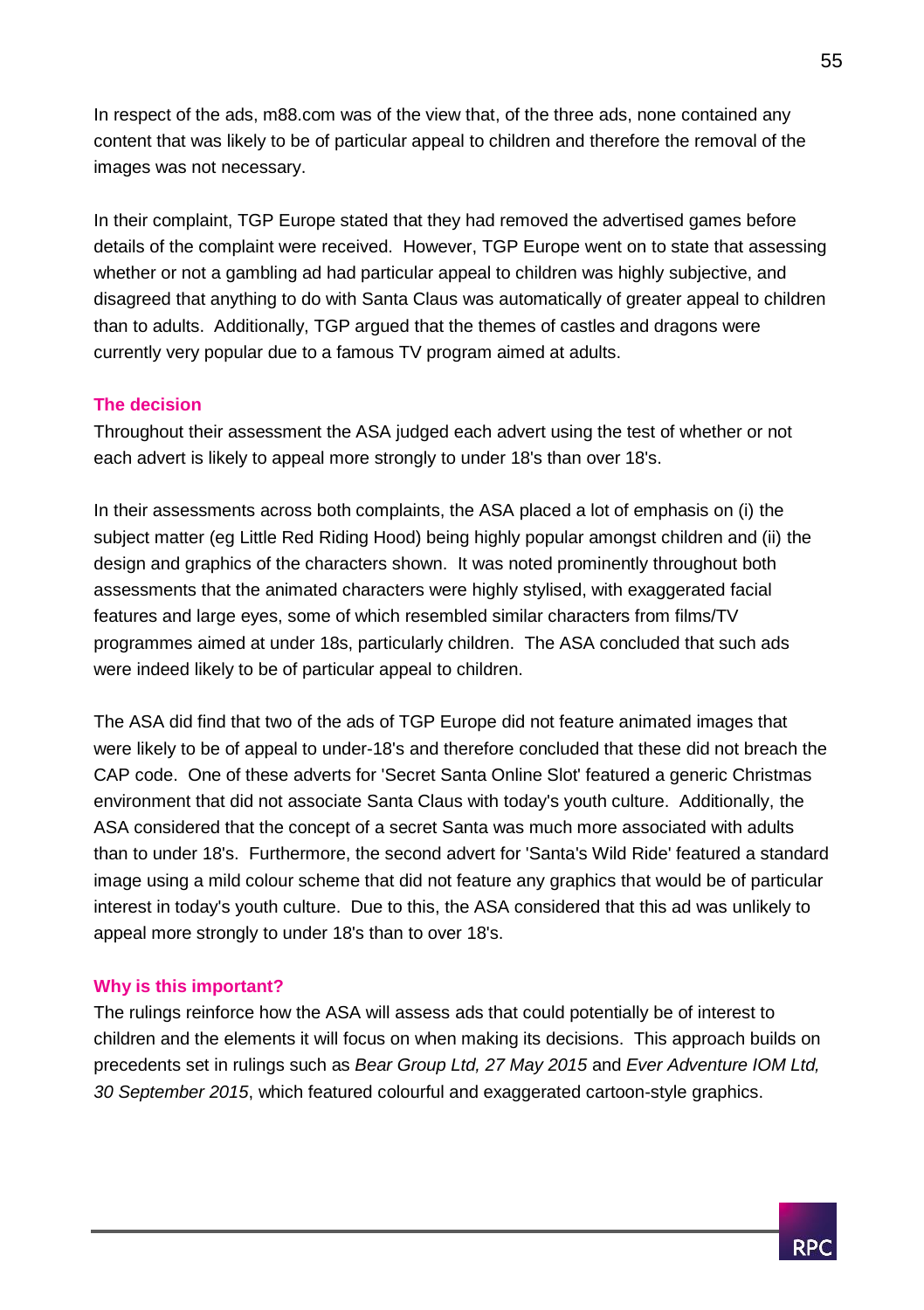In respect of the ads, m88.com was of the view that, of the three ads, none contained any content that was likely to be of particular appeal to children and therefore the removal of the images was not necessary.

In their complaint, TGP Europe stated that they had removed the advertised games before details of the complaint were received. However, TGP Europe went on to state that assessing whether or not a gambling ad had particular appeal to children was highly subjective, and disagreed that anything to do with Santa Claus was automatically of greater appeal to children than to adults. Additionally, TGP argued that the themes of castles and dragons were currently very popular due to a famous TV program aimed at adults.

### The decision

Throughout their assessment the ASA judged each advert using the test of whether or not each advert is likely to appeal more strongly to under 18's than over 18's.

In their assessments across both complaints, the ASA placed a lot of emphasis on (i) the subject matter (eg Little Red Riding Hood) being highly popular amongst children and (ii) the design and graphics of the characters shown. It was noted prominently throughout both assessments that the animated characters were highly stylised, with exaggerated facial features and large eyes, some of which resembled similar characters from films/TV programmes aimed at under 18s, particularly children. The ASA concluded that such ads were indeed likely to be of particular appeal to children.

The ASA did find that two of the ads of TGP Europe did not feature animated images that were likely to be of appeal to under-18's and therefore concluded that these did not breach the CAP code. One of these adverts for 'Secret Santa Online Slot' featured a generic Christmas environment that did not associate Santa Claus with today's youth culture. Additionally, the ASA considered that the concept of a secret Santa was much more associated with adults than to under 18's. Furthermore, the second advert for 'Santa's Wild Ride' featured a standard image using a mild colour scheme that did not feature any graphics that would be of particular interest in today's youth culture. Due to this, the ASA considered that this ad was unlikely to appeal more strongly to under 18's than to over 18's.

### Why is this important?

The rulings reinforce how the ASA will assess ads that could potentially be of interest to children and the elements it will focus on when making its decisions. This approach builds on precedents set in rulings such as *Bear Group Ltd, 27 May 2015* and *Ever Adventure IOM Ltd, 30 September 2015*, which featured colourful and exaggerated cartoon-style graphics.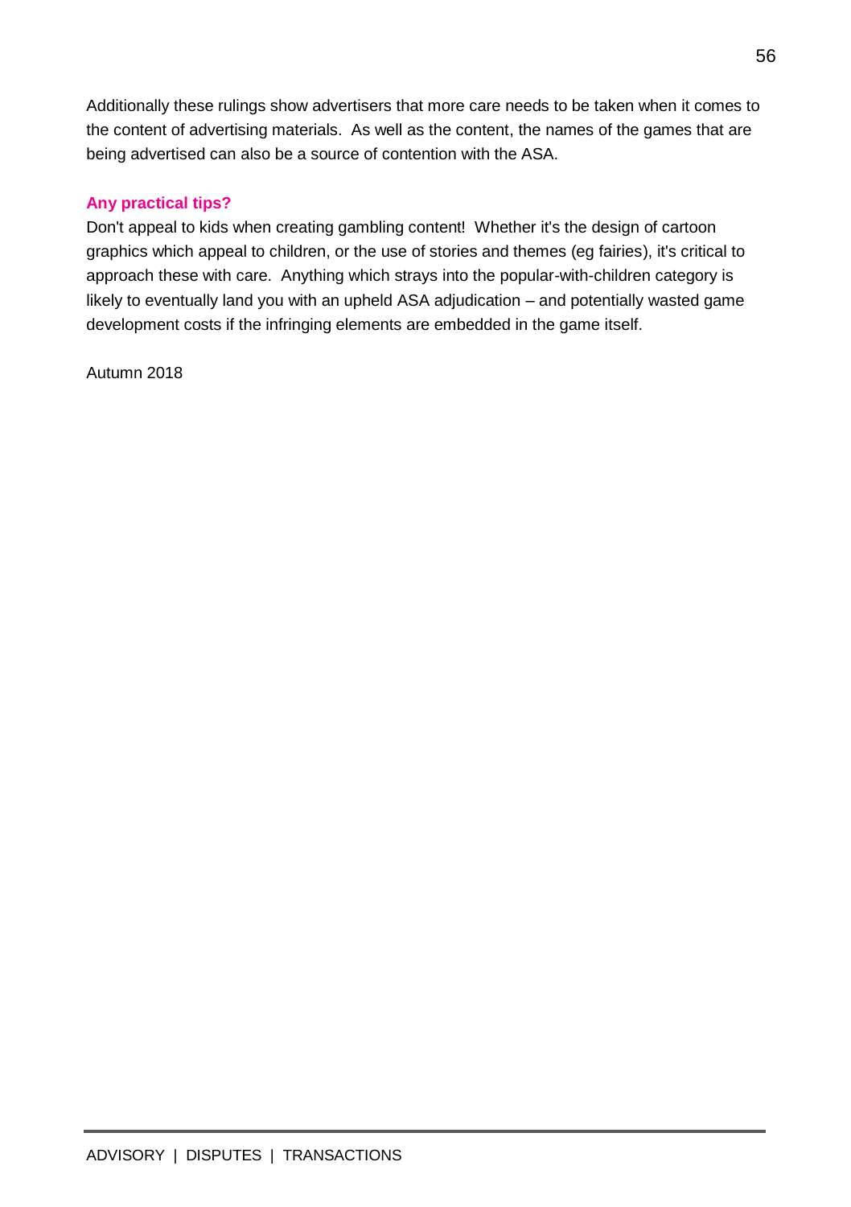Additionally these rulings show advertisers that more care needs to be taken when it comes to the content of advertising materials. As well as the content, the names of the games that are being advertised can also be a source of contention with the ASA.

### Any practical tips?

Don't appeal to kids when creating gambling content! Whether it's the design of cartoon graphics which appeal to children, or the use of stories and themes (eg fairies), it's critical to approach these with care. Anything which strays into the popular-with-children category is likely to eventually land you with an upheld ASA adjudication – and potentially wasted game development costs if the infringing elements are embedded in the game itself.

Autumn 2018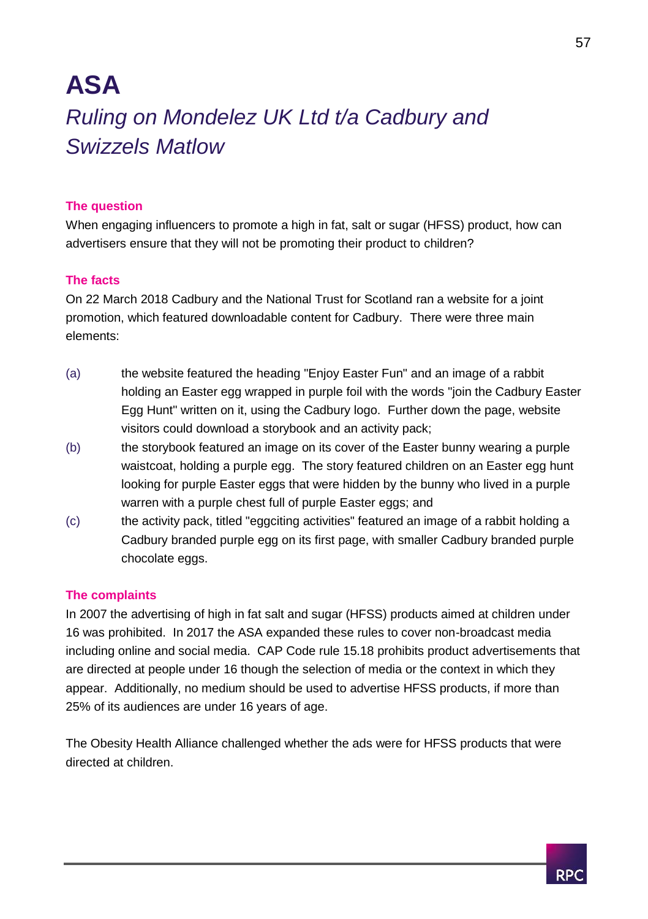# ASA

## *Ruling on Mondelez UK Ltd t/a Cadbury and Swizzels Matlow*

### The question

When engaging influencers to promote a high in fat, salt or sugar (HFSS) product, how can advertisers ensure that they will not be promoting their product to children?

### The facts

On 22 March 2018 Cadbury and the National Trust for Scotland ran a website for a joint promotion, which featured downloadable content for Cadbury. There were three main elements:

(a) the website featured the heading "Enjoy Easter Fun" and an image of a rabbit holding an Easter egg wrapped in purple foil with the words "join the Cadbury Easter Egg Hunt" written on it, using the Cadbury logo. Further down the page, website visitors could download a storybook and an activity pack;

(b) the storybook featured an image on its cover of the Easter bunny wearing a purple waistcoat, holding a purple egg. The story featured children on an Easter egg hunt looking for purple Easter eggs that were hidden by the bunny who lived in a purple warren with a purple chest full of purple Easter eggs; and

(c) the activity pack, titled "eggciting activities" featured an image of a rabbit holding a Cadbury branded purple egg on its first page, with smaller Cadbury branded purple chocolate eggs.

### The complaints

In 2007 the advertising of high in fat salt and sugar (HFSS) products aimed at children under 16 was prohibited. In 2017 the ASA expanded these rules to cover non-broadcast media including online and social media. CAP Code rule 15.18 prohibits product advertisements that are directed at people under 16 though the selection of media or the context in which they appear. Additionally, no medium should be used to advertise HFSS products, if more than 25% of its audiences are under 16 years of age.

The Obesity Health Alliance challenged whether the ads were for HFSS products that were directed at children.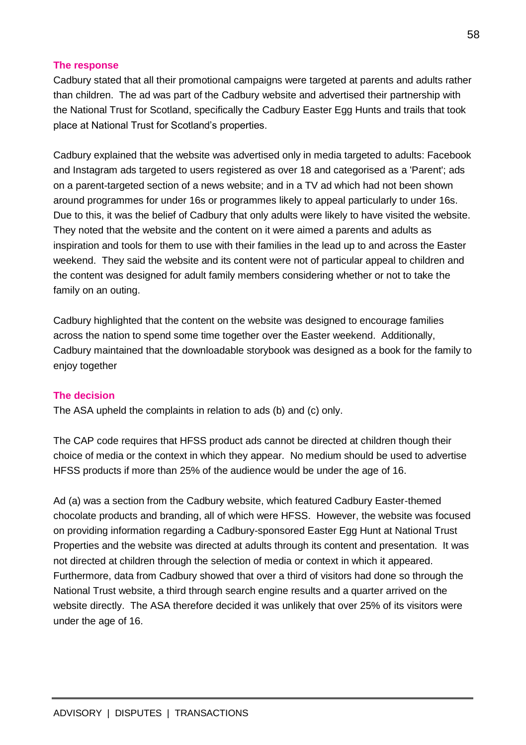#### The response

Cadbury stated that all their promotional campaigns were targeted at parents and adults rather than children. The ad was part of the Cadbury website and advertised their partnership with the National Trust for Scotland, specifically the Cadbury Easter Egg Hunts and trails that took place at National Trust for Scotland's properties.

Cadbury explained that the website was advertised only in media targeted to adults: Facebook and Instagram ads targeted to users registered as over 18 and categorised as a 'Parent'; ads on a parent-targeted section of a news website; and in a TV ad which had not been shown around programmes for under 16s or programmes likely to appeal particularly to under 16s. Due to this, it was the belief of Cadbury that only adults were likely to have visited the website. They noted that the website and the content on it were aimed a parents and adults as inspiration and tools for them to use with their families in the lead up to and across the Easter weekend. They said the website and its content were not of particular appeal to children and the content was designed for adult family members considering whether or not to take the family on an outing.

Cadbury highlighted that the content on the website was designed to encourage families across the nation to spend some time together over the Easter weekend. Additionally, Cadbury maintained that the downloadable storybook was designed as a book for the family to enjoy together

#### The decision

The ASA upheld the complaints in relation to ads (b) and (c) only.

The CAP code requires that HFSS product ads cannot be directed at children though their choice of media or the context in which they appear. No medium should be used to advertise HFSS products if more than 25% of the audience would be under the age of 16.

Ad (a) was a section from the Cadbury website, which featured Cadbury Easter-themed chocolate products and branding, all of which were HFSS. However, the website was focused on providing information regarding a Cadbury-sponsored Easter Egg Hunt at National Trust Properties and the website was directed at adults through its content and presentation. It was not directed at children through the selection of media or context in which it appeared. Furthermore, data from Cadbury showed that over a third of visitors had done so through the National Trust website, a third through search engine results and a quarter arrived on the website directly. The ASA therefore decided it was unlikely that over 25% of its visitors were under the age of 16.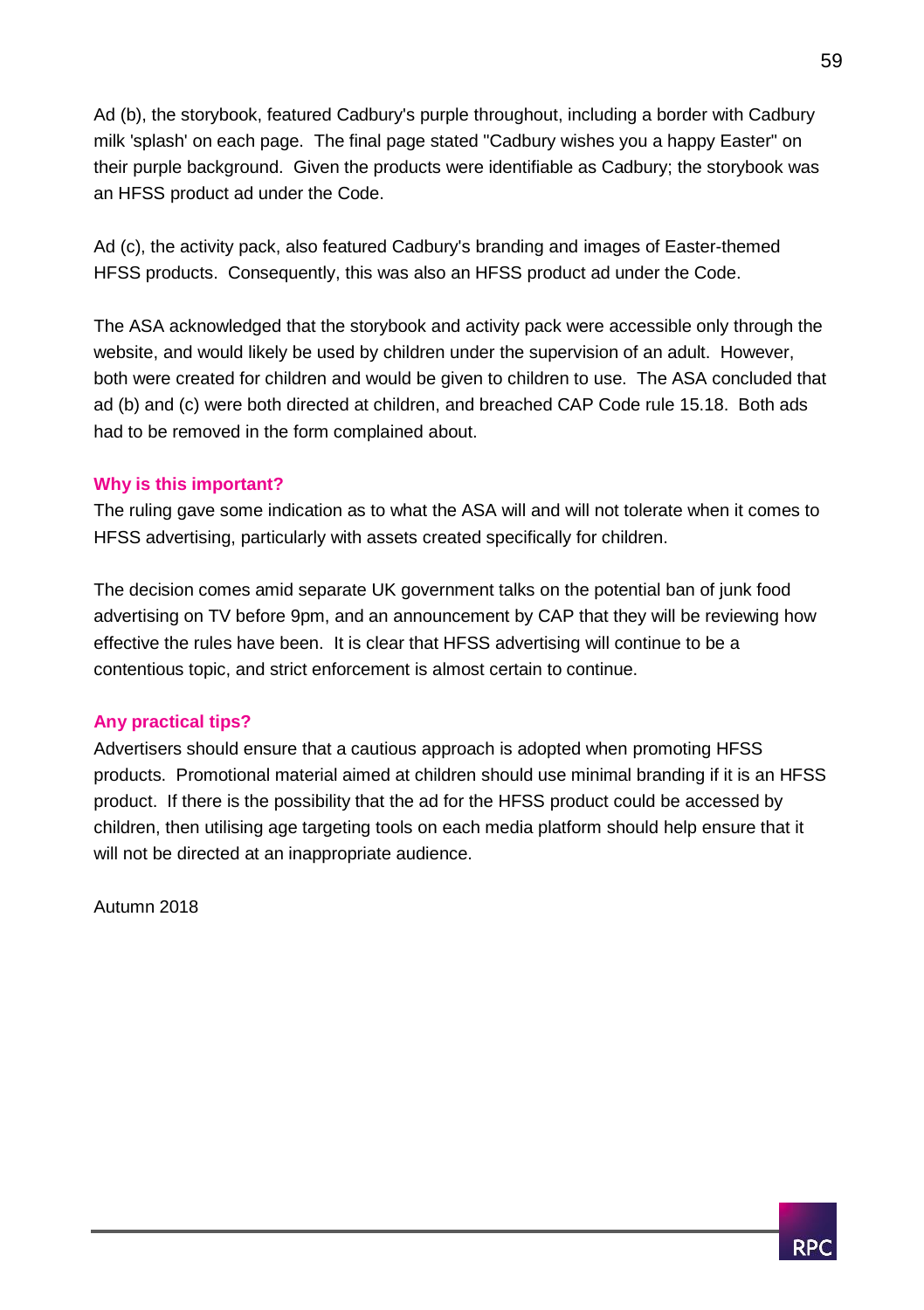Ad (b), the storybook, featured Cadbury's purple throughout, including a border with Cadbury milk 'splash' on each page. The final page stated "Cadbury wishes you a happy Easter" on their purple background. Given the products were identifiable as Cadbury; the storybook was an HFSS product ad under the Code.

Ad (c), the activity pack, also featured Cadbury's branding and images of Easter-themed HFSS products. Consequently, this was also an HFSS product ad under the Code.

The ASA acknowledged that the storybook and activity pack were accessible only through the website, and would likely be used by children under the supervision of an adult. However, both were created for children and would be given to children to use. The ASA concluded that ad (b) and (c) were both directed at children, and breached CAP Code rule 15.18. Both ads had to be removed in the form complained about.

**Why is this important?**

The ruling gave some indication as to what the ASA will and will not tolerate when it comes to HFSS advertising, particularly with assets created specifically for children.

The decision comes amid separate UK government talks on the potential ban of junk food advertising on TV before 9pm, and an announcement by CAP that they will be reviewing how effective the rules have been. It is clear that HFSS advertising will continue to be a contentious topic, and strict enforcement is almost certain to continue.

**Any practical tips?**

Advertisers should ensure that a cautious approach is adopted when promoting HFSS products. Promotional material aimed at children should use minimal branding if it is an HFSS product. If there is the possibility that the ad for the HFSS product could be accessed by children, then utilising age targeting tools on each media platform should help ensure that it will not be directed at an inappropriate audience.

Autumn 2018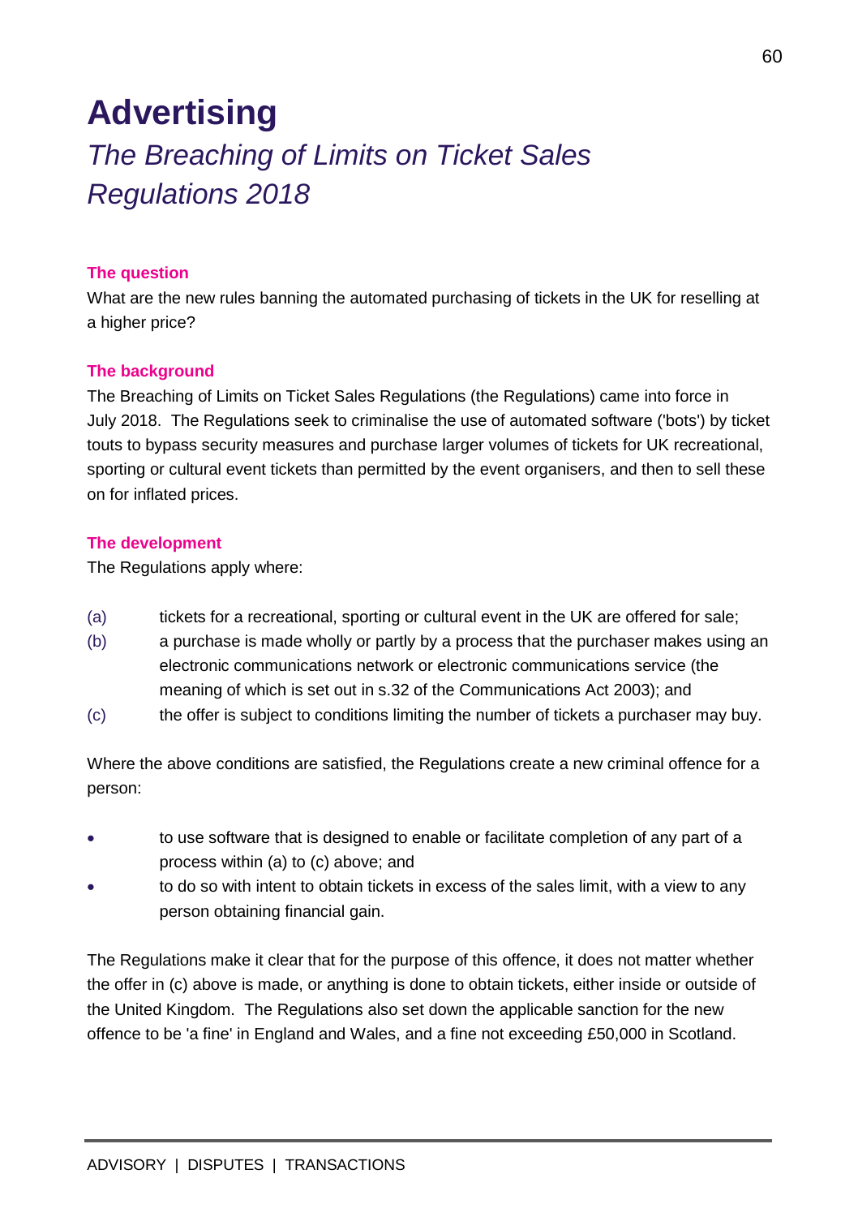# Advertising

## *The Breaching of Limits on Ticket Sales Regulations 2018*

#### The question

What are the new rules banning the automated purchasing of tickets in the UK for reselling at a higher price?

#### The background

The Breaching of Limits on Ticket Sales Regulations (the Regulations) came into force in July 2018. The Regulations seek to criminalise the use of automated software ('bots') by ticket touts to bypass security measures and purchase larger volumes of tickets for UK recreational, sporting or cultural event tickets than permitted by the event organisers, and then to sell these on for inflated prices.

#### The development

The Regulations apply where:

(a) tickets for a recreational, sporting or cultural event in the UK are offered for sale;

(b) a purchase is made wholly or partly by a process that the purchaser makes using an electronic communications network or electronic communications service (the meaning of which is set out in s.32 of the Communications Act 2003); and

(c) the offer is subject to conditions limiting the number of tickets a purchaser may buy.

Where the above conditions are satisfied, the Regulations create a new criminal offence for a person:

- to use software that is designed to enable or facilitate completion of any part of a process within (a) to (c) above; and
- to do so with intent to obtain tickets in excess of the sales limit, with a view to any person obtaining financial gain.

The Regulations make it clear that for the purpose of this offence, it does not matter whether the offer in (c) above is made, or anything is done to obtain tickets, either inside or outside of the United Kingdom. The Regulations also set down the applicable sanction for the new offence to be 'a fine' in England and Wales, and a fine not exceeding £50,000 in Scotland.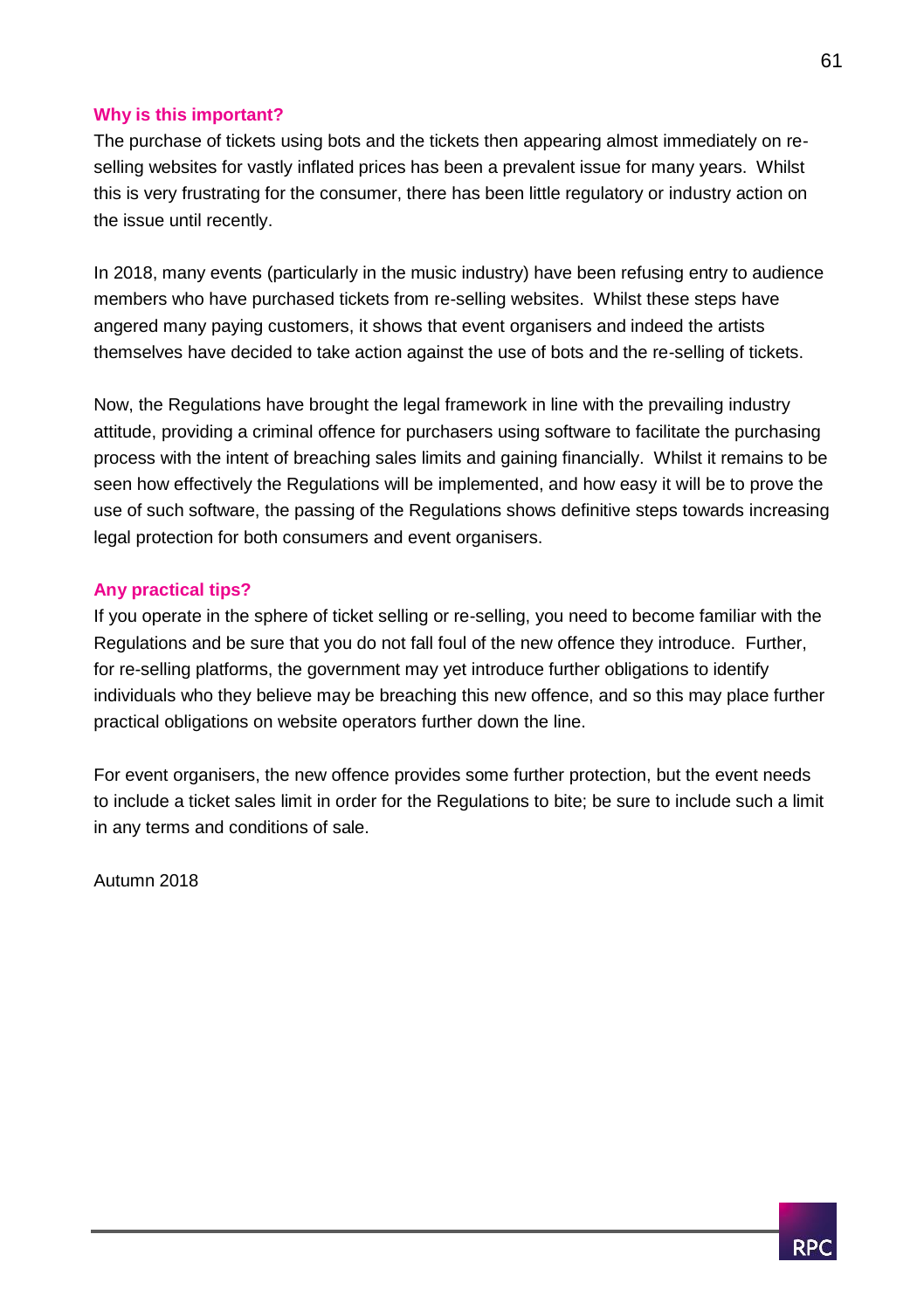### Why is this important?

The purchase of tickets using bots and the tickets then appearing almost immediately on re-selling websites for vastly inflated prices has been a prevalent issue for many years. Whilst this is very frustrating for the consumer, there has been little regulatory or industry action on the issue until recently.

In 2018, many events (particularly in the music industry) have been refusing entry to audience members who have purchased tickets from re-selling websites. Whilst these steps have angered many paying customers, it shows that event organisers and indeed the artists themselves have decided to take action against the use of bots and the re-selling of tickets.

Now, the Regulations have brought the legal framework in line with the prevailing industry attitude, providing a criminal offence for purchasers using software to facilitate the purchasing process with the intent of breaching sales limits and gaining financially. Whilst it remains to be seen how effectively the Regulations will be implemented, and how easy it will be to prove the use of such software, the passing of the Regulations shows definitive steps towards increasing legal protection for both consumers and event organisers.

### Any practical tips?

If you operate in the sphere of ticket selling or re-selling, you need to become familiar with the Regulations and be sure that you do not fall foul of the new offence they introduce. Further, for re-selling platforms, the government may yet introduce further obligations to identify individuals who they believe may be breaching this new offence, and so this may place further practical obligations on website operators further down the line.

For event organisers, the new offence provides some further protection, but the event needs to include a ticket sales limit in order for the Regulations to bite; be sure to include such a limit in any terms and conditions of sale.

Autumn 2018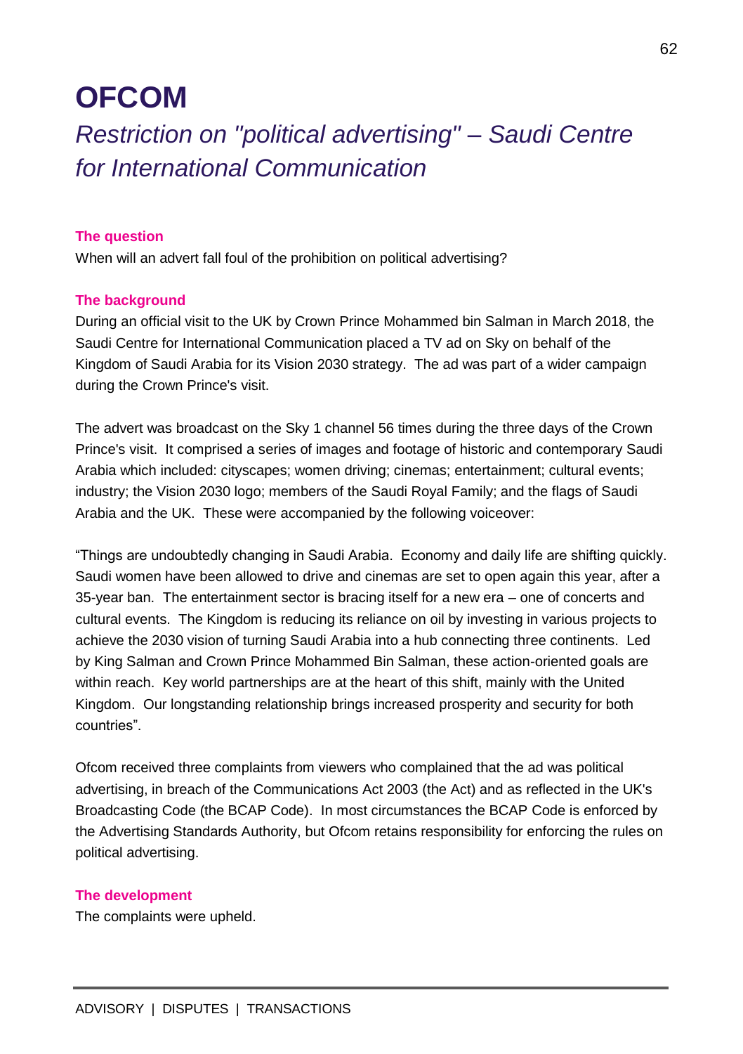# OFCOM

## *Restriction on "political advertising" – Saudi Centre for International Communication*

### The question

When will an advert fall foul of the prohibition on political advertising?

### The background

During an official visit to the UK by Crown Prince Mohammed bin Salman in March 2018, the Saudi Centre for International Communication placed a TV ad on Sky on behalf of the Kingdom of Saudi Arabia for its Vision 2030 strategy. The ad was part of a wider campaign during the Crown Prince's visit.

The advert was broadcast on the Sky 1 channel 56 times during the three days of the Crown Prince's visit. It comprised a series of images and footage of historic and contemporary Saudi Arabia which included: cityscapes; women driving; cinemas; entertainment; cultural events; industry; the Vision 2030 logo; members of the Saudi Royal Family; and the flags of Saudi Arabia and the UK. These were accompanied by the following voiceover:

"Things are undoubtedly changing in Saudi Arabia. Economy and daily life are shifting quickly. Saudi women have been allowed to drive and cinemas are set to open again this year, after a 35-year ban. The entertainment sector is bracing itself for a new era – one of concerts and cultural events. The Kingdom is reducing its reliance on oil by investing in various projects to achieve the 2030 vision of turning Saudi Arabia into a hub connecting three continents. Led by King Salman and Crown Prince Mohammed Bin Salman, these action-oriented goals are within reach. Key world partnerships are at the heart of this shift, mainly with the United Kingdom. Our longstanding relationship brings increased prosperity and security for both countries".

Ofcom received three complaints from viewers who complained that the ad was political advertising, in breach of the Communications Act 2003 (the Act) and as reflected in the UK's Broadcasting Code (the BCAP Code). In most circumstances the BCAP Code is enforced by the Advertising Standards Authority, but Ofcom retains responsibility for enforcing the rules on political advertising.

### The development

The complaints were upheld.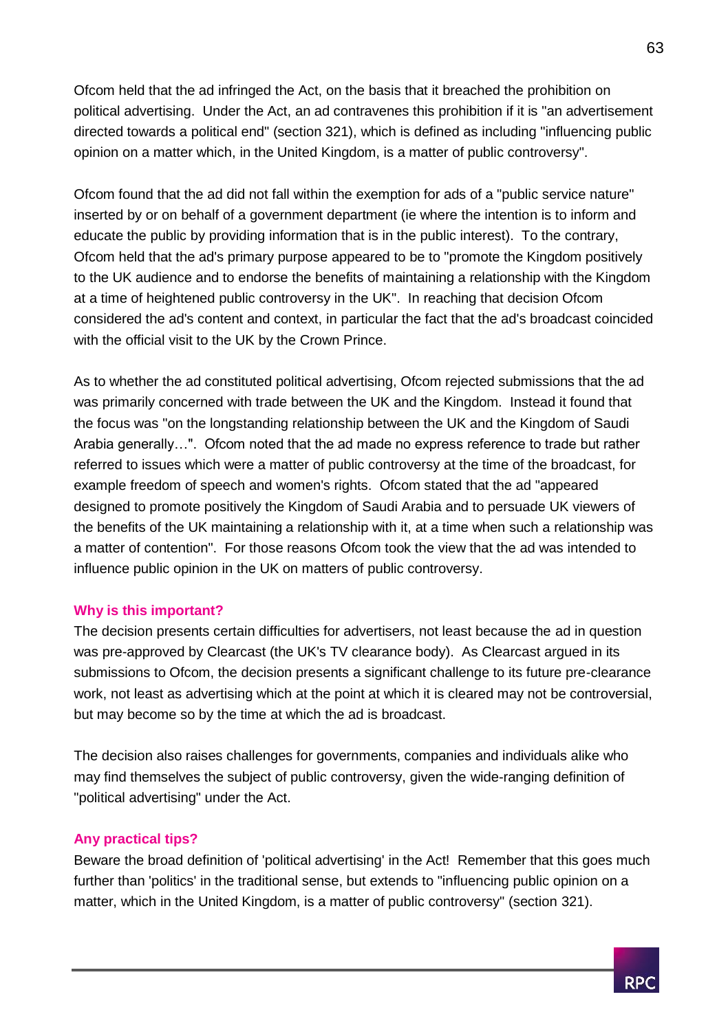Ofcom held that the ad infringed the Act, on the basis that it breached the prohibition on political advertising. Under the Act, an ad contravenes this prohibition if it is "an advertisement directed towards a political end" (section 321), which is defined as including "influencing public opinion on a matter which, in the United Kingdom, is a matter of public controversy".

Ofcom found that the ad did not fall within the exemption for ads of a "public service nature" inserted by or on behalf of a government department (ie where the intention is to inform and educate the public by providing information that is in the public interest). To the contrary, Ofcom held that the ad's primary purpose appeared to be to "promote the Kingdom positively to the UK audience and to endorse the benefits of maintaining a relationship with the Kingdom at a time of heightened public controversy in the UK". In reaching that decision Ofcom considered the ad's content and context, in particular the fact that the ad's broadcast coincided with the official visit to the UK by the Crown Prince.

As to whether the ad constituted political advertising, Ofcom rejected submissions that the ad was primarily concerned with trade between the UK and the Kingdom. Instead it found that the focus was "on the longstanding relationship between the UK and the Kingdom of Saudi Arabia generally…". Ofcom noted that the ad made no express reference to trade but rather referred to issues which were a matter of public controversy at the time of the broadcast, for example freedom of speech and women's rights. Ofcom stated that the ad "appeared designed to promote positively the Kingdom of Saudi Arabia and to persuade UK viewers of the benefits of the UK maintaining a relationship with it, at a time when such a relationship was a matter of contention". For those reasons Ofcom took the view that the ad was intended to influence public opinion in the UK on matters of public controversy.

**Why is this important?**

The decision presents certain difficulties for advertisers, not least because the ad in question was pre-approved by Clearcast (the UK's TV clearance body). As Clearcast argued in its submissions to Ofcom, the decision presents a significant challenge to its future pre-clearance work, not least as advertising which at the point at which it is cleared may not be controversial, but may become so by the time at which the ad is broadcast.

The decision also raises challenges for governments, companies and individuals alike who may find themselves the subject of public controversy, given the wide-ranging definition of "political advertising" under the Act.

**Any practical tips?**

Beware the broad definition of 'political advertising' in the Act! Remember that this goes much further than 'politics' in the traditional sense, but extends to "influencing public opinion on a matter, which in the United Kingdom, is a matter of public controversy" (section 321).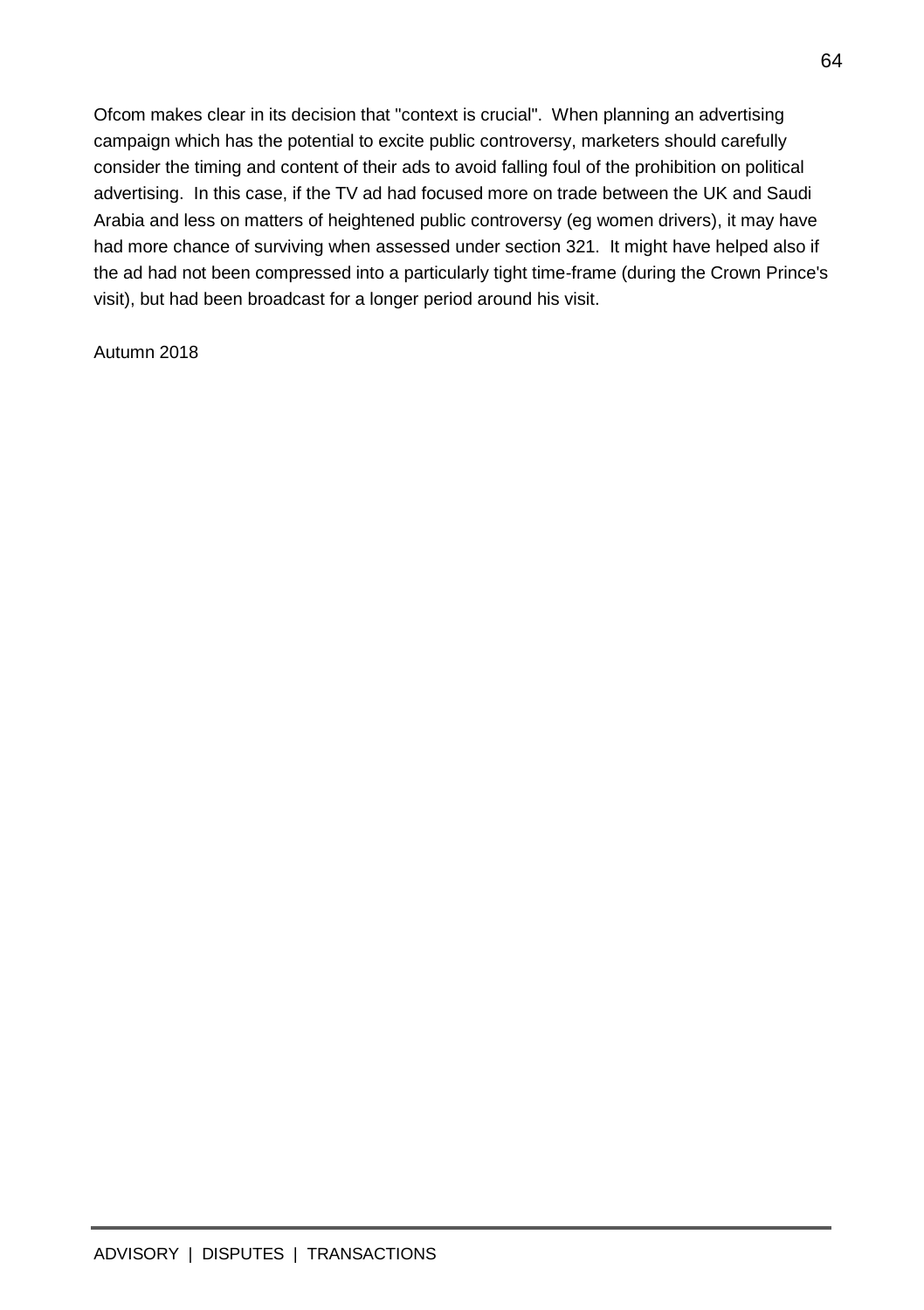Ofcom makes clear in its decision that "context is crucial". When planning an advertising campaign which has the potential to excite public controversy, marketers should carefully consider the timing and content of their ads to avoid falling foul of the prohibition on political advertising. In this case, if the TV ad had focused more on trade between the UK and Saudi Arabia and less on matters of heightened public controversy (eg women drivers), it may have had more chance of surviving when assessed under section 321. It might have helped also if the ad had not been compressed into a particularly tight time-frame (during the Crown Prince's visit), but had been broadcast for a longer period around his visit.

Autumn 2018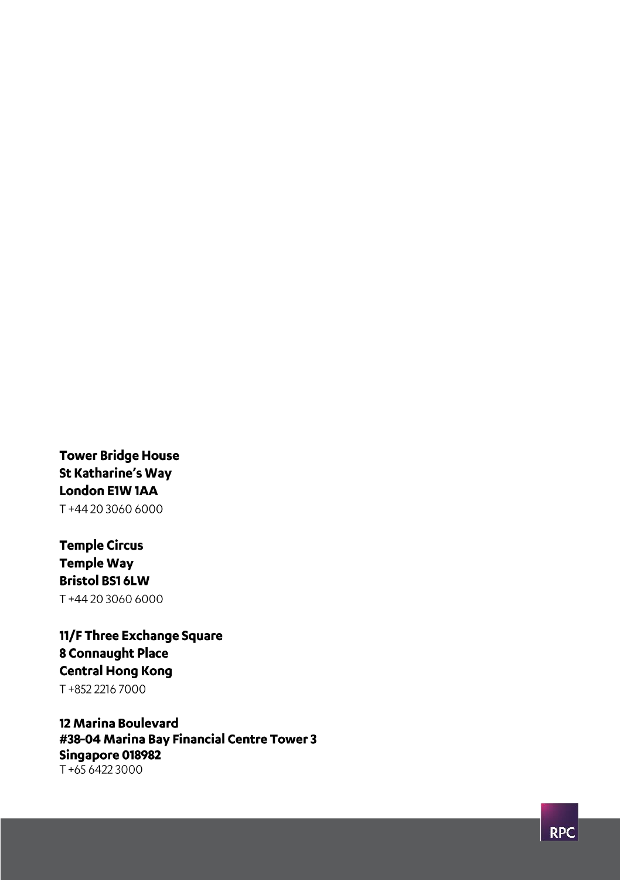**Tower Bridge House**
**St Katharine's Way**
**London E1W 1AA**
T +44 20 3060 6000

**Temple Circus**
**Temple Way**
**Bristol BS1 6LW**
T +44 20 3060 6000

**11/F Three Exchange Square**
**8 Connaught Place**
**Central Hong Kong**
T +852 2216 7000

**12 Marina Boulevard**
**#38-04 Marina Bay Financial Centre Tower 3**
**Singapore 018982**
T +65 6422 3000

RPC